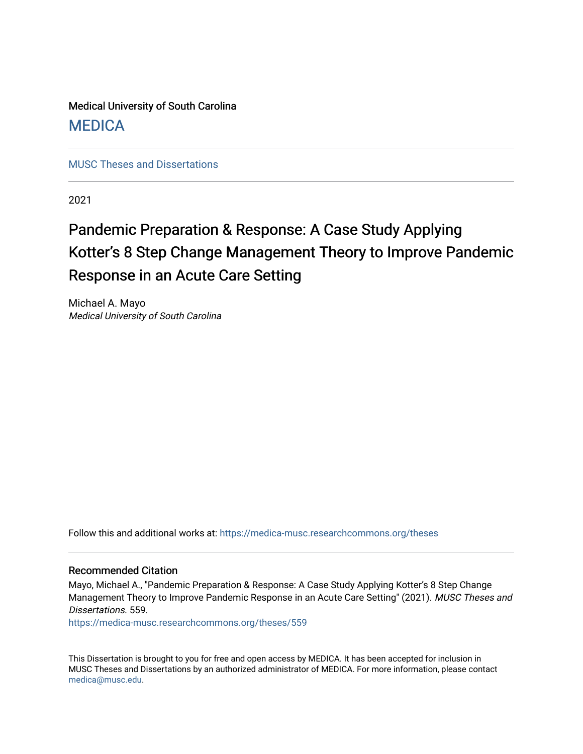Medical University of South Carolina

MEDICA

MUSC Theses and Dissertations

2021

# Pandemic Preparation & Response: A Case Study Applying Kotter's 8 Step Change Management Theory to Improve Pandemic Response in an Acute Care Setting

Michael A. Mayo
*Medical University of South Carolina*

Follow this and additional works at: https://medica-musc.researchcommons.org/theses

### Recommended Citation

Mayo, Michael A., "Pandemic Preparation & Response: A Case Study Applying Kotter's 8 Step Change Management Theory to Improve Pandemic Response in an Acute Care Setting" (2021). *MUSC Theses and Dissertations*. 559.
https://medica-musc.researchcommons.org/theses/559

This Dissertation is brought to you for free and open access by MEDICA. It has been accepted for inclusion in MUSC Theses and Dissertations by an authorized administrator of MEDICA. For more information, please contact medica@musc.edu.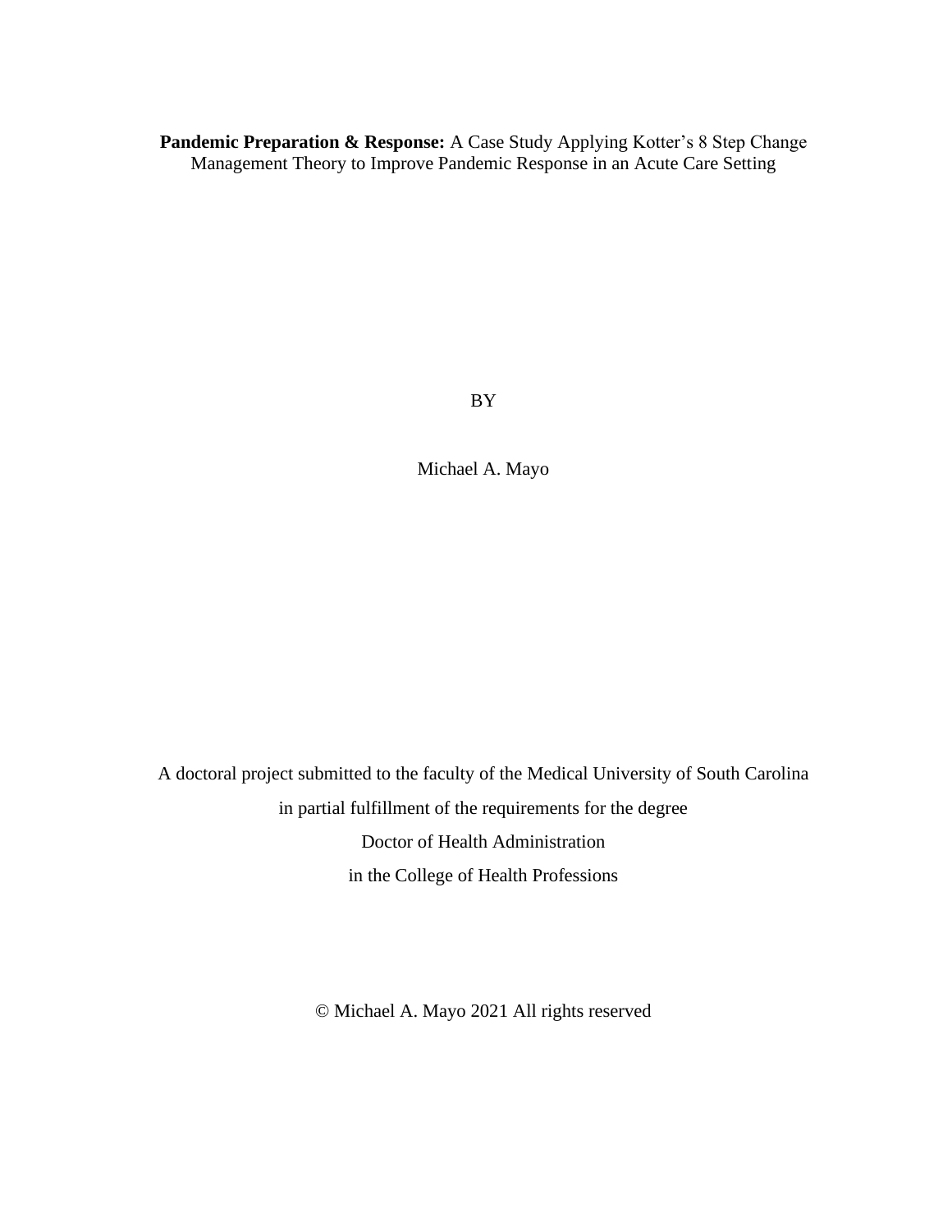**Pandemic Preparation & Response:** A Case Study Applying Kotter's 8 Step Change Management Theory to Improve Pandemic Response in an Acute Care Setting

BY

Michael A. Mayo

A doctoral project submitted to the faculty of the Medical University of South Carolina

in partial fulfillment of the requirements for the degree

Doctor of Health Administration

in the College of Health Professions

© Michael A. Mayo 2021 All rights reserved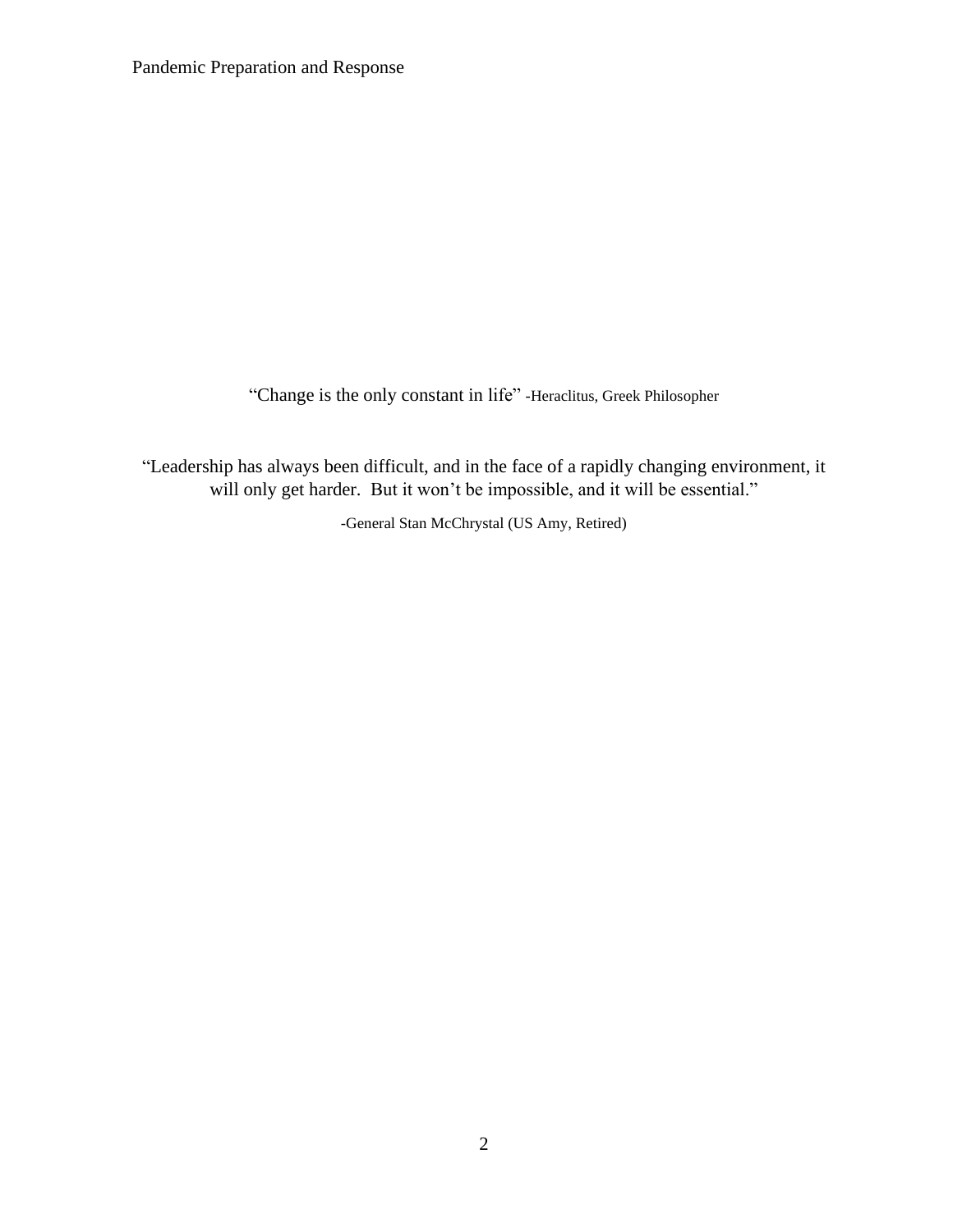"Change is the only constant in life" -Heraclitus, Greek Philosopher

"Leadership has always been difficult, and in the face of a rapidly changing environment, it will only get harder. But it won't be impossible, and it will be essential."

-General Stan McChrystal (US Amy, Retired)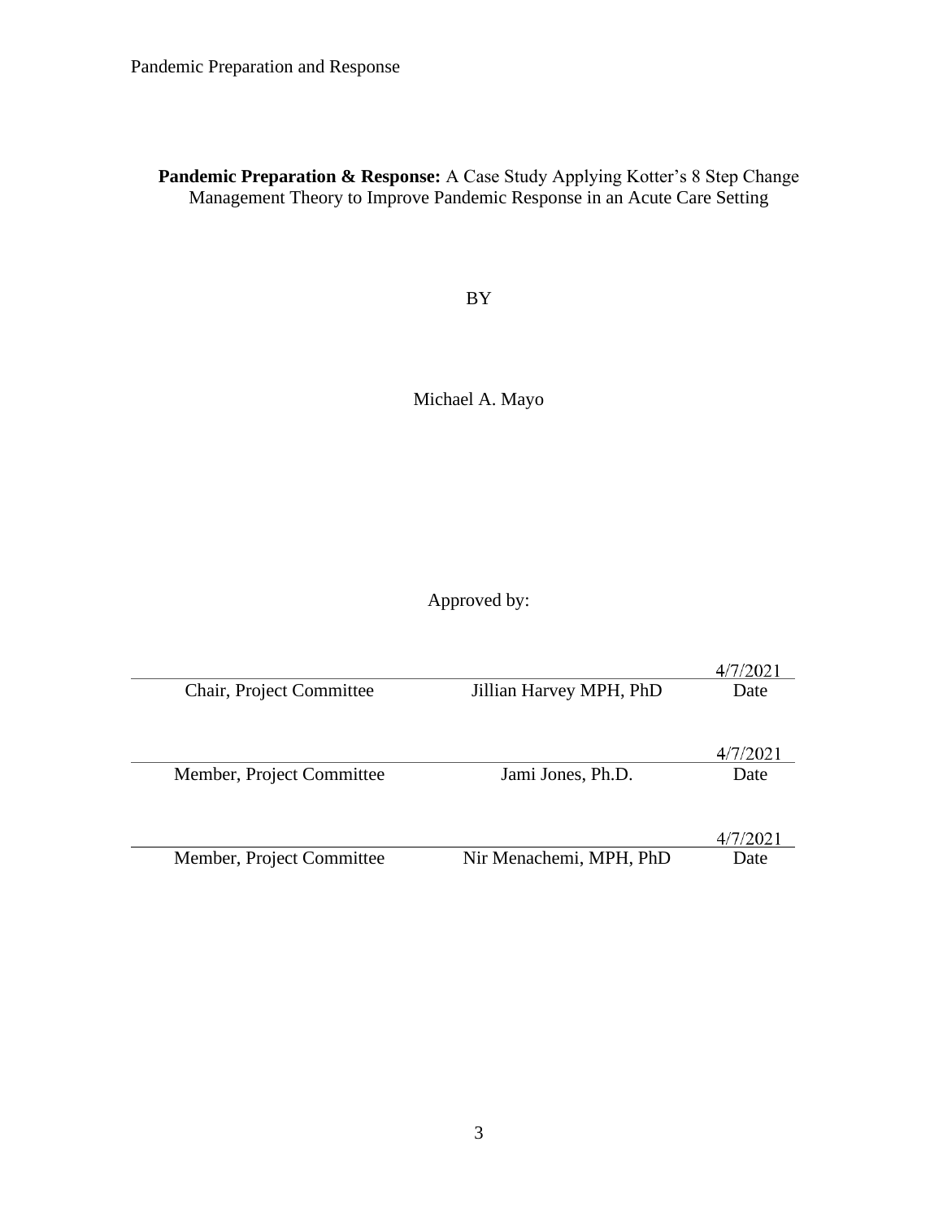**Pandemic Preparation & Response:** A Case Study Applying Kotter's 8 Step Change Management Theory to Improve Pandemic Response in an Acute Care Setting

BY

Michael A. Mayo

Approved by:

| | | |
|---|---|---|
| | | 4/7/2021 |
| Chair, Project Committee | Jillian Harvey MPH, PhD | Date |
| | | 4/7/2021 |
| Member, Project Committee | Jami Jones, Ph.D. | Date |
| | | 4/7/2021 |
| Member, Project Committee | Nir Menachemi, MPH, PhD | Date |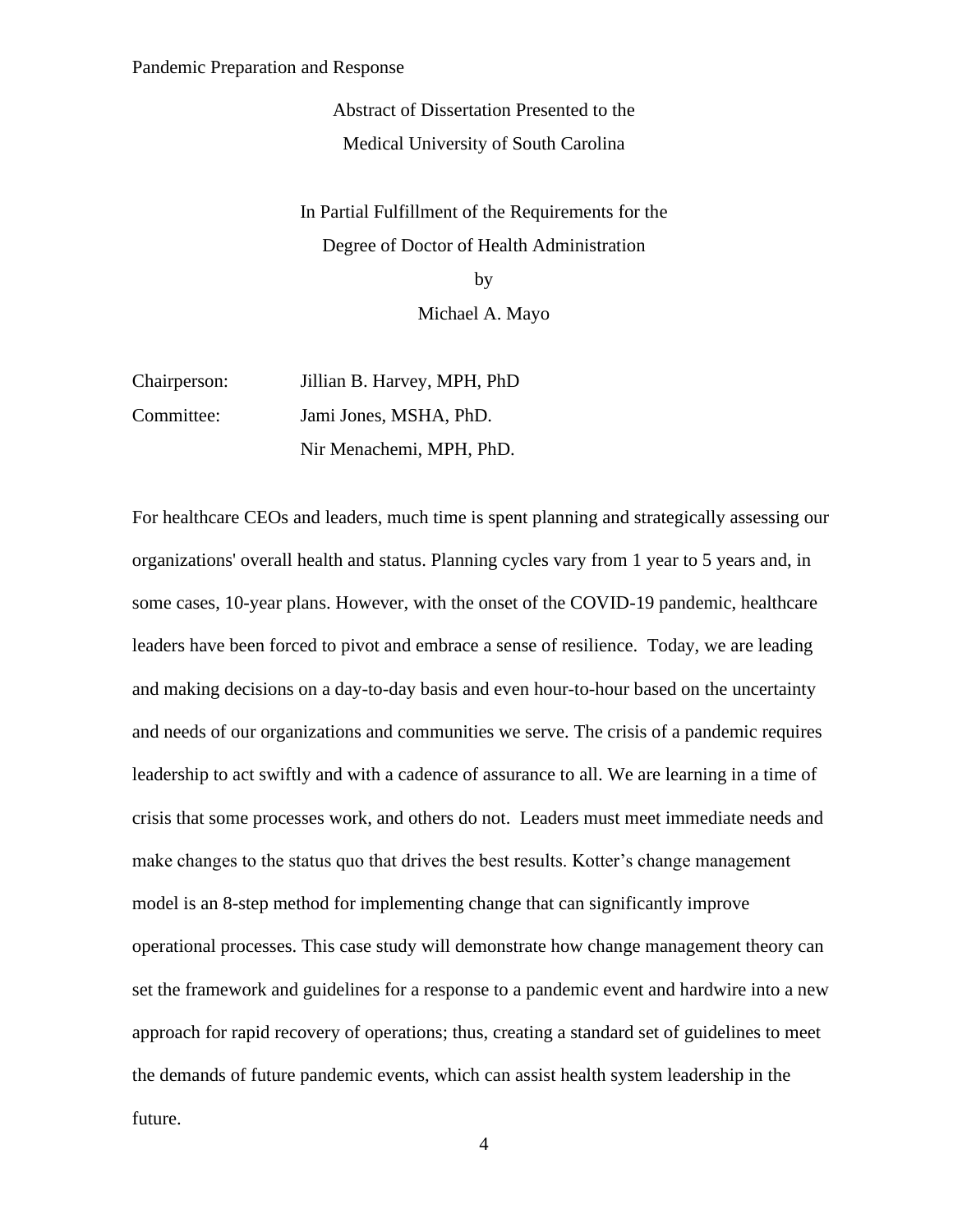Abstract of Dissertation Presented to the
Medical University South Carolina

In Partial Fulfillment of the Requirements for the
Degree of Doctor of Health Administration
by
Michael A. Mayo

| | |
|---|---|
| Chairperson: | Jillian B. Harvey, MPH, PhD |
| Committee: | Jami Jones, MSHA, PhD. |
| | Nir Menachemi, MPH, PhD. |

For healthcare CEOs and leaders, much time is spent planning and strategically assessing our organizations' overall health and status. Planning cycles vary from 1 year to 5 years and, in some cases, 10-year plans. However, with the onset of the COVID-19 pandemic, healthcare leaders have been forced to pivot and embrace a sense of resilience. Today, we are leading and making decisions on a day-to-day basis and even hour-to-hour based on the uncertainty and needs of our organizations and communities we serve. The crisis of a pandemic requires leadership to act swiftly and with a cadence of assurance to all. We are learning in a time of crisis that some processes work, and others do not. Leaders must meet immediate needs and make changes to the status quo that drives the best results. Kotter's change management model is an 8-step method for implementing change that can significantly improve operational processes. This case study will demonstrate how change management theory can set the framework and guidelines for a response to a pandemic event and hardwire into a new approach for rapid recovery of operations; thus, creating a standard set of guidelines to meet the demands of future pandemic events, which can assist health system leadership in the future.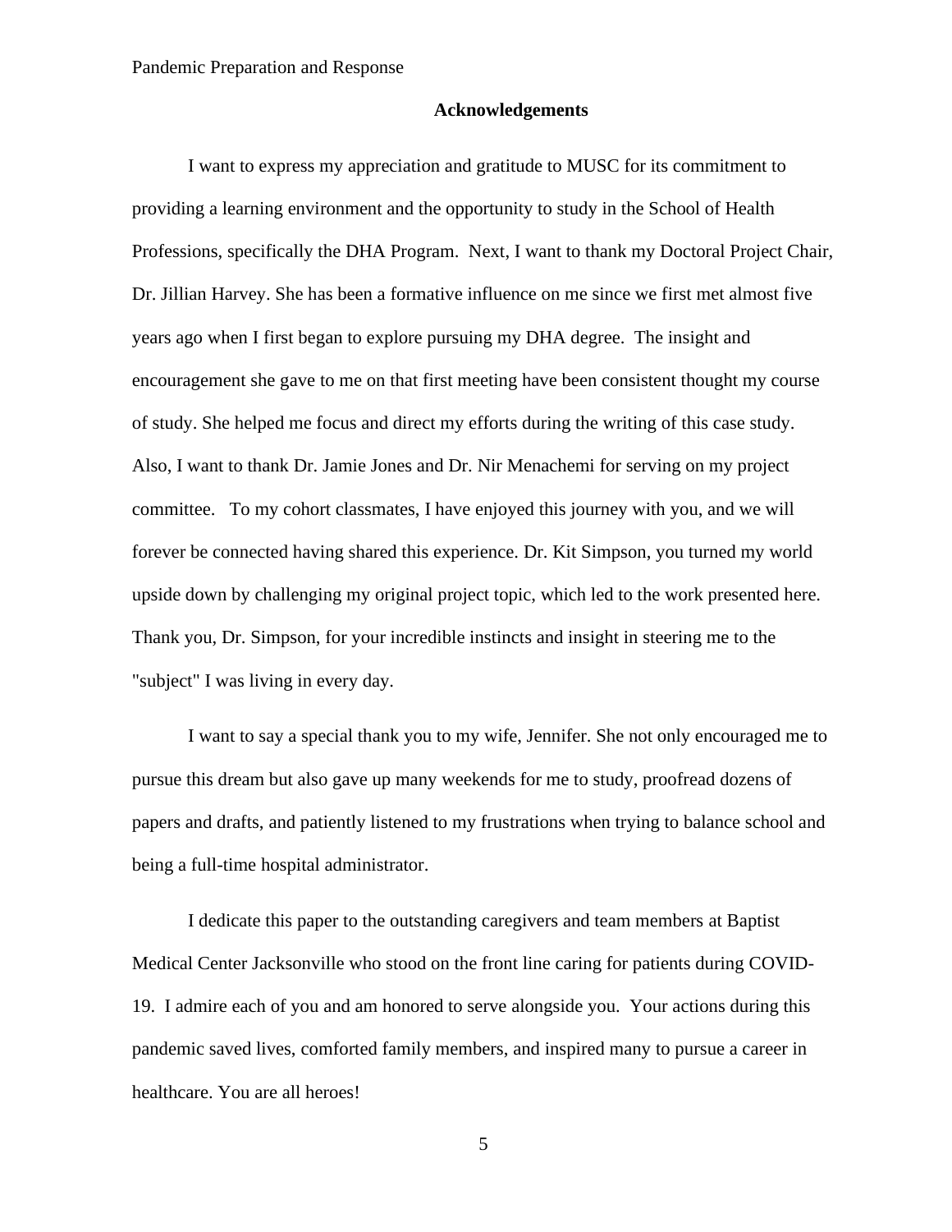## Acknowledgements

I want to express my appreciation and gratitude to MUSC for its commitment to providing a learning environment and the opportunity to study in the School of Health Professions, specifically the DHA Program. Next, I want to thank my Doctoral Project Chair, Dr. Jillian Harvey. She has been a formative influence on me since we first met almost five years ago when I first began to explore pursuing my DHA degree. The insight and encouragement she gave to me on that first meeting have been consistent thought my course of study. She helped me focus and direct my efforts during the writing of this case study. Also, I want to thank Dr. Jamie Jones and Dr. Nir Menachemi for serving on my project committee. To my cohort classmates, I have enjoyed this journey with you, and we will forever be connected having shared this experience. Dr. Kit Simpson, you turned my world upside down by challenging my original project topic, which led to the work presented here. Thank you, Dr. Simpson, for your incredible instincts and insight in steering me to the "subject" I was living in every day.

I want to say a special thank you to my wife, Jennifer. She not only encouraged me to pursue this dream but also gave up many weekends for me to study, proofread dozens of papers and drafts, and patiently listened to my frustrations when trying to balance school and being a full-time hospital administrator.

I dedicate this paper to the outstanding caregivers and team members at Baptist Medical Center Jacksonville who stood on the front line caring for patients during COVID-19. I admire each of you and am honored to serve alongside you. Your actions during this pandemic saved lives, comforted family members, and inspired many to pursue a career in healthcare. You are all heroes!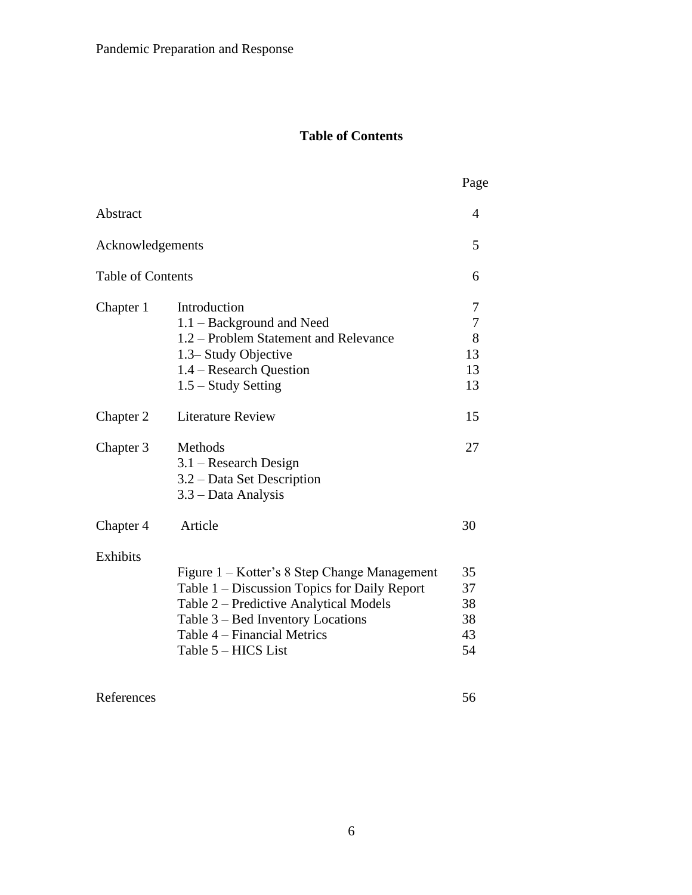## Table of Contents

| | | Page |
|---|---|---|
| Abstract | | 4 |
| Acknowledgements | | 5 |
| Table of Contents | | 6 |
| Chapter 1 | Introduction | 7 |
| | 1.1 – Background and Need | 7 |
| | 1.2 – Problem Statement and Relevance | 8 |
| | 1.3– Study Objective | 13 |
| | 1.4 – Research Question | 13 |
| | 1.5 – Study Setting | 13 |
| Chapter 2 | Literature Review | 15 |
| Chapter 3 | Methods | 27 |
| | 3.1 – Research Design | |
| | 3.2 – Data Set Description | |
| | 3.3 – Data Analysis | |
| Chapter 4 | Article | 30 |
| Exhibits | | |
| | Figure 1 – Kotter's 8 Step Change Management | 35 |
| | Table 1 – Discussion Topics for Daily Report | 37 |
| | Table 2 – Predictive Analytical Models | 38 |
| | Table 3 – Bed Inventory Locations | 38 |
| | Table 4 – Financial Metrics | 43 |
| | Table 5 – HICS List | 54 |
| References | | 56 |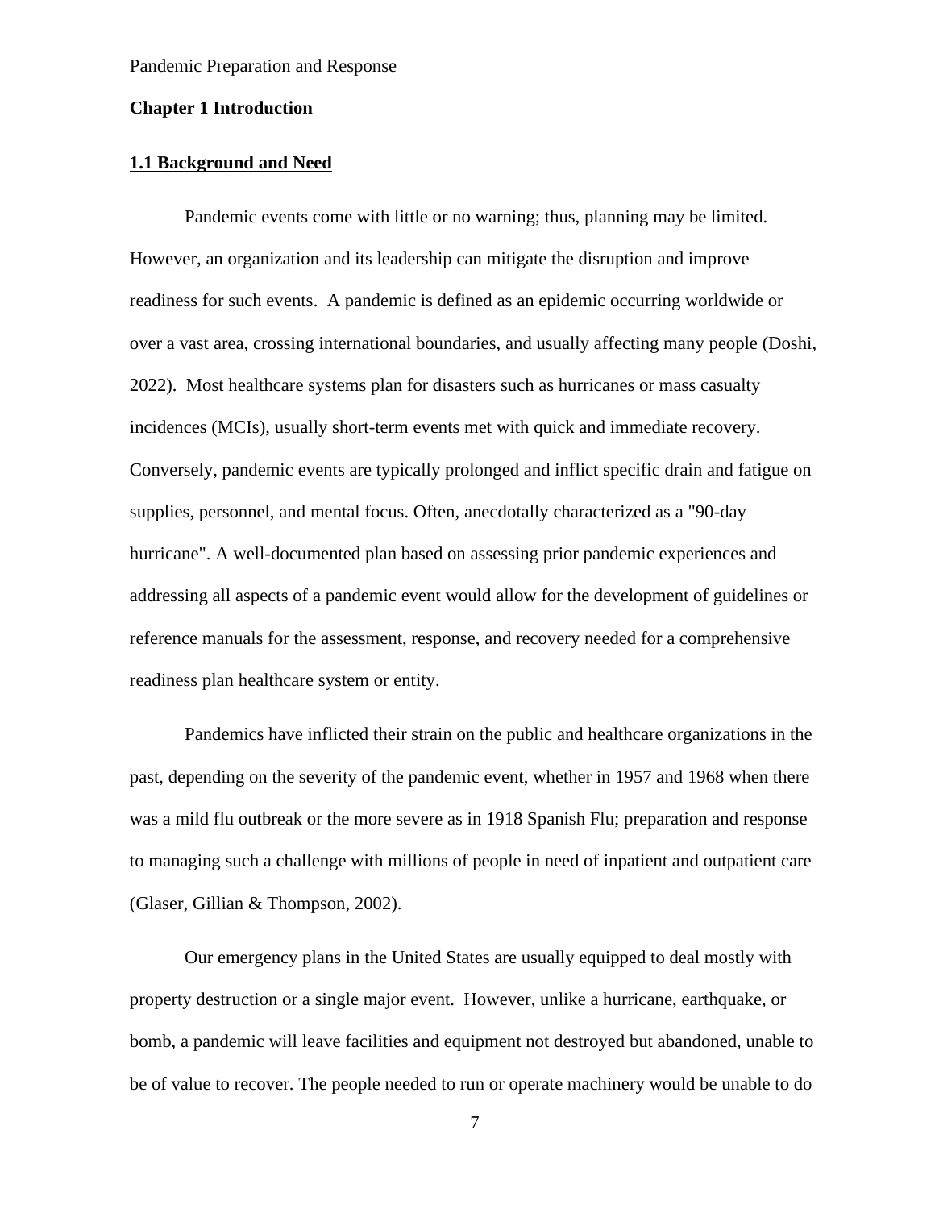## Chapter 1 Introduction

### 1.1 Background and Need

Pandemic events come with little or no warning; thus, planning may be limited. However, an organization and its leadership can mitigate the disruption and improve readiness for such events. A pandemic is defined as an epidemic occurring worldwide or over a vast area, crossing international boundaries, and usually affecting many people (Doshi, 2022). Most healthcare systems plan for disasters such as hurricanes or mass casualty incidences (MCIs), usually short-term events met with quick and immediate recovery. Conversely, pandemic events are typically prolonged and inflict specific drain and fatigue on supplies, personnel, and mental focus. Often, anecdotally characterized as a "90-day hurricane". A well-documented plan based on assessing prior pandemic experiences and addressing all aspects of a pandemic event would allow for the development of guidelines or reference manuals for the assessment, response, and recovery needed for a comprehensive readiness plan healthcare system or entity.

Pandemics have inflicted their strain on the public and healthcare organizations in the past, depending on the severity of the pandemic event, whether in 1957 and 1968 when there was a mild flu outbreak or the more severe as in 1918 Spanish Flu; preparation and response to managing such a challenge with millions of people in need of inpatient and outpatient care (Glaser, Gillian & Thompson, 2002).

Our emergency plans in the United States are usually equipped to deal mostly with property destruction or a single major event. However, unlike a hurricane, earthquake, or bomb, a pandemic will leave facilities and equipment not destroyed but abandoned, unable to be of value to recover. The people needed to run or operate machinery would be unable to do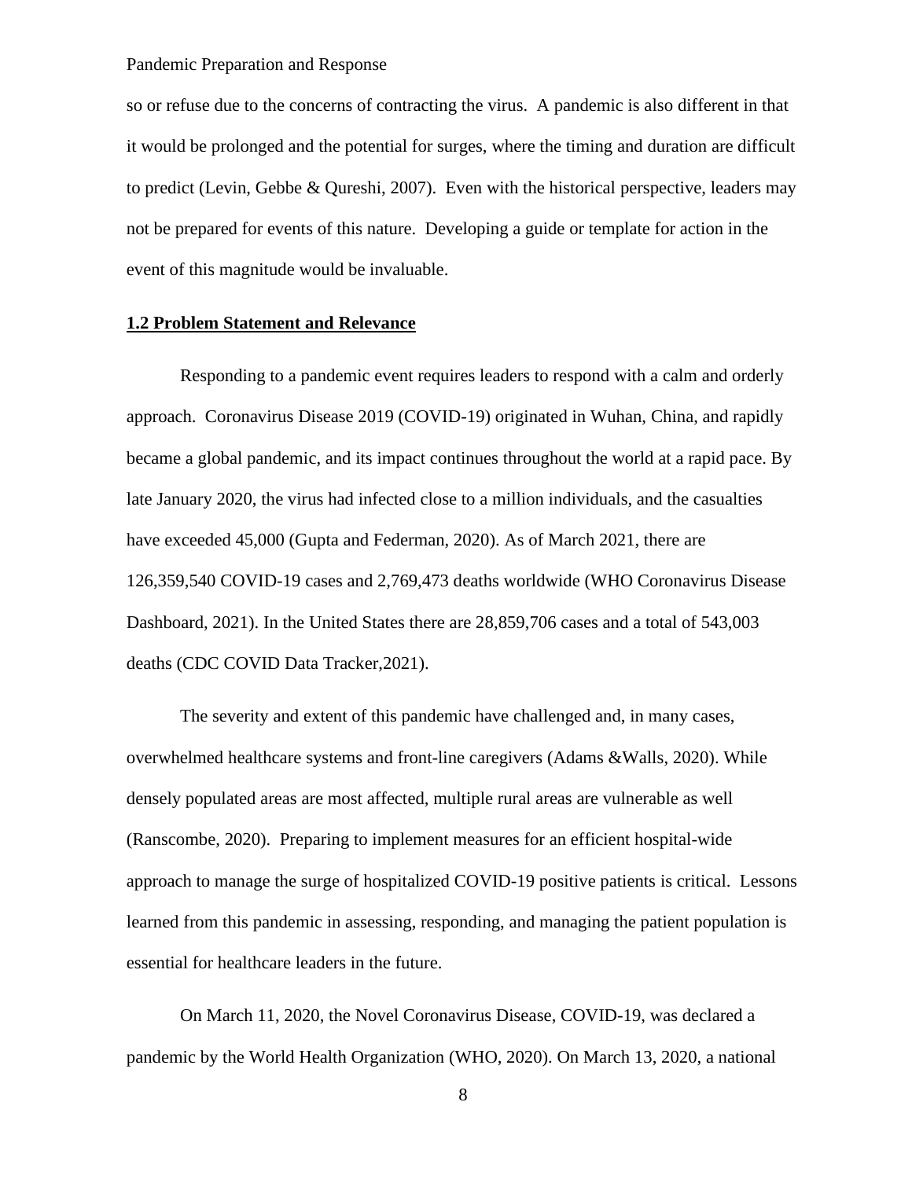so or refuse due to the concerns of contracting the virus. A pandemic is also different in that it would be prolonged and the potential for surges, where the timing and duration are difficult to predict (Levin, Gebbe & Qureshi, 2007). Even with the historical perspective, leaders may not be prepared for events of this nature. Developing a guide or template for action in the event of this magnitude would be invaluable.

## 1.2 Problem Statement and Relevance

Responding to a pandemic event requires leaders to respond with a calm and orderly approach. Coronavirus Disease 2019 (COVID-19) originated in Wuhan, China, and rapidly became a global pandemic, and its impact continues throughout the world at a rapid pace. By late January 2020, the virus had infected close to a million individuals, and the casualties have exceeded 45,000 (Gupta and Federman, 2020). As of March 2021, there are 126,359,540 COVID-19 cases and 2,769,473 deaths worldwide (WHO Coronavirus Disease Dashboard, 2021). In the United States there are 28,859,706 cases and a total of 543,003 deaths (CDC COVID Data Tracker,2021).

The severity and extent of this pandemic have challenged and, in many cases, overwhelmed healthcare systems and front-line caregivers (Adams &Walls, 2020). While densely populated areas are most affected, multiple rural areas are vulnerable as well (Ranscombe, 2020). Preparing to implement measures for an efficient hospital-wide approach to manage the surge of hospitalized COVID-19 positive patients is critical. Lessons learned from this pandemic in assessing, responding, and managing the patient population is essential for healthcare leaders in the future.

On March 11, 2020, the Novel Coronavirus Disease, COVID-19, was declared a pandemic by the World Health Organization (WHO, 2020). On March 13, 2020, a national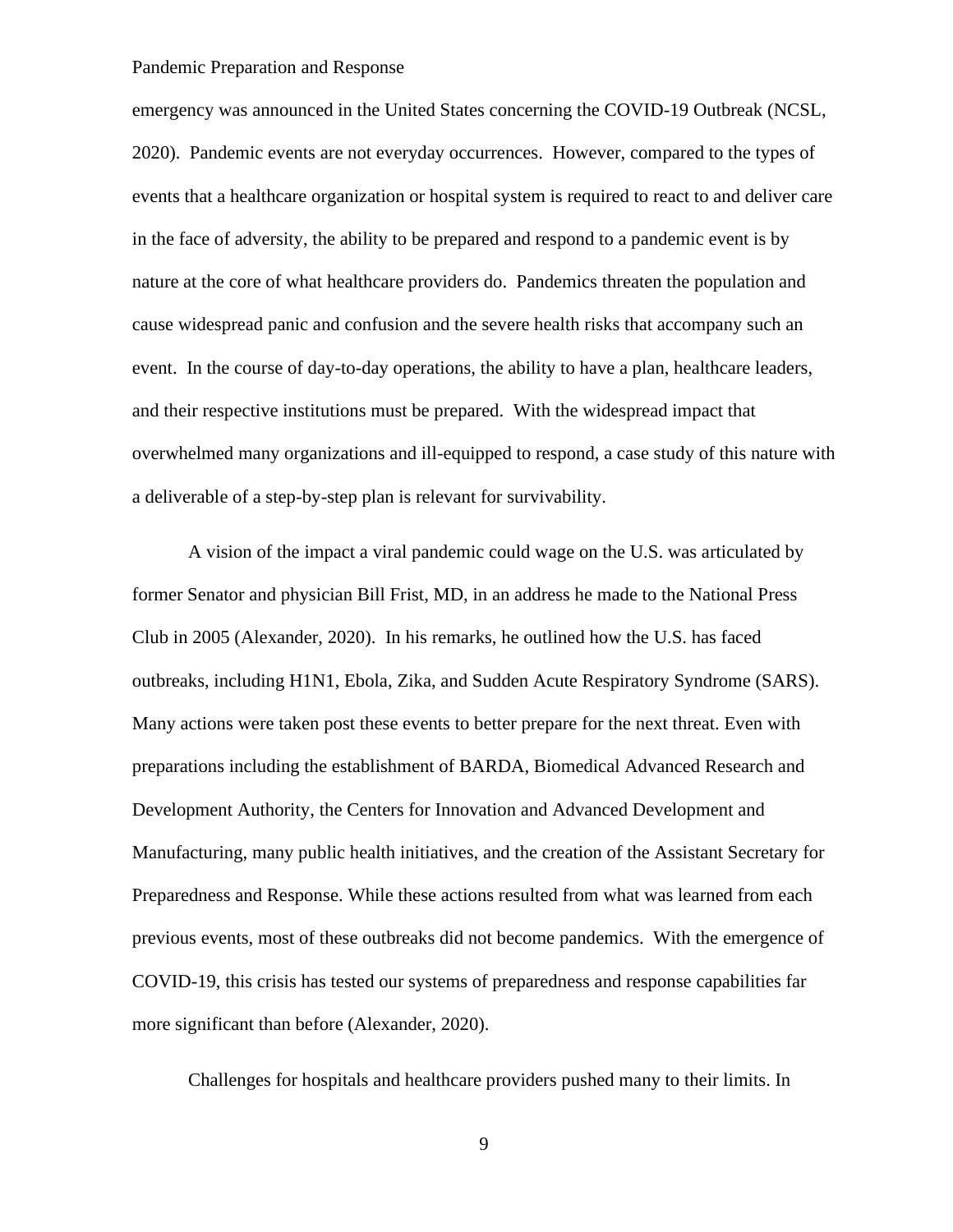emergency was announced in the United States concerning the COVID-19 Outbreak (NCSL, 2020). Pandemic events are not everyday occurrences. However, compared to the types of events that a healthcare organization or hospital system is required to react to and deliver care in the face of adversity, the ability to be prepared and respond to a pandemic event is by nature at the core of what healthcare providers do. Pandemics threaten the population and cause widespread panic and confusion and the severe health risks that accompany such an event. In the course of day-to-day operations, the ability to have a plan, healthcare leaders, and their respective institutions must be prepared. With the widespread impact that overwhelmed many organizations and ill-equipped to respond, a case study of this nature with a deliverable of a step-by-step plan is relevant for survivability.

A vision of the impact a viral pandemic could wage on the U.S. was articulated by former Senator and physician Bill Frist, MD, in an address he made to the National Press Club in 2005 (Alexander, 2020). In his remarks, he outlined how the U.S. has faced outbreaks, including H1N1, Ebola, Zika, and Sudden Acute Respiratory Syndrome (SARS). Many actions were taken post these events to better prepare for the next threat. Even with preparations including the establishment of BARDA, Biomedical Advanced Research and Development Authority, the Centers for Innovation and Advanced Development and Manufacturing, many public health initiatives, and the creation of the Assistant Secretary for Preparedness and Response. While these actions resulted from what was learned from each previous events, most of these outbreaks did not become pandemics. With the emergence of COVID-19, this crisis has tested our systems of preparedness and response capabilities far more significant than before (Alexander, 2020).

Challenges for hospitals and healthcare providers pushed many to their limits. In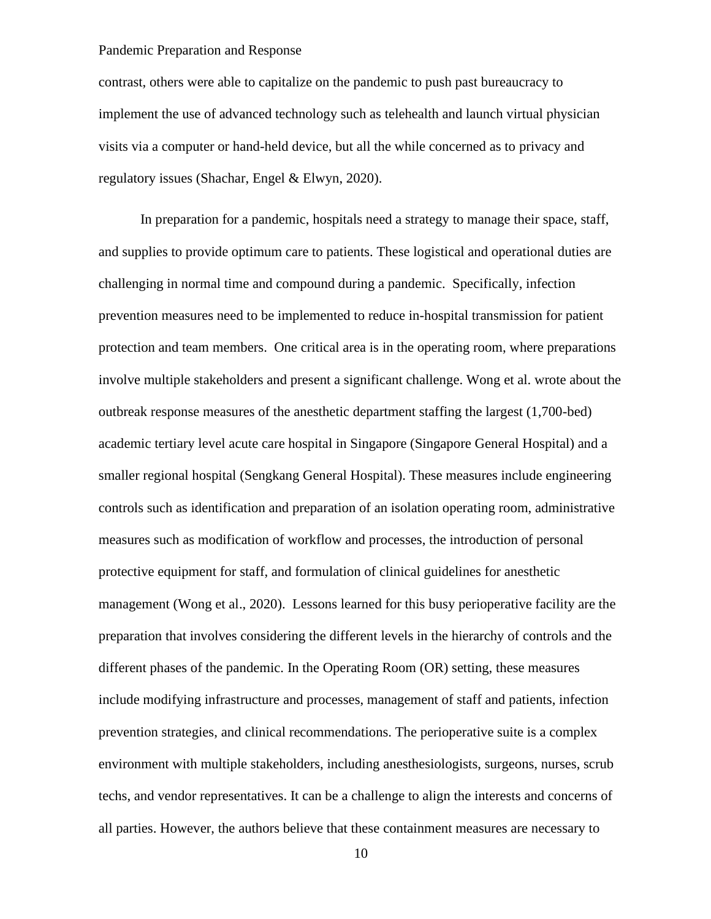contrast, others were able to capitalize on the pandemic to push past bureaucracy to implement the use of advanced technology such as telehealth and launch virtual physician visits via a computer or hand-held device, but all the while concerned as to privacy and regulatory issues (Shachar, Engel & Elwyn, 2020).

In preparation for a pandemic, hospitals need a strategy to manage their space, staff, and supplies to provide optimum care to patients. These logistical and operational duties are challenging in normal time and compound during a pandemic. Specifically, infection prevention measures need to be implemented to reduce in-hospital transmission for patient protection and team members. One critical area is in the operating room, where preparations involve multiple stakeholders and present a significant challenge. Wong et al. wrote about the outbreak response measures of the anesthetic department staffing the largest (1,700-bed) academic tertiary level acute care hospital in Singapore (Singapore General Hospital) and a smaller regional hospital (Sengkang General Hospital). These measures include engineering controls such as identification and preparation of an isolation operating room, administrative measures such as modification of workflow and processes, the introduction of personal protective equipment for staff, and formulation of clinical guidelines for anesthetic management (Wong et al., 2020). Lessons learned for this busy perioperative facility are the preparation that involves considering the different levels in the hierarchy of controls and the different phases of the pandemic. In the Operating Room (OR) setting, these measures include modifying infrastructure and processes, management of staff and patients, infection prevention strategies, and clinical recommendations. The perioperative suite is a complex environment with multiple stakeholders, including anesthesiologists, surgeons, nurses, scrub techs, and vendor representatives. It can be a challenge to align the interests and concerns of all parties. However, the authors believe that these containment measures are necessary to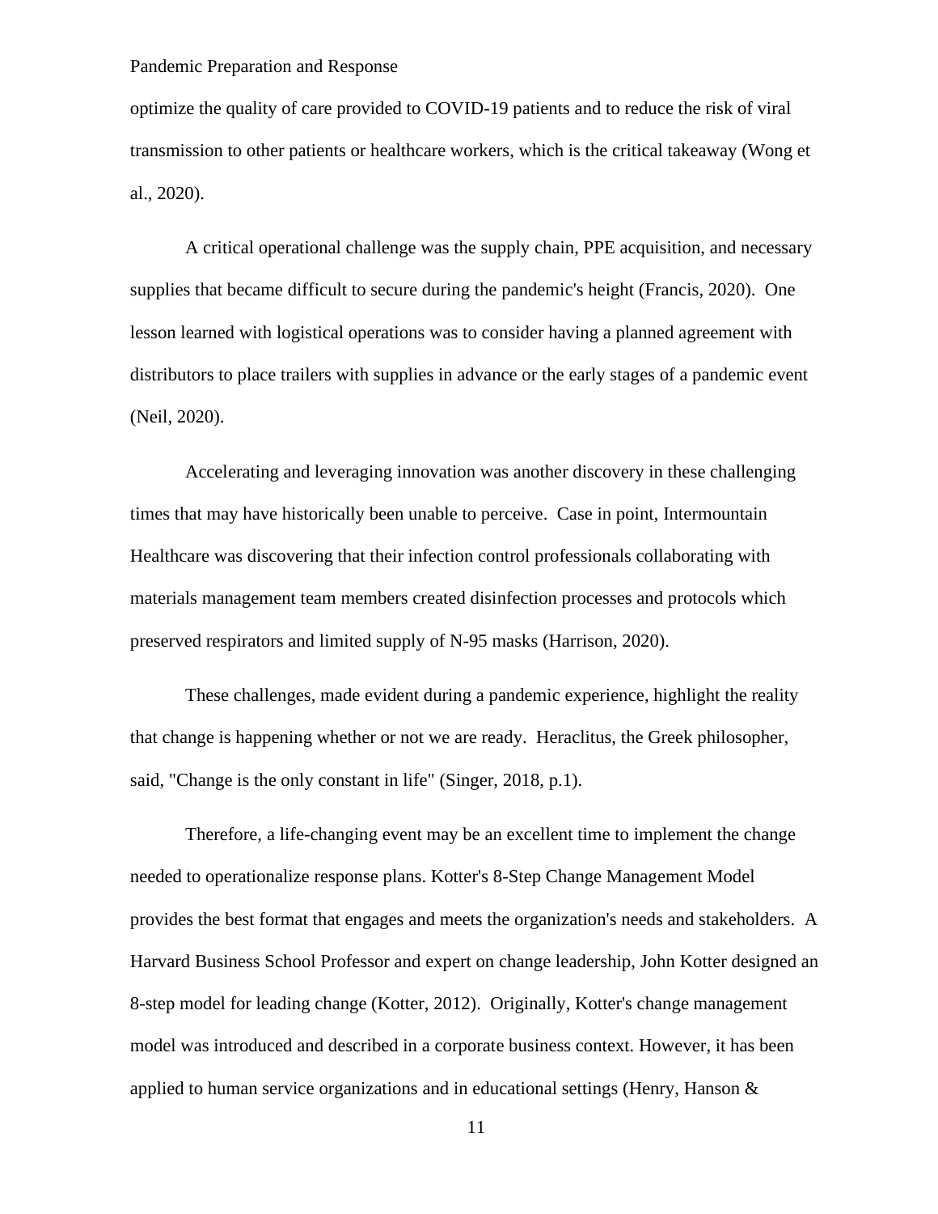optimize the quality of care provided to COVID-19 patients and to reduce the risk of viral transmission to other patients or healthcare workers, which is the critical takeaway (Wong et al., 2020).

A critical operational challenge was the supply chain, PPE acquisition, and necessary supplies that became difficult to secure during the pandemic's height (Francis, 2020). One lesson learned with logistical operations was to consider having a planned agreement with distributors to place trailers with supplies in advance or the early stages of a pandemic event (Neil, 2020).

Accelerating and leveraging innovation was another discovery in these challenging times that may have historically been unable to perceive. Case in point, Intermountain Healthcare was discovering that their infection control professionals collaborating with materials management team members created disinfection processes and protocols which preserved respirators and limited supply of N-95 masks (Harrison, 2020).

These challenges, made evident during a pandemic experience, highlight the reality that change is happening whether or not we are ready. Heraclitus, the Greek philosopher, said, "Change is the only constant in life" (Singer, 2018, p.1).

Therefore, a life-changing event may be an excellent time to implement the change needed to operationalize response plans. Kotter's 8-Step Change Management Model provides the best format that engages and meets the organization's needs and stakeholders. A Harvard Business School Professor and expert on change leadership, John Kotter designed an 8-step model for leading change (Kotter, 2012). Originally, Kotter's change management model was introduced and described in a corporate business context. However, it has been applied to human service organizations and in educational settings (Henry, Hanson &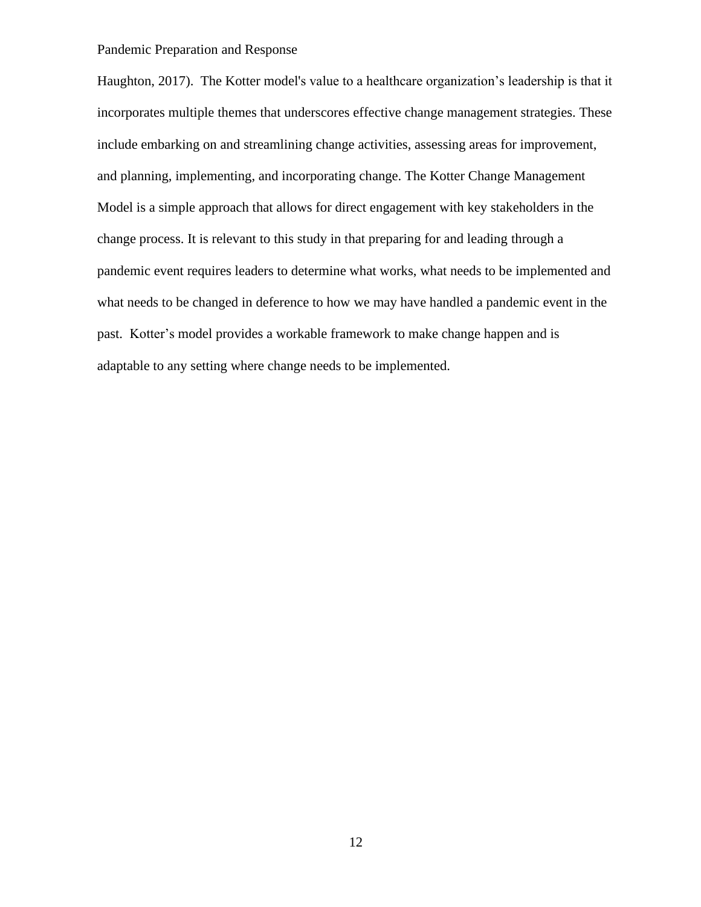Haughton, 2017). The Kotter model's value to a healthcare organization's leadership is that it incorporates multiple themes that underscores effective change management strategies. These include embarking on and streamlining change activities, assessing areas for improvement, and planning, implementing, and incorporating change. The Kotter Change Management Model is a simple approach that allows for direct engagement with key stakeholders in the change process. It is relevant to this study in that preparing for and leading through a pandemic event requires leaders to determine what works, what needs to be implemented and what needs to be changed in deference to how we may have handled a pandemic event in the past. Kotter's model provides a workable framework to make change happen and is adaptable to any setting where change needs to be implemented.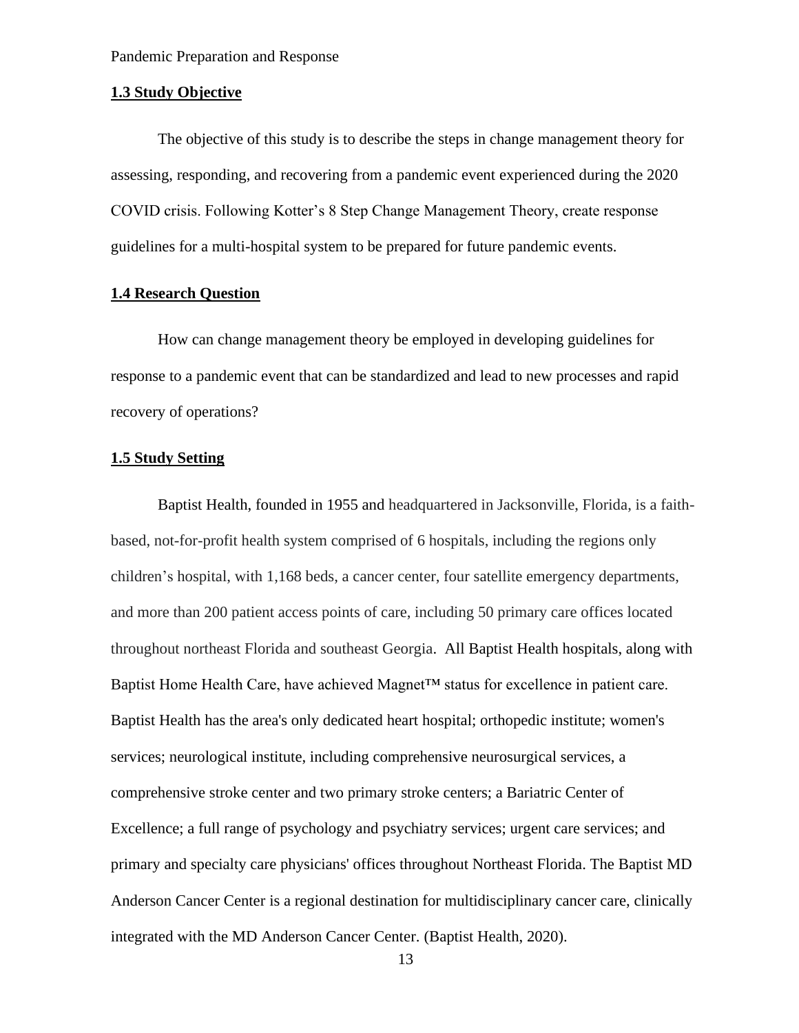### **1.3 Study Objective**

The objective of this study is to describe the steps in change management theory for assessing, responding, and recovering from a pandemic event experienced during the 2020 COVID crisis. Following Kotter's 8 Step Change Management Theory, create response guidelines for a multi-hospital system to be prepared for future pandemic events.

### **1.4 Research Question**

How can change management theory be employed in developing guidelines for response to a pandemic event that can be standardized and lead to new processes and rapid recovery of operations?

### **1.5 Study Setting**

Baptist Health, founded in 1955 and headquartered in Jacksonville, Florida, is a faith-based, not-for-profit health system comprised of 6 hospitals, including the regions only children's hospital, with 1,168 beds, a cancer center, four satellite emergency departments, and more than 200 patient access points of care, including 50 primary care offices located throughout northeast Florida and southeast Georgia. All Baptist Health hospitals, along with Baptist Home Health Care, have achieved Magnet™ status for excellence in patient care. Baptist Health has the area's only dedicated heart hospital; orthopedic institute; women's services; neurological institute, including comprehensive neurosurgical services, a comprehensive stroke center and two primary stroke centers; a Bariatric Center of Excellence; a full range of psychology and psychiatry services; urgent care services; and primary and specialty care physicians' offices throughout Northeast Florida. The Baptist MD Anderson Cancer Center is a regional destination for multidisciplinary cancer care, clinically integrated with the MD Anderson Cancer Center. (Baptist Health, 2020).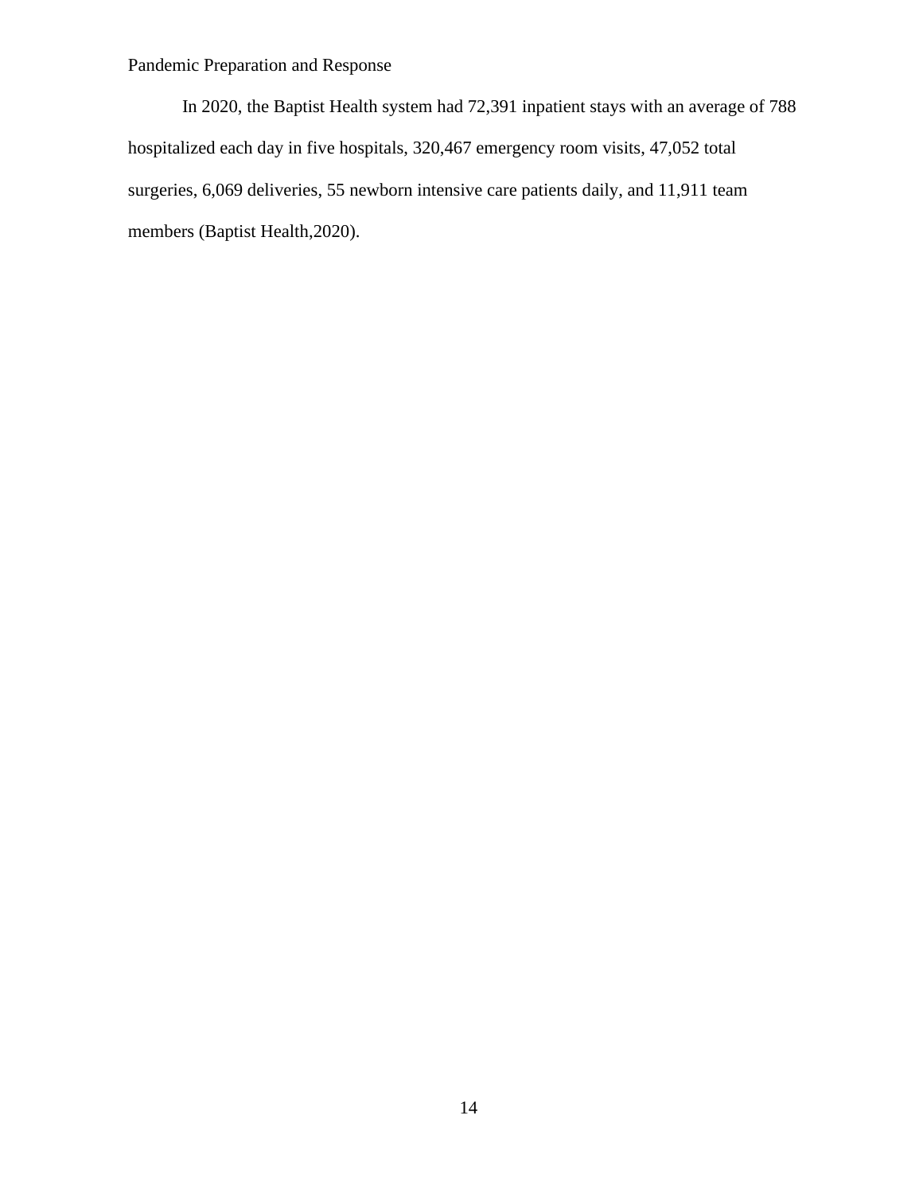In 2020, the Baptist Health system had 72,391 inpatient stays with an average of 788 hospitalized each day in five hospitals, 320,467 emergency room visits, 47,052 total surgeries, 6,069 deliveries, 55 newborn intensive care patients daily, and 11,911 team members (Baptist Health,2020).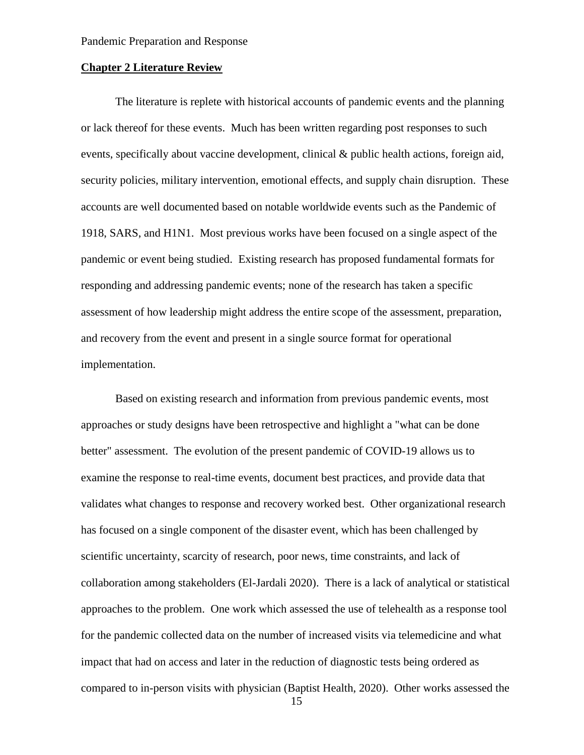## Chapter 2 Literature Review

The literature is replete with historical accounts of pandemic events and the planning or lack thereof for these events. Much has been written regarding post responses to such events, specifically about vaccine development, clinical & public health actions, foreign aid, security policies, military intervention, emotional effects, and supply chain disruption. These accounts are well documented based on notable worldwide events such as the Pandemic of 1918, SARS, and H1N1. Most previous works have been focused on a single aspect of the pandemic or event being studied. Existing research has proposed fundamental formats for responding and addressing pandemic events; none of the research has taken a specific assessment of how leadership might address the entire scope of the assessment, preparation, and recovery from the event and present in a single source format for operational implementation.

Based on existing research and information from previous pandemic events, most approaches or study designs have been retrospective and highlight a "what can be done better" assessment. The evolution of the present pandemic of COVID-19 allows us to examine the response to real-time events, document best practices, and provide data that validates what changes to response and recovery worked best. Other organizational research has focused on a single component of the disaster event, which has been challenged by scientific uncertainty, scarcity of research, poor news, time constraints, and lack of collaboration among stakeholders (El-Jardali 2020). There is a lack of analytical or statistical approaches to the problem. One work which assessed the use of telehealth as a response tool for the pandemic collected data on the number of increased visits via telemedicine and what impact that had on access and later in the reduction of diagnostic tests being ordered as compared to in-person visits with physician (Baptist Health, 2020). Other works assessed the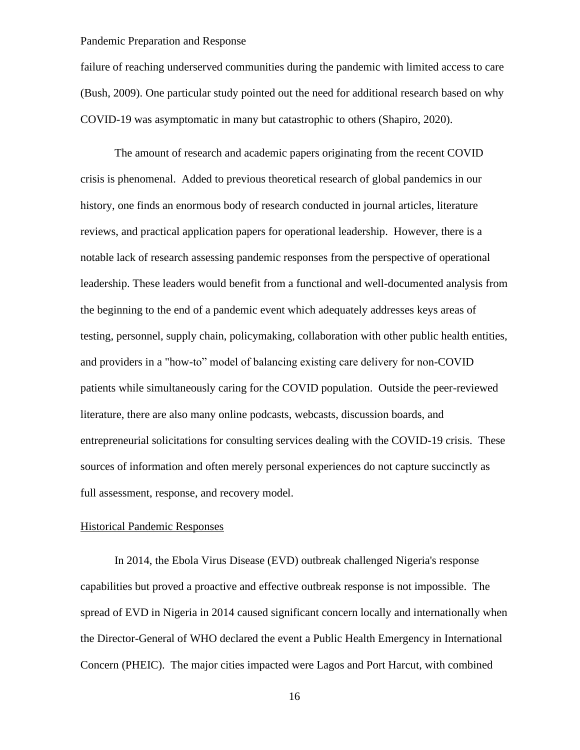failure of reaching underserved communities during the pandemic with limited access to care (Bush, 2009). One particular study pointed out the need for additional research based on why COVID-19 was asymptomatic in many but catastrophic to others (Shapiro, 2020).

The amount of research and academic papers originating from the recent COVID crisis is phenomenal. Added to previous theoretical research of global pandemics in our history, one finds an enormous body of research conducted in journal articles, literature reviews, and practical application papers for operational leadership. However, there is a notable lack of research assessing pandemic responses from the perspective of operational leadership. These leaders would benefit from a functional and well-documented analysis from the beginning to the end of a pandemic event which adequately addresses keys areas of testing, personnel, supply chain, policymaking, collaboration with other public health entities, and providers in a "how-to" model of balancing existing care delivery for non-COVID patients while simultaneously caring for the COVID population. Outside the peer-reviewed literature, there are also many online podcasts, webcasts, discussion boards, and entrepreneurial solicitations for consulting services dealing with the COVID-19 crisis. These sources of information and often merely personal experiences do not capture succinctly as full assessment, response, and recovery model.

<u>Historical Pandemic Responses</u>

In 2014, the Ebola Virus Disease (EVD) outbreak challenged Nigeria's response capabilities but proved a proactive and effective outbreak response is not impossible. The spread of EVD in Nigeria in 2014 caused significant concern locally and internationally when the Director-General of WHO declared the event a Public Health Emergency in International Concern (PHEIC). The major cities impacted were Lagos and Port Harcut, with combined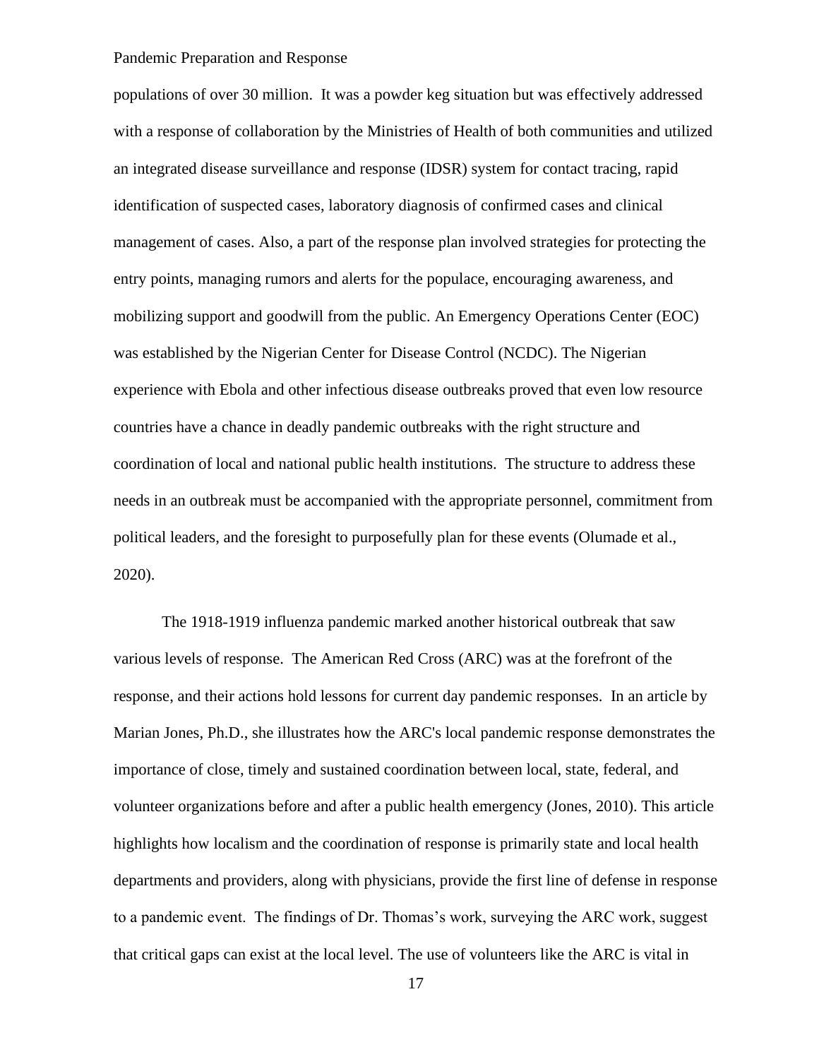populations of over 30 million. It was a powder keg situation but was effectively addressed with a response of collaboration by the Ministries of Health of both communities and utilized an integrated disease surveillance and response (IDSR) system for contact tracing, rapid identification of suspected cases, laboratory diagnosis of confirmed cases and clinical management of cases. Also, a part of the response plan involved strategies for protecting the entry points, managing rumors and alerts for the populace, encouraging awareness, and mobilizing support and goodwill from the public. An Emergency Operations Center (EOC) was established by the Nigerian Center for Disease Control (NCDC). The Nigerian experience with Ebola and other infectious disease outbreaks proved that even low resource countries have a chance in deadly pandemic outbreaks with the right structure and coordination of local and national public health institutions. The structure to address these needs in an outbreak must be accompanied with the appropriate personnel, commitment from political leaders, and the foresight to purposefully plan for these events (Olumade et al., 2020).

The 1918-1919 influenza pandemic marked another historical outbreak that saw various levels of response. The American Red Cross (ARC) was at the forefront of the response, and their actions hold lessons for current day pandemic responses. In an article by Marian Jones, Ph.D., she illustrates how the ARC's local pandemic response demonstrates the importance of close, timely and sustained coordination between local, state, federal, and volunteer organizations before and after a public health emergency (Jones, 2010). This article highlights how localism and the coordination of response is primarily state and local health departments and providers, along with physicians, provide the first line of defense in response to a pandemic event. The findings of Dr. Thomas's work, surveying the ARC work, suggest that critical gaps can exist at the local level. The use of volunteers like the ARC is vital in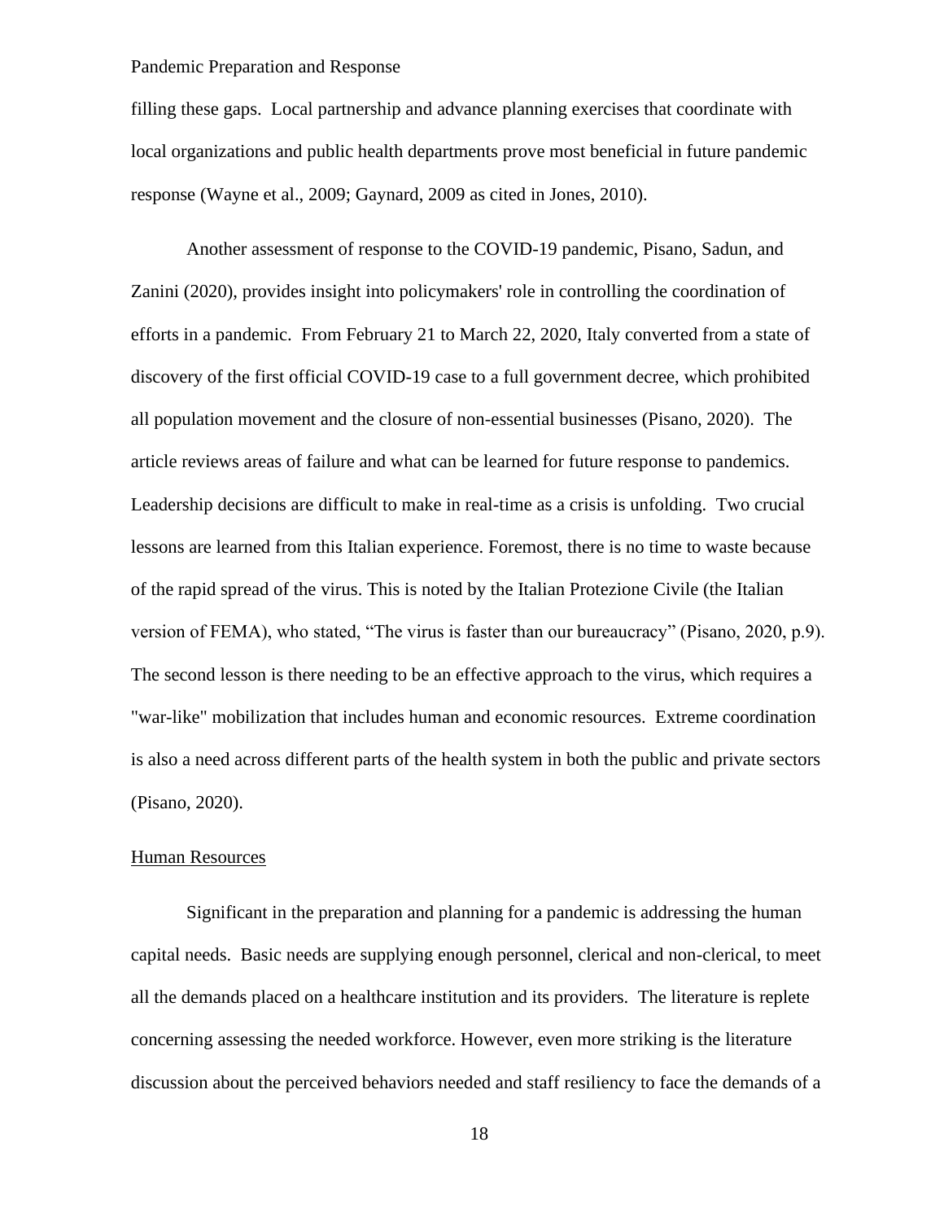filling these gaps. Local partnership and advance planning exercises that coordinate with local organizations and public health departments prove most beneficial in future pandemic response (Wayne et al., 2009; Gaynard, 2009 as cited in Jones, 2010).

Another assessment of response to the COVID-19 pandemic, Pisano, Sadun, and Zanini (2020), provides insight into policymakers' role in controlling the coordination of efforts in a pandemic. From February 21 to March 22, 2020, Italy converted from a state of discovery of the first official COVID-19 case to a full government decree, which prohibited all population movement and the closure of non-essential businesses (Pisano, 2020). The article reviews areas of failure and what can be learned for future response to pandemics. Leadership decisions are difficult to make in real-time as a crisis is unfolding. Two crucial lessons are learned from this Italian experience. Foremost, there is no time to waste because of the rapid spread of the virus. This is noted by the Italian Protezione Civile (the Italian version of FEMA), who stated, "The virus is faster than our bureaucracy" (Pisano, 2020, p.9). The second lesson is there needing to be an effective approach to the virus, which requires a "war-like" mobilization that includes human and economic resources. Extreme coordination is also a need across different parts of the health system in both the public and private sectors (Pisano, 2020).

<u>Human Resources</u>

Significant in the preparation and planning for a pandemic is addressing the human capital needs. Basic needs are supplying enough personnel, clerical and non-clerical, to meet all the demands placed on a healthcare institution and its providers. The literature is replete concerning assessing the needed workforce. However, even more striking is the literature discussion about the perceived behaviors needed and staff resiliency to face the demands of a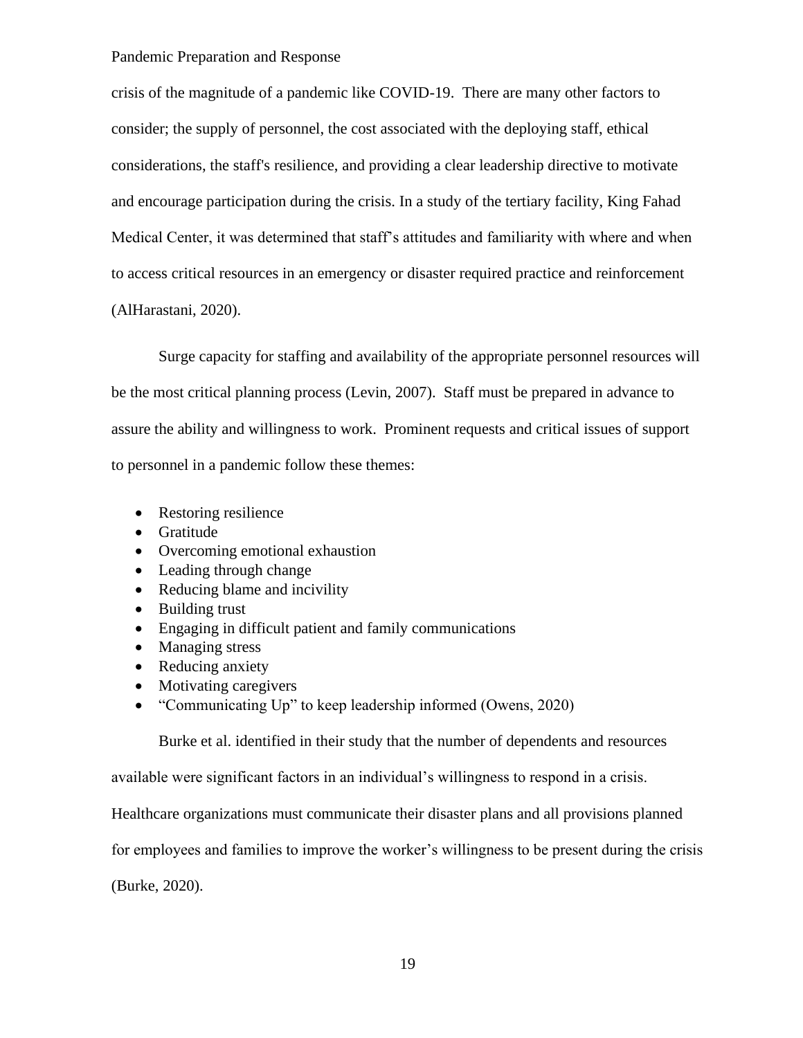crisis of the magnitude of a pandemic like COVID-19. There are many other factors to consider; the supply of personnel, the cost associated with the deploying staff, ethical considerations, the staff's resilience, and providing a clear leadership directive to motivate and encourage participation during the crisis. In a study of the tertiary facility, King Fahad Medical Center, it was determined that staff's attitudes and familiarity with where and when to access critical resources in an emergency or disaster required practice and reinforcement (AlHarastani, 2020).

Surge capacity for staffing and availability of the appropriate personnel resources will be the most critical planning process (Levin, 2007). Staff must be prepared in advance to assure the ability and willingness to work. Prominent requests and critical issues of support to personnel in a pandemic follow these themes:

- Restoring resilience
- Gratitude
- Overcoming emotional exhaustion
- Leading through change
- Reducing blame and incivility
- Building trust
- Engaging in difficult patient and family communications
- Managing stress
- Reducing anxiety
- Motivating caregivers
- "Communicating Up" to keep leadership informed (Owens, 2020)

Burke et al. identified in their study that the number of dependents and resources available were significant factors in an individual's willingness to respond in a crisis. Healthcare organizations must communicate their disaster plans and all provisions planned for employees and families to improve the worker's willingness to be present during the crisis (Burke, 2020).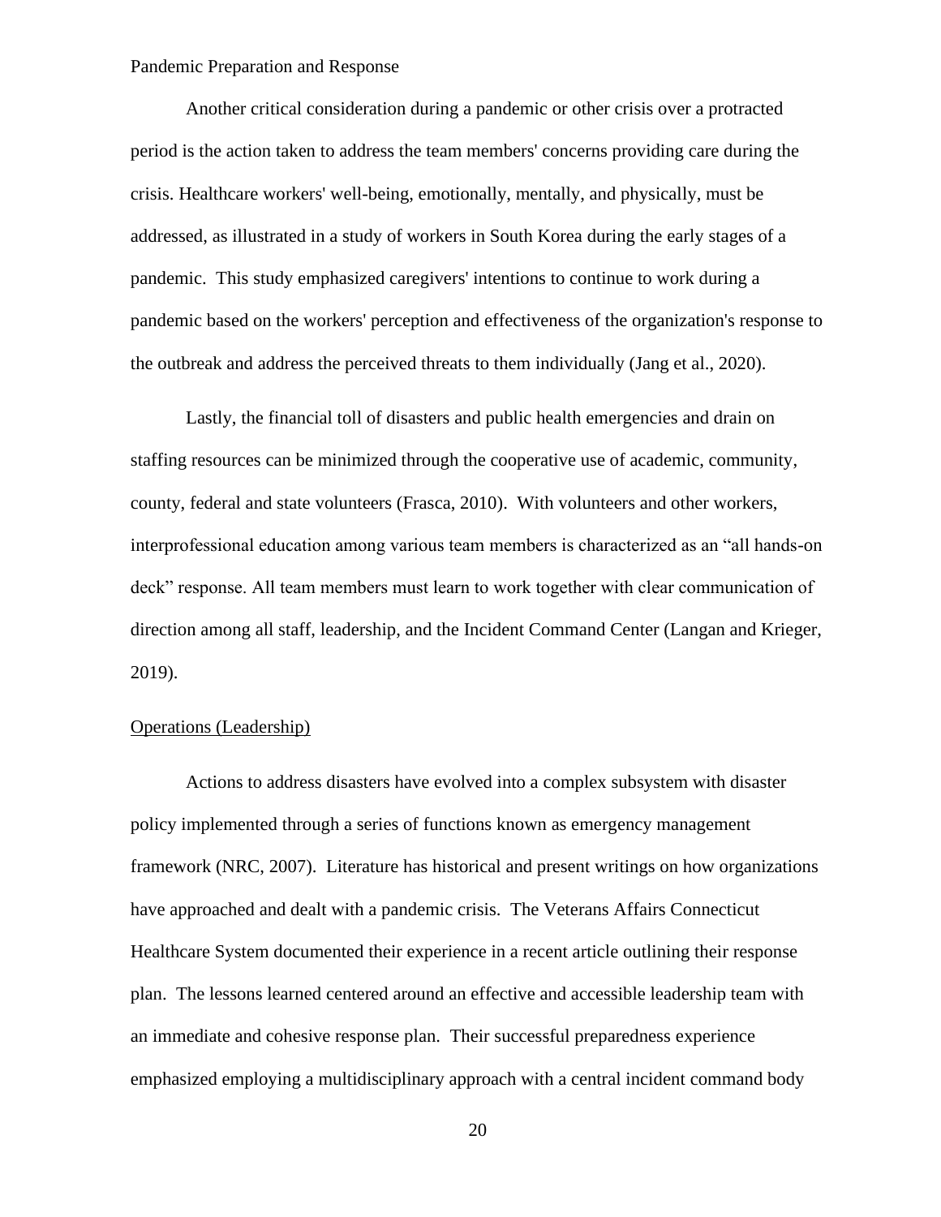Another critical consideration during a pandemic or other crisis over a protracted period is the action taken to address the team members' concerns providing care during the crisis. Healthcare workers' well-being, emotionally, mentally, and physically, must be addressed, as illustrated in a study of workers in South Korea during the early stages of a pandemic. This study emphasized caregivers' intentions to continue to work during a pandemic based on the workers' perception and effectiveness of the organization's response to the outbreak and address the perceived threats to them individually (Jang et al., 2020).

Lastly, the financial toll of disasters and public health emergencies and drain on staffing resources can be minimized through the cooperative use of academic, community, county, federal and state volunteers (Frasca, 2010). With volunteers and other workers, interprofessional education among various team members is characterized as an "all hands-on deck" response. All team members must learn to work together with clear communication of direction among all staff, leadership, and the Incident Command Center (Langan and Krieger, 2019).

## Operations (Leadership)

Actions to address disasters have evolved into a complex subsystem with disaster policy implemented through a series of functions known as emergency management framework (NRC, 2007). Literature has historical and present writings on how organizations have approached and dealt with a pandemic crisis. The Veterans Affairs Connecticut Healthcare System documented their experience in a recent article outlining their response plan. The lessons learned centered around an effective and accessible leadership team with an immediate and cohesive response plan. Their successful preparedness experience emphasized employing a multidisciplinary approach with a central incident command body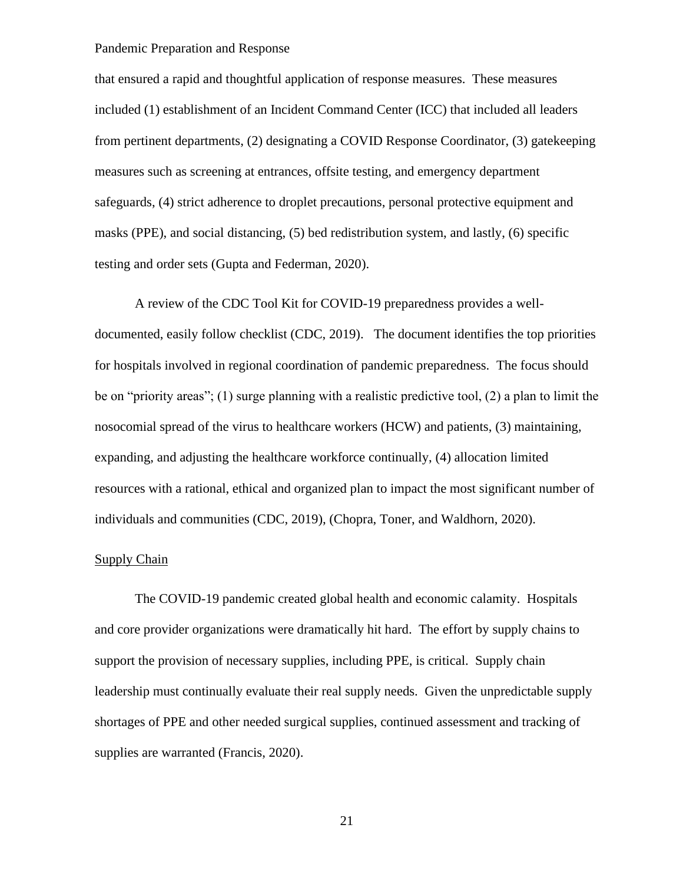that ensured a rapid and thoughtful application of response measures. These measures included (1) establishment of an Incident Command Center (ICC) that included all leaders from pertinent departments, (2) designating a COVID Response Coordinator, (3) gatekeeping measures such as screening at entrances, offsite testing, and emergency department safeguards, (4) strict adherence to droplet precautions, personal protective equipment and masks (PPE), and social distancing, (5) bed redistribution system, and lastly, (6) specific testing and order sets (Gupta and Federman, 2020).

A review of the CDC Tool Kit for COVID-19 preparedness provides a well-documented, easily follow checklist (CDC, 2019). The document identifies the top priorities for hospitals involved in regional coordination of pandemic preparedness. The focus should be on "priority areas"; (1) surge planning with a realistic predictive tool, (2) a plan to limit the nosocomial spread of the virus to healthcare workers (HCW) and patients, (3) maintaining, expanding, and adjusting the healthcare workforce continually, (4) allocation limited resources with a rational, ethical and organized plan to impact the most significant number of individuals and communities (CDC, 2019), (Chopra, Toner, and Waldhorn, 2020).

Supply Chain

The COVID-19 pandemic created global health and economic calamity. Hospitals and core provider organizations were dramatically hit hard. The effort by supply chains to support the provision of necessary supplies, including PPE, is critical. Supply chain leadership must continually evaluate their real supply needs. Given the unpredictable supply shortages of PPE and other needed surgical supplies, continued assessment and tracking of supplies are warranted (Francis, 2020).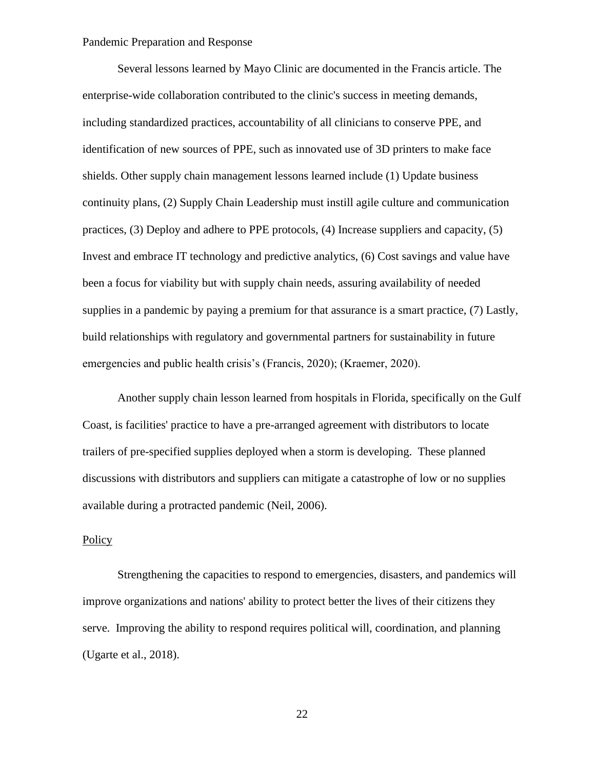Several lessons learned by Mayo Clinic are documented in the Francis article. The enterprise-wide collaboration contributed to the clinic's success in meeting demands, including standardized practices, accountability of all clinicians to conserve PPE, and identification of new sources of PPE, such as innovated use of 3D printers to make face shields. Other supply chain management lessons learned include (1) Update business continuity plans, (2) Supply Chain Leadership must instill agile culture and communication practices, (3) Deploy and adhere to PPE protocols, (4) Increase suppliers and capacity, (5) Invest and embrace IT technology and predictive analytics, (6) Cost savings and value have been a focus for viability but with supply chain needs, assuring availability of needed supplies in a pandemic by paying a premium for that assurance is a smart practice, (7) Lastly, build relationships with regulatory and governmental partners for sustainability in future emergencies and public health crisis's (Francis, 2020); (Kraemer, 2020).

Another supply chain lesson learned from hospitals in Florida, specifically on the Gulf Coast, is facilities' practice to have a pre-arranged agreement with distributors to locate trailers of pre-specified supplies deployed when a storm is developing. These planned discussions with distributors and suppliers can mitigate a catastrophe of low or no supplies available during a protracted pandemic (Neil, 2006).

<u>Policy</u>

Strengthening the capacities to respond to emergencies, disasters, and pandemics will improve organizations and nations' ability to protect better the lives of their citizens they serve. Improving the ability to respond requires political will, coordination, and planning (Ugarte et al., 2018).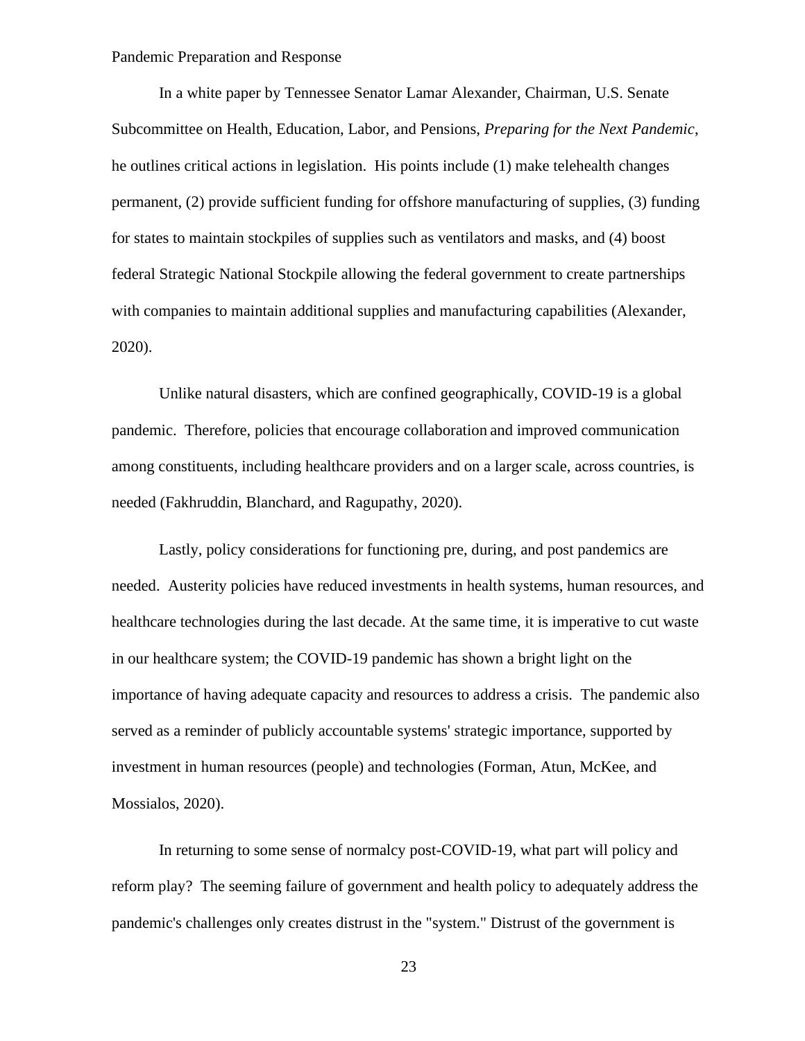In a white paper by Tennessee Senator Lamar Alexander, Chairman, U.S. Senate Subcommittee on Health, Education, Labor, and Pensions, *Preparing for the Next Pandemic*, he outlines critical actions in legislation. His points include (1) make telehealth changes permanent, (2) provide sufficient funding for offshore manufacturing of supplies, (3) funding for states to maintain stockpiles of supplies such as ventilators and masks, and (4) boost federal Strategic National Stockpile allowing the federal government to create partnerships with companies to maintain additional supplies and manufacturing capabilities (Alexander, 2020).

Unlike natural disasters, which are confined geographically, COVID-19 is a global pandemic. Therefore, policies that encourage collaboration and improved communication among constituents, including healthcare providers and on a larger scale, across countries, is needed (Fakhruddin, Blanchard, and Ragupathy, 2020).

Lastly, policy considerations for functioning pre, during, and post pandemics are needed. Austerity policies have reduced investments in health systems, human resources, and healthcare technologies during the last decade. At the same time, it is imperative to cut waste in our healthcare system; the COVID-19 pandemic has shown a bright light on the importance of having adequate capacity and resources to address a crisis. The pandemic also served as a reminder of publicly accountable systems' strategic importance, supported by investment in human resources (people) and technologies (Forman, Atun, McKee, and Mossialos, 2020).

In returning to some sense of normalcy post-COVID-19, what part will policy and reform play? The seeming failure of government and health policy to adequately address the pandemic's challenges only creates distrust in the "system." Distrust of the government is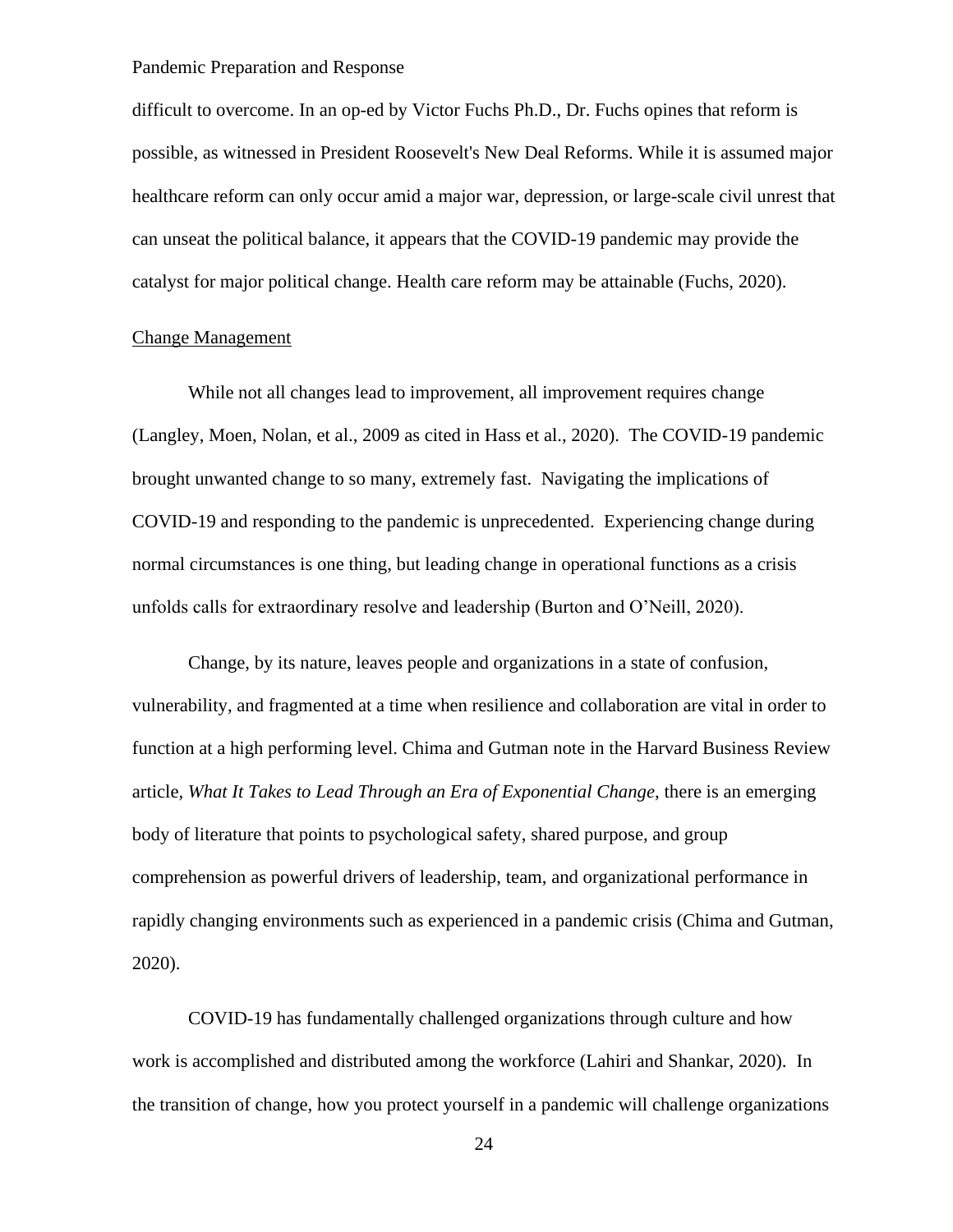difficult to overcome. In an op-ed by Victor Fuchs Ph.D., Dr. Fuchs opines that reform is possible, as witnessed in President Roosevelt's New Deal Reforms. While it is assumed major healthcare reform can only occur amid a major war, depression, or large-scale civil unrest that can unseat the political balance, it appears that the COVID-19 pandemic may provide the catalyst for major political change. Health care reform may be attainable (Fuchs, 2020).

## Change Management

While not all changes lead to improvement, all improvement requires change (Langley, Moen, Nolan, et al., 2009 as cited in Hass et al., 2020). The COVID-19 pandemic brought unwanted change to so many, extremely fast. Navigating the implications of COVID-19 and responding to the pandemic is unprecedented. Experiencing change during normal circumstances is one thing, but leading change in operational functions as a crisis unfolds calls for extraordinary resolve and leadership (Burton and O'Neill, 2020).

Change, by its nature, leaves people and organizations in a state of confusion, vulnerability, and fragmented at a time when resilience and collaboration are vital in order to function at a high performing level. Chima and Gutman note in the Harvard Business Review article, *What It Takes to Lead Through an Era of Exponential Change*, there is an emerging body of literature that points to psychological safety, shared purpose, and group comprehension as powerful drivers of leadership, team, and organizational performance in rapidly changing environments such as experienced in a pandemic crisis (Chima and Gutman, 2020).

COVID-19 has fundamentally challenged organizations through culture and how work is accomplished and distributed among the workforce (Lahiri and Shankar, 2020). In the transition of change, how you protect yourself in a pandemic will challenge organizations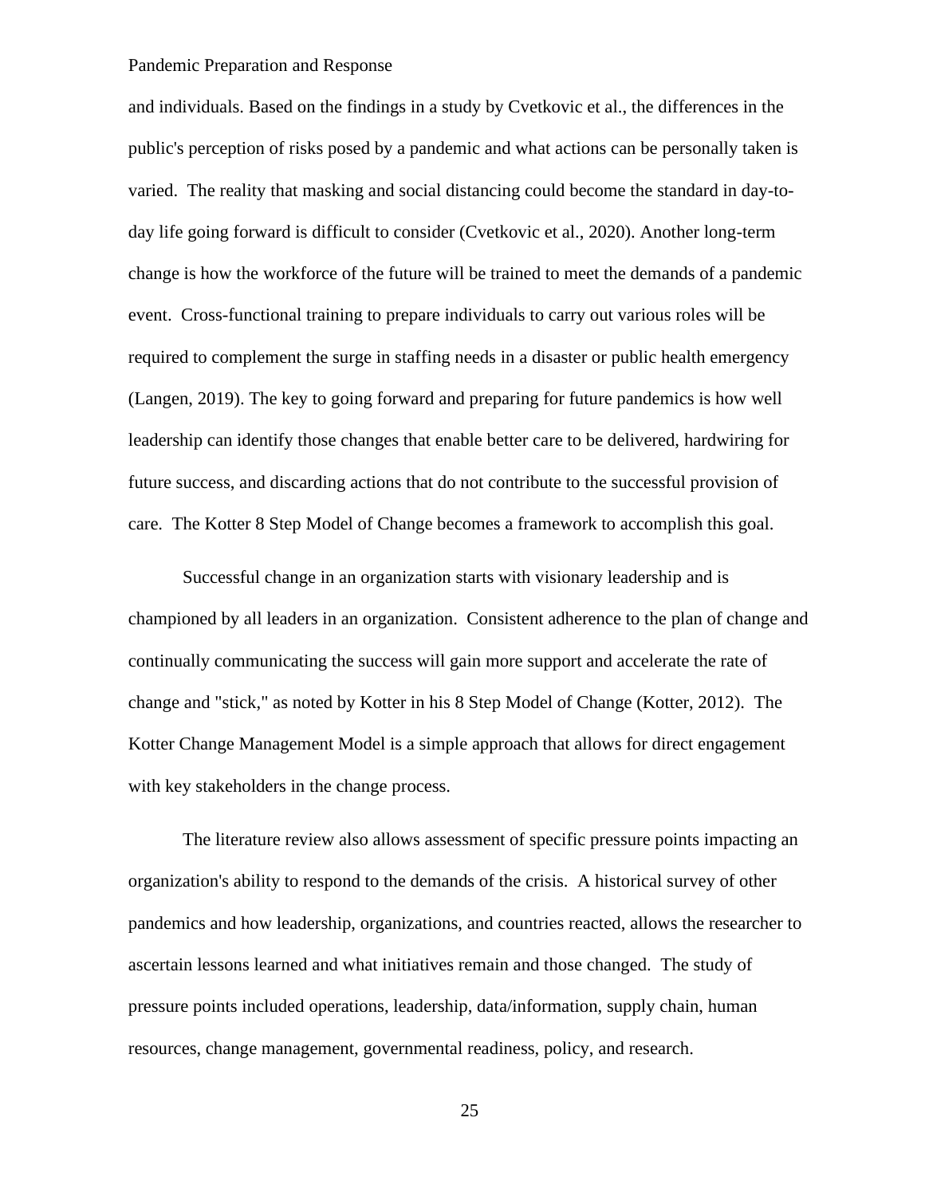and individuals. Based on the findings in a study by Cvetkovic et al., the differences in the public's perception of risks posed by a pandemic and what actions can be personally taken is varied. The reality that masking and social distancing could become the standard in day-to-day life going forward is difficult to consider (Cvetkovic et al., 2020). Another long-term change is how the workforce of the future will be trained to meet the demands of a pandemic event. Cross-functional training to prepare individuals to carry out various roles will be required to complement the surge in staffing needs in a disaster or public health emergency (Langen, 2019). The key to going forward and preparing for future pandemics is how well leadership can identify those changes that enable better care to be delivered, hardwiring for future success, and discarding actions that do not contribute to the successful provision of care. The Kotter 8 Step Model of Change becomes a framework to accomplish this goal.

Successful change in an organization starts with visionary leadership and is championed by all leaders in an organization. Consistent adherence to the plan of change and continually communicating the success will gain more support and accelerate the rate of change and "stick," as noted by Kotter in his 8 Step Model of Change (Kotter, 2012). The Kotter Change Management Model is a simple approach that allows for direct engagement with key stakeholders in the change process.

The literature review also allows assessment of specific pressure points impacting an organization's ability to respond to the demands of the crisis. A historical survey of other pandemics and how leadership, organizations, and countries reacted, allows the researcher to ascertain lessons learned and what initiatives remain and those changed. The study of pressure points included operations, leadership, data/information, supply chain, human resources, change management, governmental readiness, policy, and research.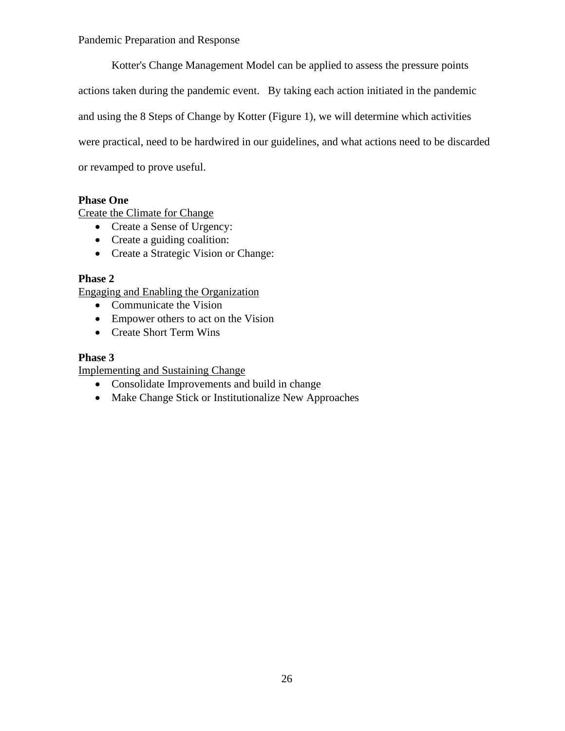Kotter's Change Management Model can be applied to assess the pressure points actions taken during the pandemic event. By taking each action initiated in the pandemic and using the 8 Steps of Change by Kotter (Figure 1), we will determine which activities were practical, need to be hardwired in our guidelines, and what actions need to be discarded or revamped to prove useful.

**Phase One**

Create the Climate for Change

- Create a Sense of Urgency:
- Create a guiding coalition:
- Create a Strategic Vision or Change:

**Phase 2**

Engaging and Enabling the Organization

- Communicate the Vision
- Empower others to act on the Vision
- Create Short Term Wins

**Phase 3**

Implementing and Sustaining Change

- Consolidate Improvements and build in change
- Make Change Stick or Institutionalize New Approaches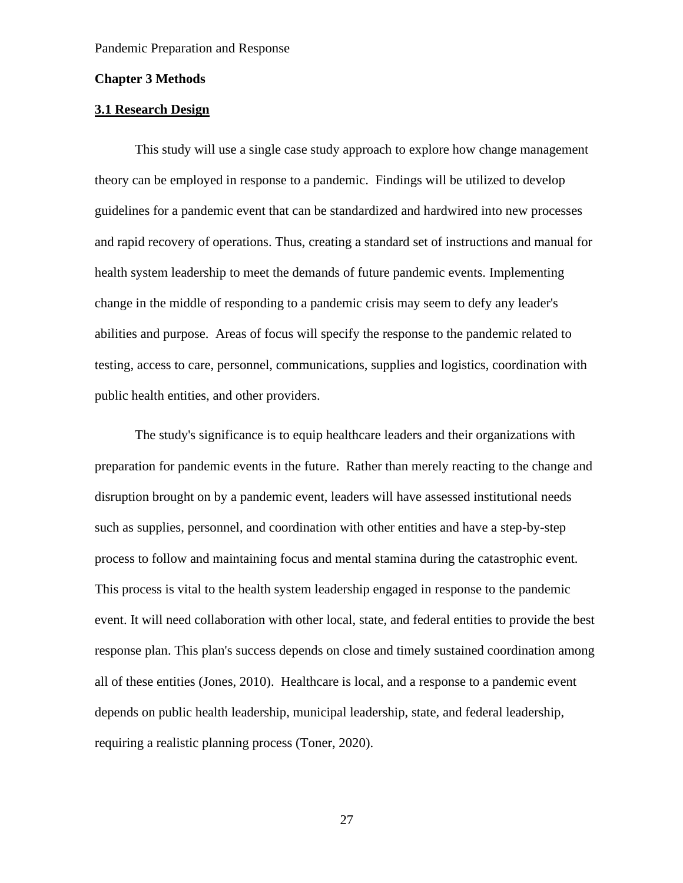## Chapter 3 Methods

### 3.1 Research Design

This study will use a single case study approach to explore how change management theory can be employed in response to a pandemic. Findings will be utilized to develop guidelines for a pandemic event that can be standardized and hardwired into new processes and rapid recovery of operations. Thus, creating a standard set of instructions and manual for health system leadership to meet the demands of future pandemic events. Implementing change in the middle of responding to a pandemic crisis may seem to defy any leader's abilities and purpose. Areas of focus will specify the response to the pandemic related to testing, access to care, personnel, communications, supplies and logistics, coordination with public health entities, and other providers.

The study's significance is to equip healthcare leaders and their organizations with preparation for pandemic events in the future. Rather than merely reacting to the change and disruption brought on by a pandemic event, leaders will have assessed institutional needs such as supplies, personnel, and coordination with other entities and have a step-by-step process to follow and maintaining focus and mental stamina during the catastrophic event. This process is vital to the health system leadership engaged in response to the pandemic event. It will need collaboration with other local, state, and federal entities to provide the best response plan. This plan's success depends on close and timely sustained coordination among all of these entities (Jones, 2010). Healthcare is local, and a response to a pandemic event depends on public health leadership, municipal leadership, state, and federal leadership, requiring a realistic planning process (Toner, 2020).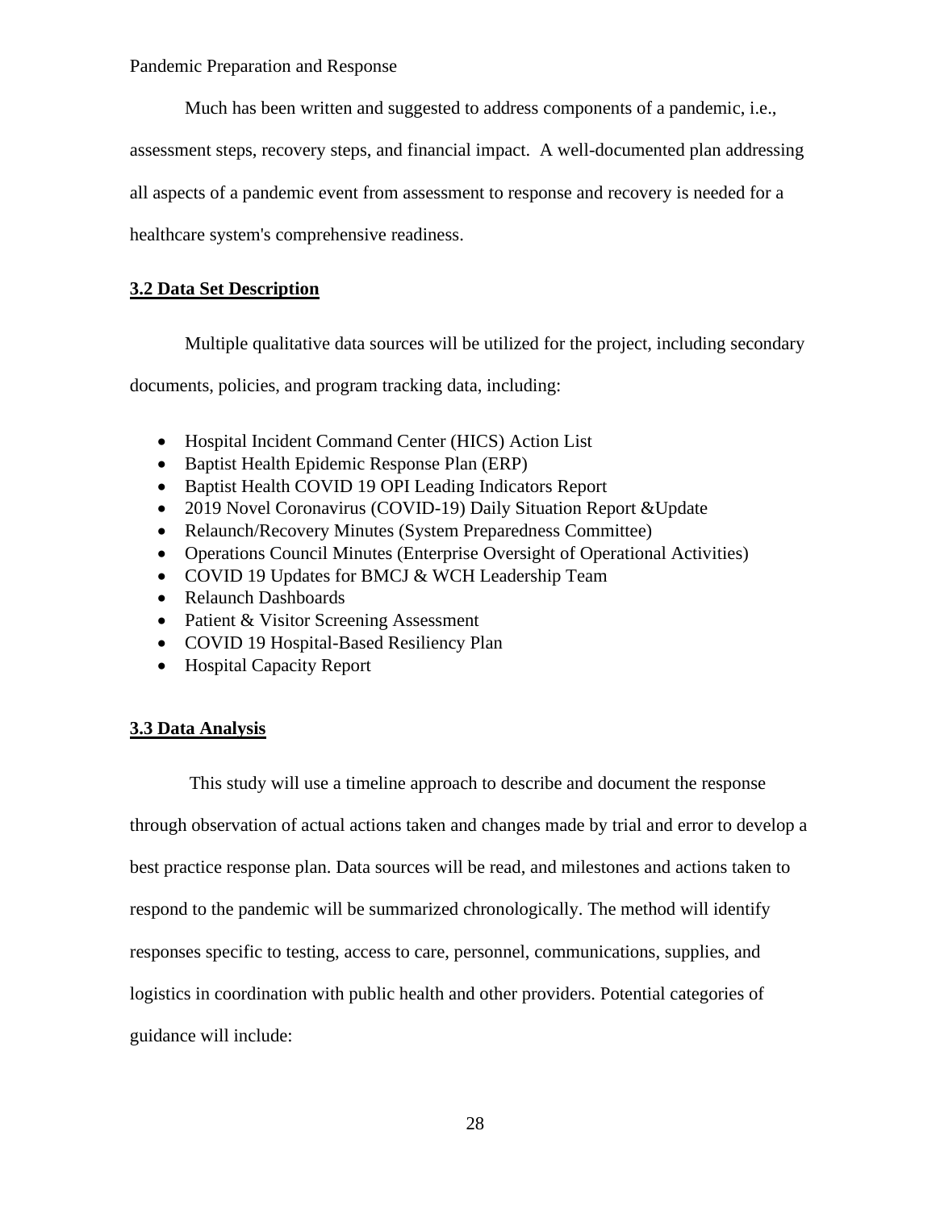Much has been written and suggested to address components of a pandemic, i.e., assessment steps, recovery steps, and financial impact. A well-documented plan addressing all aspects of a pandemic event from assessment to response and recovery is needed for a healthcare system's comprehensive readiness.

## 3.2 Data Set Description

Multiple qualitative data sources will be utilized for the project, including secondary documents, policies, and program tracking data, including:

- Hospital Incident Command Center (HICS) Action List
- Baptist Health Epidemic Response Plan (ERP)
- Baptist Health COVID 19 OPI Leading Indicators Report
- 2019 Novel Coronavirus (COVID-19) Daily Situation Report &Update
- Relaunch/Recovery Minutes (System Preparedness Committee)
- Operations Council Minutes (Enterprise Oversight of Operational Activities)
- COVID 19 Updates for BMCJ & WCH Leadership Team
- Relaunch Dashboards
- Patient & Visitor Screening Assessment
- COVID 19 Hospital-Based Resiliency Plan
- Hospital Capacity Report

## 3.3 Data Analysis

This study will use a timeline approach to describe and document the response through observation of actual actions taken and changes made by trial and error to develop a best practice response plan. Data sources will be read, and milestones and actions taken to respond to the pandemic will be summarized chronologically. The method will identify responses specific to testing, access to care, personnel, communications, supplies, and logistics in coordination with public health and other providers. Potential categories of guidance will include: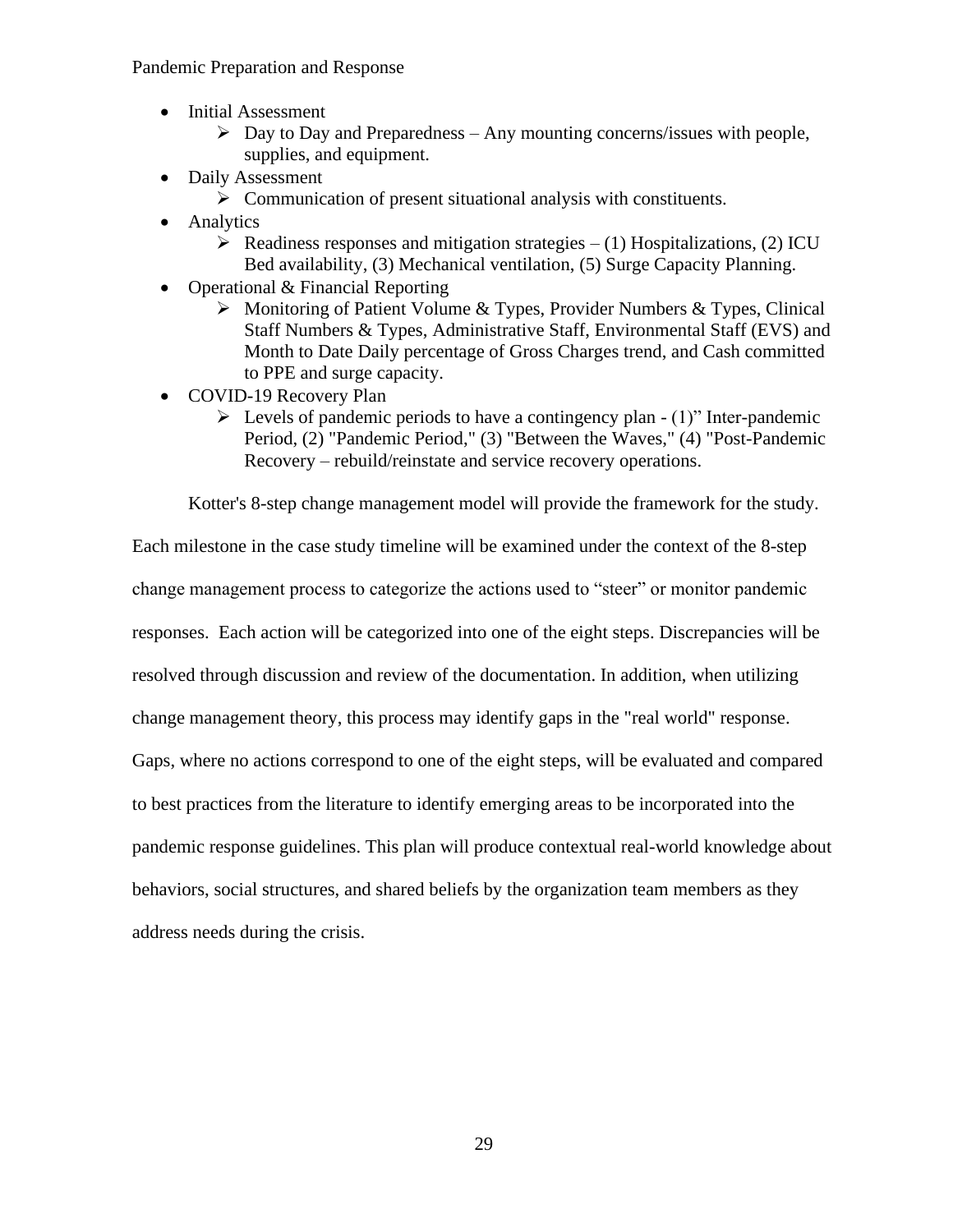- Initial Assessment
  - Day to Day and Preparedness – Any mounting concerns/issues with people, supplies, and equipment.
- Daily Assessment
  - Communication of present situational analysis with constituents.
- Analytics
  - Readiness responses and mitigation strategies – (1) Hospitalizations, (2) ICU Bed availability, (3) Mechanical ventilation, (5) Surge Capacity Planning.
- Operational & Financial Reporting
  - Monitoring of Patient Volume & Types, Provider Numbers & Types, Clinical Staff Numbers & Types, Administrative Staff, Environmental Staff (EVS) and Month to Date Daily percentage of Gross Charges trend, and Cash committed to PPE and surge capacity.
- COVID-19 Recovery Plan
  - Levels of pandemic periods to have a contingency plan - (1)" Inter-pandemic Period, (2) "Pandemic Period," (3) "Between the Waves," (4) "Post-Pandemic Recovery – rebuild/reinstate and service recovery operations.

Kotter's 8-step change management model will provide the framework for the study. Each milestone in the case study timeline will be examined under the context of the 8-step change management process to categorize the actions used to "steer" or monitor pandemic responses. Each action will be categorized into one of the eight steps. Discrepancies will be resolved through discussion and review of the documentation. In addition, when utilizing change management theory, this process may identify gaps in the "real world" response. Gaps, where no actions correspond to one of the eight steps, will be evaluated and compared to best practices from the literature to identify emerging areas to be incorporated into the pandemic response guidelines. This plan will produce contextual real-world knowledge about behaviors, social structures, and shared beliefs by the organization team members as they address needs during the crisis.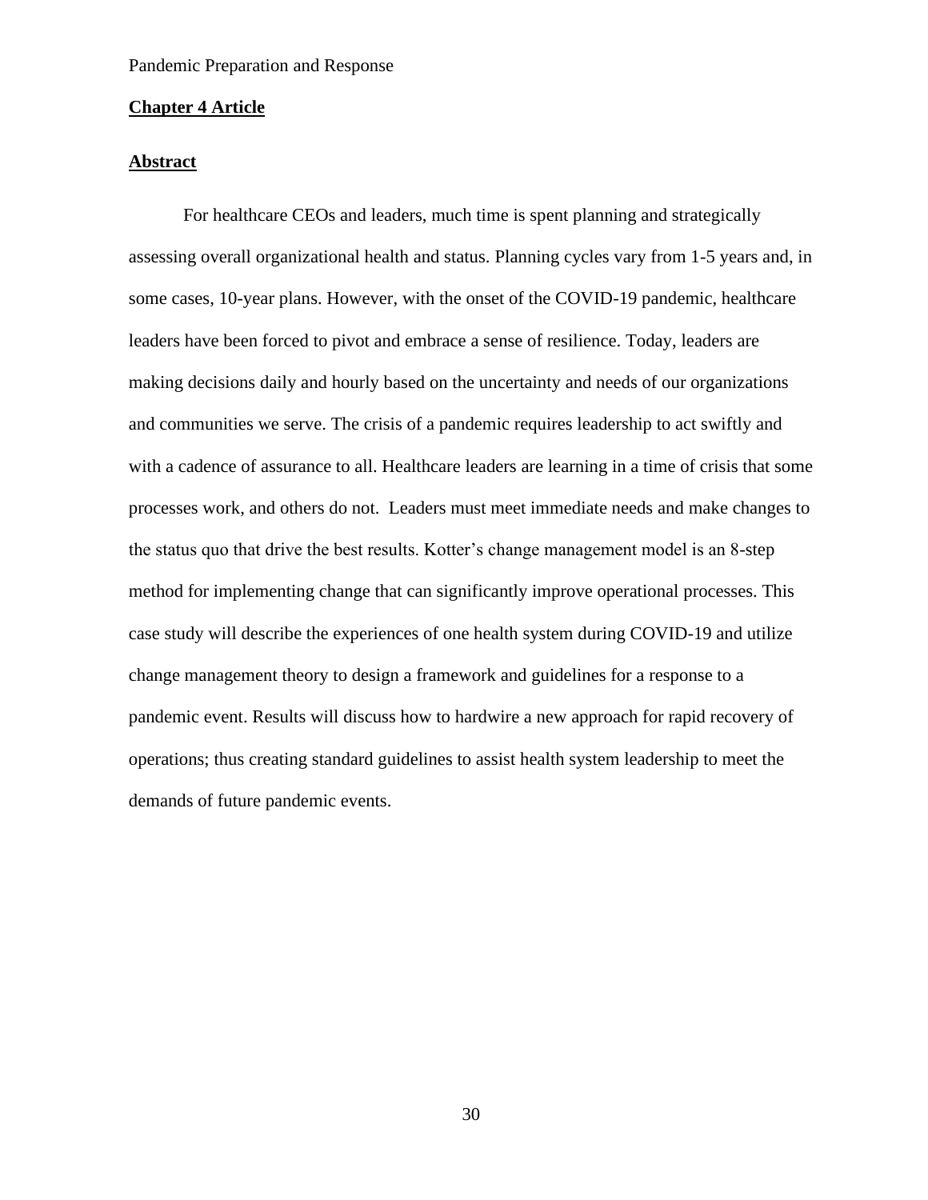## Chapter 4 Article

### Abstract

For healthcare CEOs and leaders, much time is spent planning and strategically assessing overall organizational health and status. Planning cycles vary from 1-5 years and, in some cases, 10-year plans. However, with the onset of the COVID-19 pandemic, healthcare leaders have been forced to pivot and embrace a sense of resilience. Today, leaders are making decisions daily and hourly based on the uncertainty and needs of our organizations and communities we serve. The crisis of a pandemic requires leadership to act swiftly and with a cadence of assurance to all. Healthcare leaders are learning in a time of crisis that some processes work, and others do not. Leaders must meet immediate needs and make changes to the status quo that drive the best results. Kotter's change management model is an 8-step method for implementing change that can significantly improve operational processes. This case study will describe the experiences of one health system during COVID-19 and utilize change management theory to design a framework and guidelines for a response to a pandemic event. Results will discuss how to hardwire a new approach for rapid recovery of operations; thus creating standard guidelines to assist health system leadership to meet the demands of future pandemic events.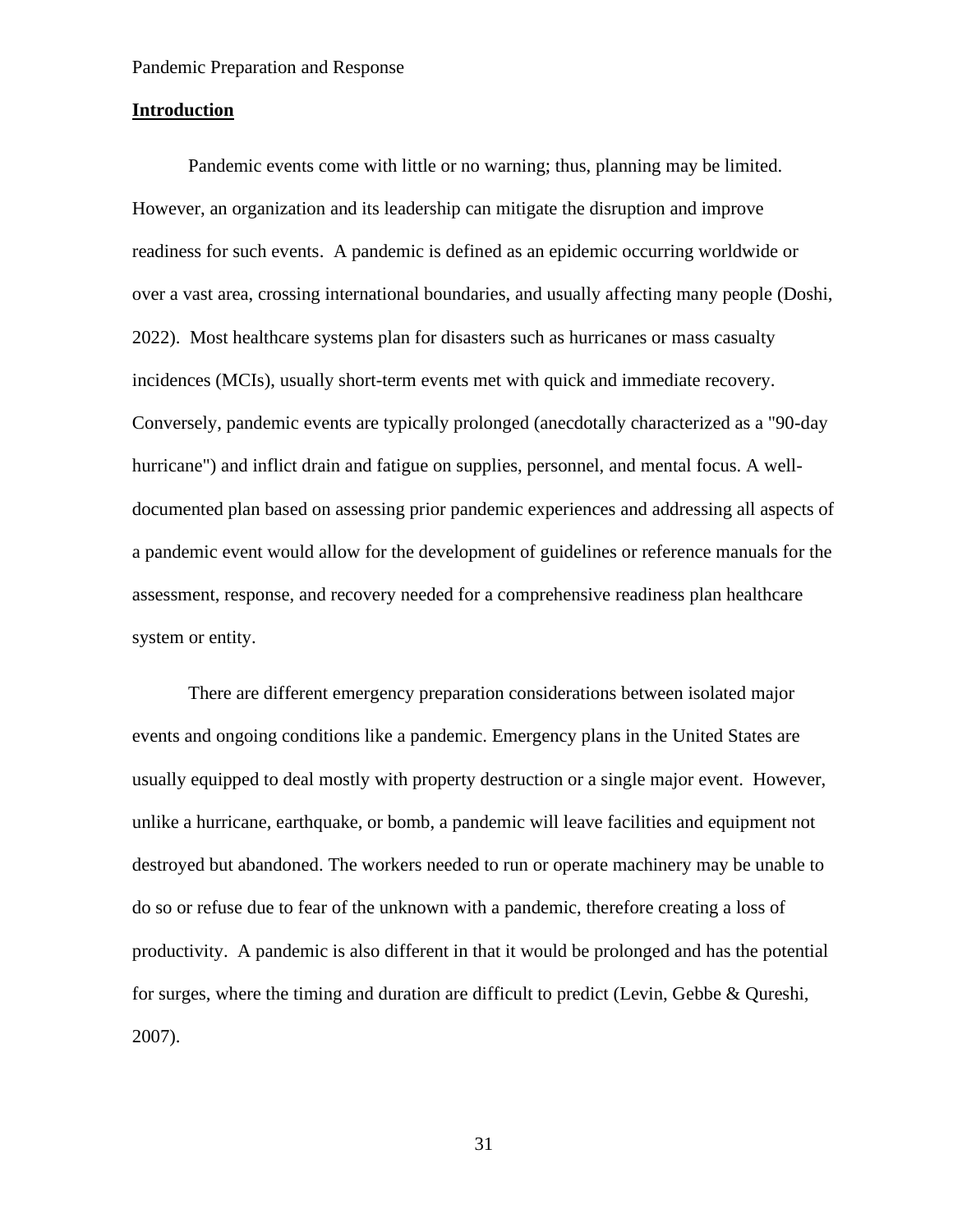Pandemic Preparation and Response

## Introduction

Pandemic events come with little or no warning; thus, planning may be limited. However, an organization and its leadership can mitigate the disruption and improve readiness for such events. A pandemic is defined as an epidemic occurring worldwide or over a vast area, crossing international boundaries, and usually affecting many people (Doshi, 2022). Most healthcare systems plan for disasters such as hurricanes or mass casualty incidences (MCIs), usually short-term events met with quick and immediate recovery. Conversely, pandemic events are typically prolonged (anecdotally characterized as a "90-day hurricane") and inflict drain and fatigue on supplies, personnel, and mental focus. A well-documented plan based on assessing prior pandemic experiences and addressing all aspects of a pandemic event would allow for the development of guidelines or reference manuals for the assessment, response, and recovery needed for a comprehensive readiness plan healthcare system or entity.

There are different emergency preparation considerations between isolated major events and ongoing conditions like a pandemic. Emergency plans in the United States are usually equipped to deal mostly with property destruction or a single major event. However, unlike a hurricane, earthquake, or bomb, a pandemic will leave facilities and equipment not destroyed but abandoned. The workers needed to run or operate machinery may be unable to do so or refuse due to fear of the unknown with a pandemic, therefore creating a loss of productivity. A pandemic is also different in that it would be prolonged and has the potential for surges, where the timing and duration are difficult to predict (Levin, Gebbe & Qureshi, 2007).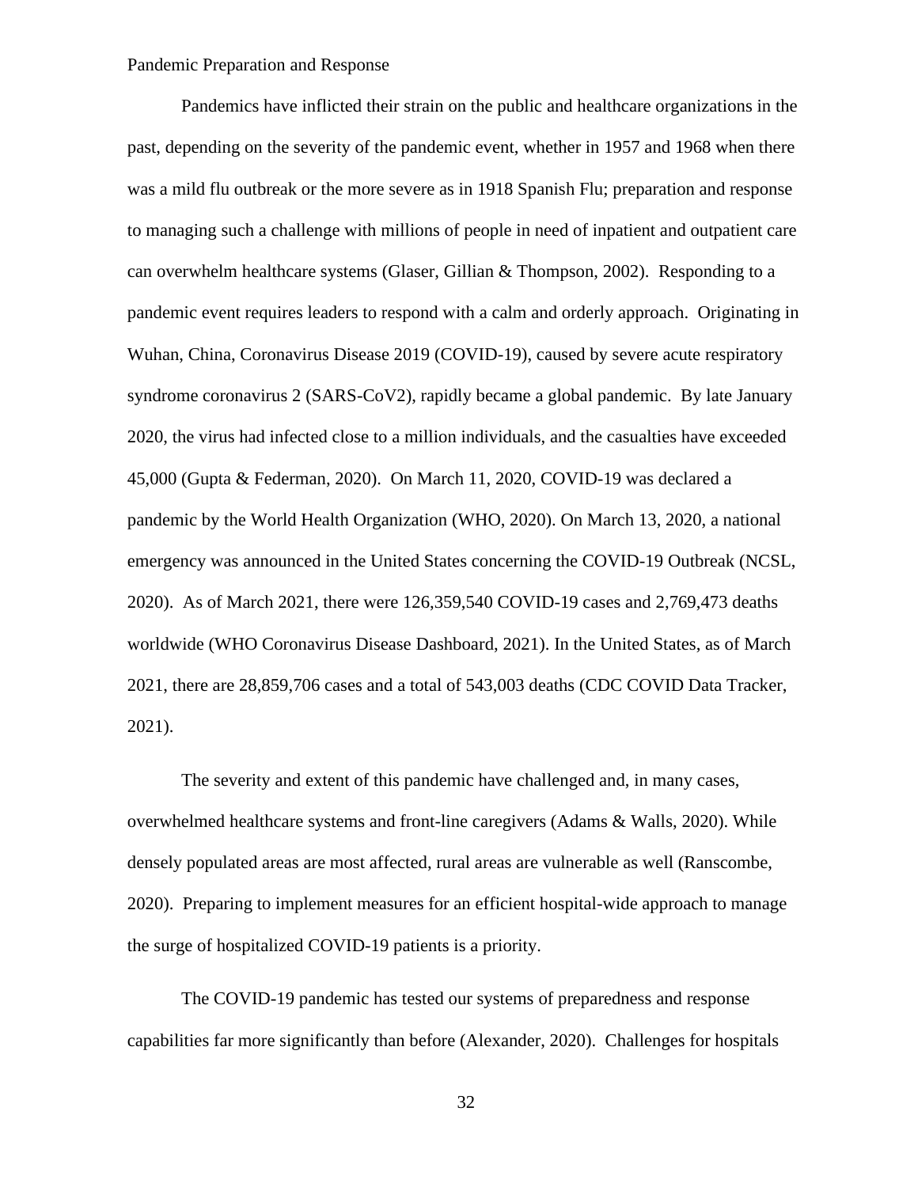Pandemic Preparation and Response

Pandemics have inflicted their strain on the public and healthcare organizations in the past, depending on the severity of the pandemic event, whether in 1957 and 1968 when there was a mild flu outbreak or the more severe as in 1918 Spanish Flu; preparation and response to managing such a challenge with millions of people in need of inpatient and outpatient care can overwhelm healthcare systems (Glaser, Gillian & Thompson, 2002). Responding to a pandemic event requires leaders to respond with a calm and orderly approach. Originating in Wuhan, China, Coronavirus Disease 2019 (COVID-19), caused by severe acute respiratory syndrome coronavirus 2 (SARS-CoV2), rapidly became a global pandemic. By late January 2020, the virus had infected close to a million individuals, and the casualties have exceeded 45,000 (Gupta & Federman, 2020). On March 11, 2020, COVID-19 was declared a pandemic by the World Health Organization (WHO, 2020). On March 13, 2020, a national emergency was announced in the United States concerning the COVID-19 Outbreak (NCSL, 2020). As of March 2021, there were 126,359,540 COVID-19 cases and 2,769,473 deaths worldwide (WHO Coronavirus Disease Dashboard, 2021). In the United States, as of March 2021, there are 28,859,706 cases and a total of 543,003 deaths (CDC COVID Data Tracker, 2021).

The severity and extent of this pandemic have challenged and, in many cases, overwhelmed healthcare systems and front-line caregivers (Adams & Walls, 2020). While densely populated areas are most affected, rural areas are vulnerable as well (Ranscombe, 2020). Preparing to implement measures for an efficient hospital-wide approach to manage the surge of hospitalized COVID-19 patients is a priority.

The COVID-19 pandemic has tested our systems of preparedness and response capabilities far more significantly than before (Alexander, 2020). Challenges for hospitals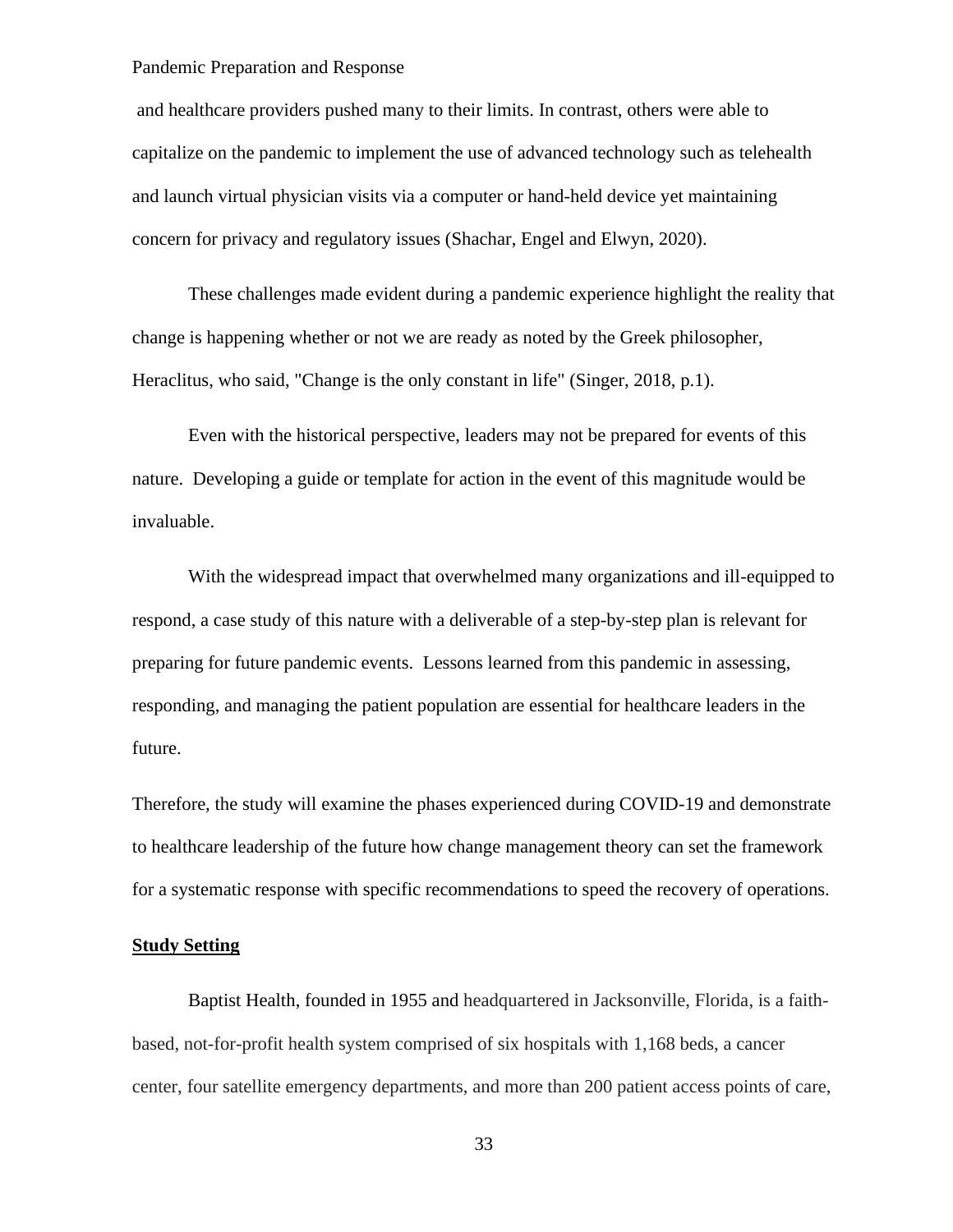and healthcare providers pushed many to their limits. In contrast, others were able to capitalize on the pandemic to implement the use of advanced technology such as telehealth and launch virtual physician visits via a computer or hand-held device yet maintaining concern for privacy and regulatory issues (Shachar, Engel and Elwyn, 2020).

These challenges made evident during a pandemic experience highlight the reality that change is happening whether or not we are ready as noted by the Greek philosopher, Heraclitus, who said, "Change is the only constant in life" (Singer, 2018, p.1).

Even with the historical perspective, leaders may not be prepared for events of this nature. Developing a guide or template for action in the event of this magnitude would be invaluable.

With the widespread impact that overwhelmed many organizations and ill-equipped to respond, a case study of this nature with a deliverable of a step-by-step plan is relevant for preparing for future pandemic events. Lessons learned from this pandemic in assessing, responding, and managing the patient population are essential for healthcare leaders in the future.

Therefore, the study will examine the phases experienced during COVID-19 and demonstrate to healthcare leadership of the future how change management theory can set the framework for a systematic response with specific recommendations to speed the recovery of operations.

**Study Setting**

Baptist Health, founded in 1955 and headquartered in Jacksonville, Florida, is a faith-based, not-for-profit health system comprised of six hospitals with 1,168 beds, a cancer center, four satellite emergency departments, and more than 200 patient access points of care,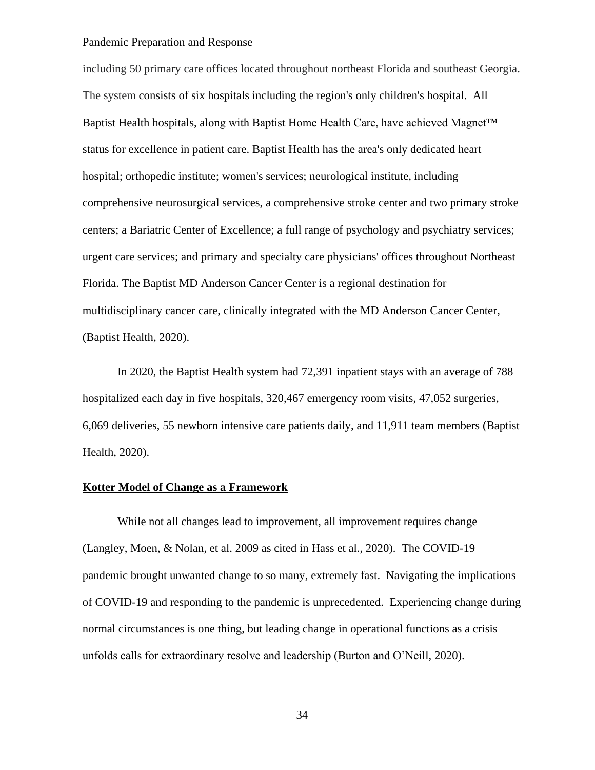including 50 primary care offices located throughout northeast Florida and southeast Georgia. The system consists of six hospitals including the region's only children's hospital. All Baptist Health hospitals, along with Baptist Home Health Care, have achieved Magnet™ status for excellence in patient care. Baptist Health has the area's only dedicated heart hospital; orthopedic institute; women's services; neurological institute, including comprehensive neurosurgical services, a comprehensive stroke center and two primary stroke centers; a Bariatric Center of Excellence; a full range of psychology and psychiatry services; urgent care services; and primary and specialty care physicians' offices throughout Northeast Florida. The Baptist MD Anderson Cancer Center is a regional destination for multidisciplinary cancer care, clinically integrated with the MD Anderson Cancer Center, (Baptist Health, 2020).

In 2020, the Baptist Health system had 72,391 inpatient stays with an average of 788 hospitalized each day in five hospitals, 320,467 emergency room visits, 47,052 surgeries, 6,069 deliveries, 55 newborn intensive care patients daily, and 11,911 team members (Baptist Health, 2020).

## **Kotter Model of Change as a Framework**

While not all changes lead to improvement, all improvement requires change (Langley, Moen, & Nolan, et al. 2009 as cited in Hass et al., 2020). The COVID-19 pandemic brought unwanted change to so many, extremely fast. Navigating the implications of COVID-19 and responding to the pandemic is unprecedented. Experiencing change during normal circumstances is one thing, but leading change in operational functions as a crisis unfolds calls for extraordinary resolve and leadership (Burton and O'Neill, 2020).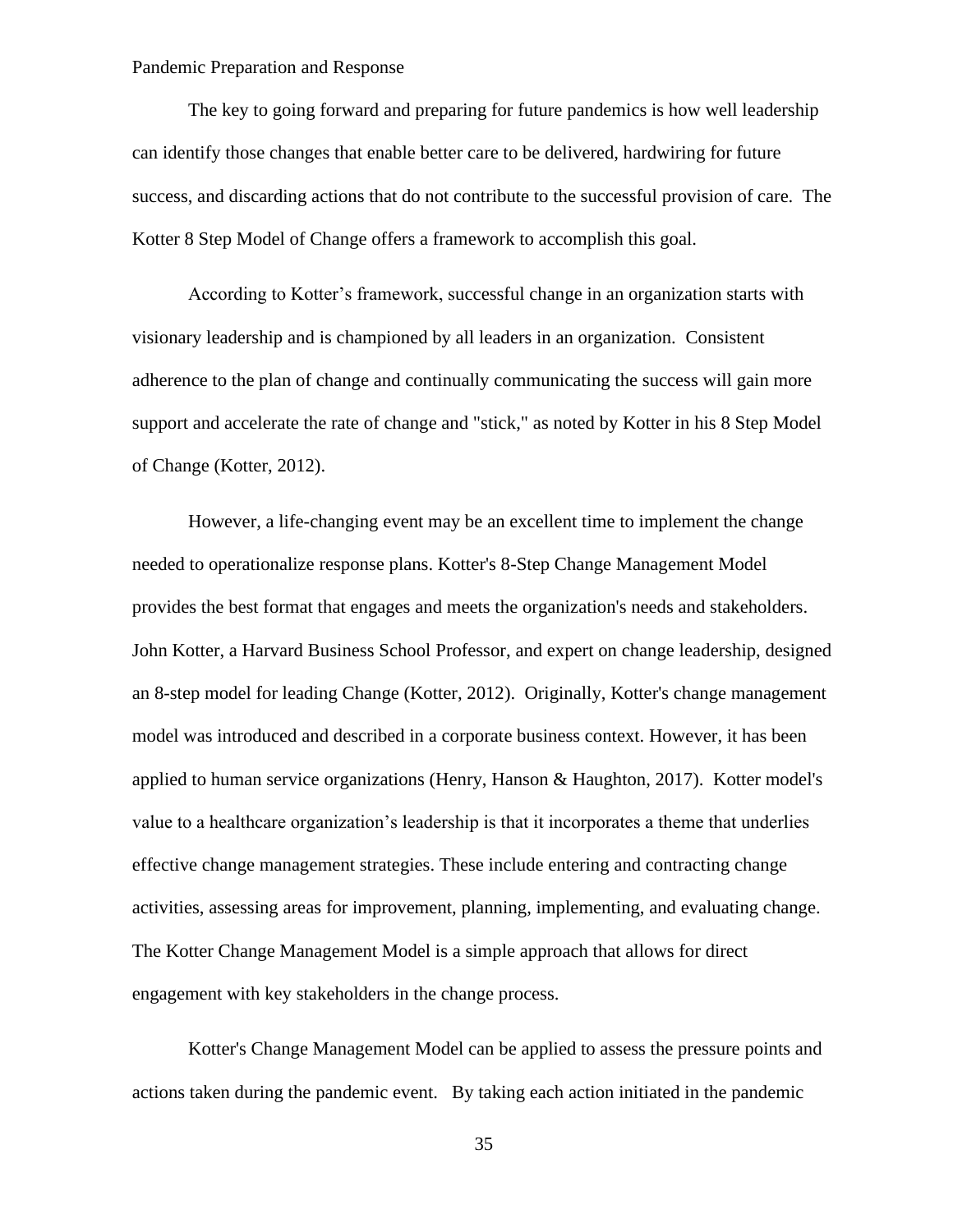The key to going forward and preparing for future pandemics is how well leadership can identify those changes that enable better care to be delivered, hardwiring for future success, and discarding actions that do not contribute to the successful provision of care. The Kotter 8 Step Model of Change offers a framework to accomplish this goal.

According to Kotter's framework, successful change in an organization starts with visionary leadership and is championed by all leaders in an organization. Consistent adherence to the plan of change and continually communicating the success will gain more support and accelerate the rate of change and "stick," as noted by Kotter in his 8 Step Model of Change (Kotter, 2012).

However, a life-changing event may be an excellent time to implement the change needed to operationalize response plans. Kotter's 8-Step Change Management Model provides the best format that engages and meets the organization's needs and stakeholders. John Kotter, a Harvard Business School Professor, and expert on change leadership, designed an 8-step model for leading Change (Kotter, 2012). Originally, Kotter's change management model was introduced and described in a corporate business context. However, it has been applied to human service organizations (Henry, Hanson & Haughton, 2017). Kotter model's value to a healthcare organization's leadership is that it incorporates a theme that underlies effective change management strategies. These include entering and contracting change activities, assessing areas for improvement, planning, implementing, and evaluating change. The Kotter Change Management Model is a simple approach that allows for direct engagement with key stakeholders in the change process.

Kotter's Change Management Model can be applied to assess the pressure points and actions taken during the pandemic event. By taking each action initiated in the pandemic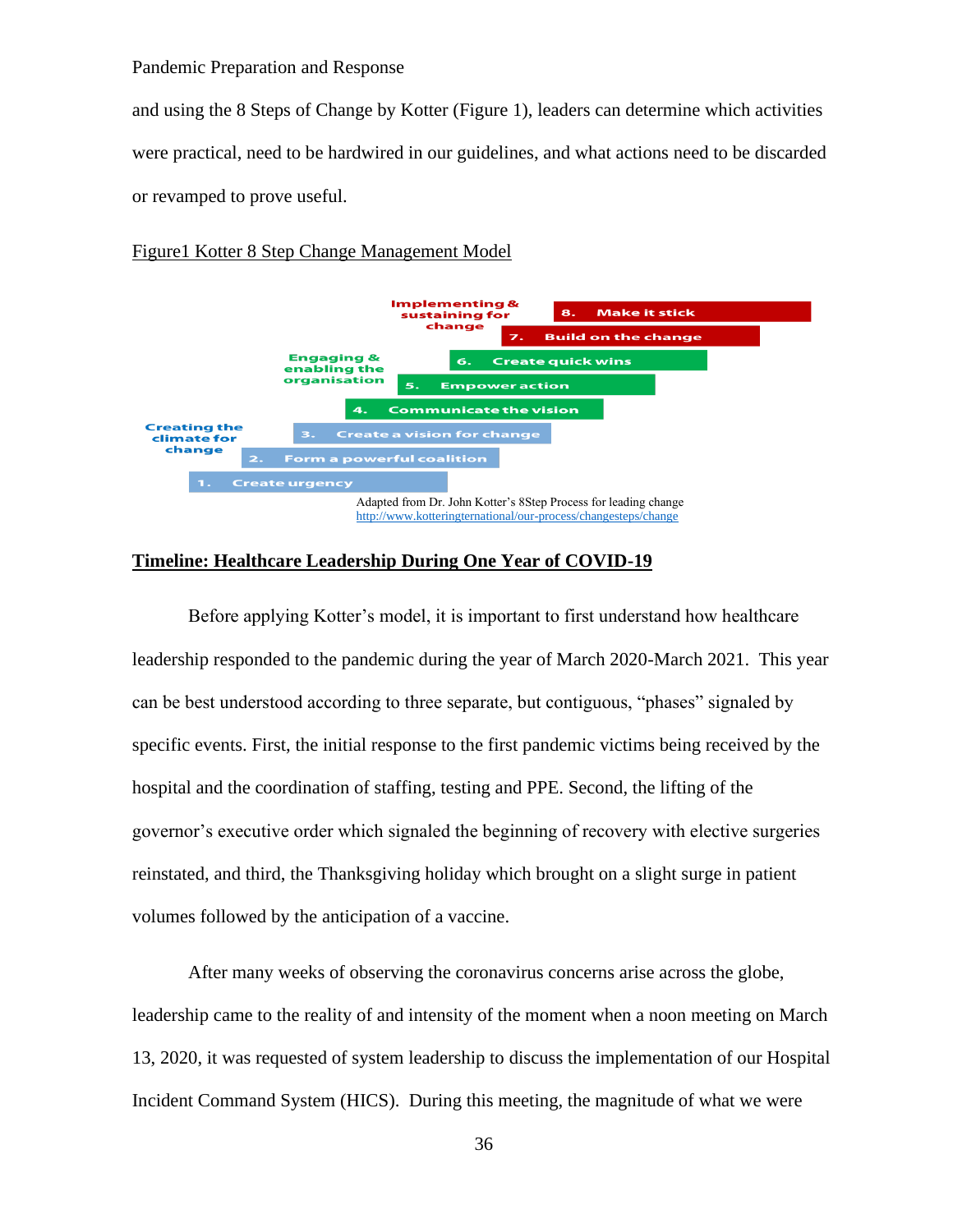and using the 8 Steps of Change by Kotter (Figure 1), leaders can determine which activities were practical, need to be hardwired in our guidelines, and what actions need to be discarded or revamped to prove useful.

Figure1 Kotter 8 Step Change Management Model

Implementing & sustaining for change
8. Make it stick
7. Build on the change

Engaging & enabling the organisation
6. Create quick wins
5. Empower action
4. Communicate the vision

Creating the climate for change
3. Create a vision for change
2. Form a powerful coalition
1. Create urgency

Adapted from Dr. John Kotter's 8Step Process for leading change
http://www.kotteringternational/our-process/changesteps/change

## Timeline: Healthcare Leadership During One Year of COVID-19

Before applying Kotter's model, it is important to first understand how healthcare leadership responded to the pandemic during the year of March 2020-March 2021. This year can be best understood according to three separate, but contiguous, "phases" signaled by specific events. First, the initial response to the first pandemic victims being received by the hospital and the coordination of staffing, testing and PPE. Second, the lifting of the governor's executive order which signaled the beginning of recovery with elective surgeries reinstated, and third, the Thanksgiving holiday which brought on a slight surge in patient volumes followed by the anticipation of a vaccine.

After many weeks of observing the coronavirus concerns arise across the globe, leadership came to the reality of and intensity of the moment when a noon meeting on March 13, 2020, it was requested of system leadership to discuss the implementation of our Hospital Incident Command System (HICS). During this meeting, the magnitude of what we were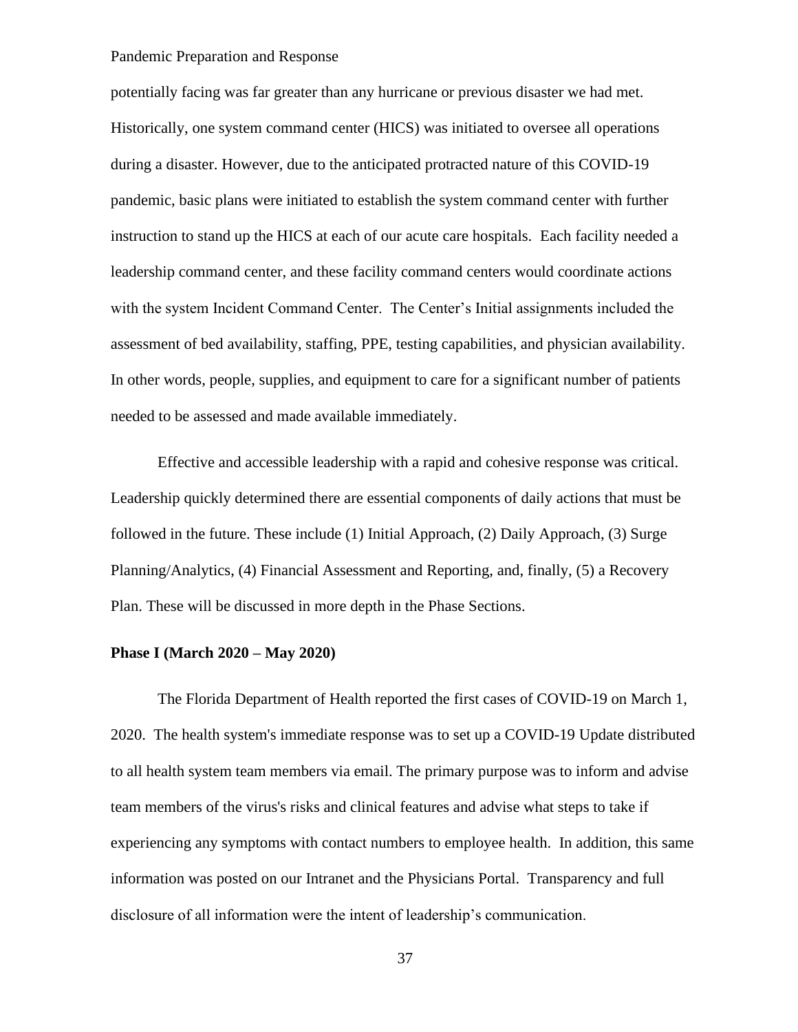potentially facing was far greater than any hurricane or previous disaster we had met. Historically, one system command center (HICS) was initiated to oversee all operations during a disaster. However, due to the anticipated protracted nature of this COVID-19 pandemic, basic plans were initiated to establish the system command center with further instruction to stand up the HICS at each of our acute care hospitals. Each facility needed a leadership command center, and these facility command centers would coordinate actions with the system Incident Command Center. The Center's Initial assignments included the assessment of bed availability, staffing, PPE, testing capabilities, and physician availability. In other words, people, supplies, and equipment to care for a significant number of patients needed to be assessed and made available immediately.

Effective and accessible leadership with a rapid and cohesive response was critical. Leadership quickly determined there are essential components of daily actions that must be followed in the future. These include (1) Initial Approach, (2) Daily Approach, (3) Surge Planning/Analytics, (4) Financial Assessment and Reporting, and, finally, (5) a Recovery Plan. These will be discussed in more depth in the Phase Sections.

**Phase I (March 2020 – May 2020)**

The Florida Department of Health reported the first cases of COVID-19 on March 1, 2020. The health system's immediate response was to set up a COVID-19 Update distributed to all health system team members via email. The primary purpose was to inform and advise team members of the virus's risks and clinical features and advise what steps to take if experiencing any symptoms with contact numbers to employee health. In addition, this same information was posted on our Intranet and the Physicians Portal. Transparency and full disclosure of all information were the intent of leadership's communication.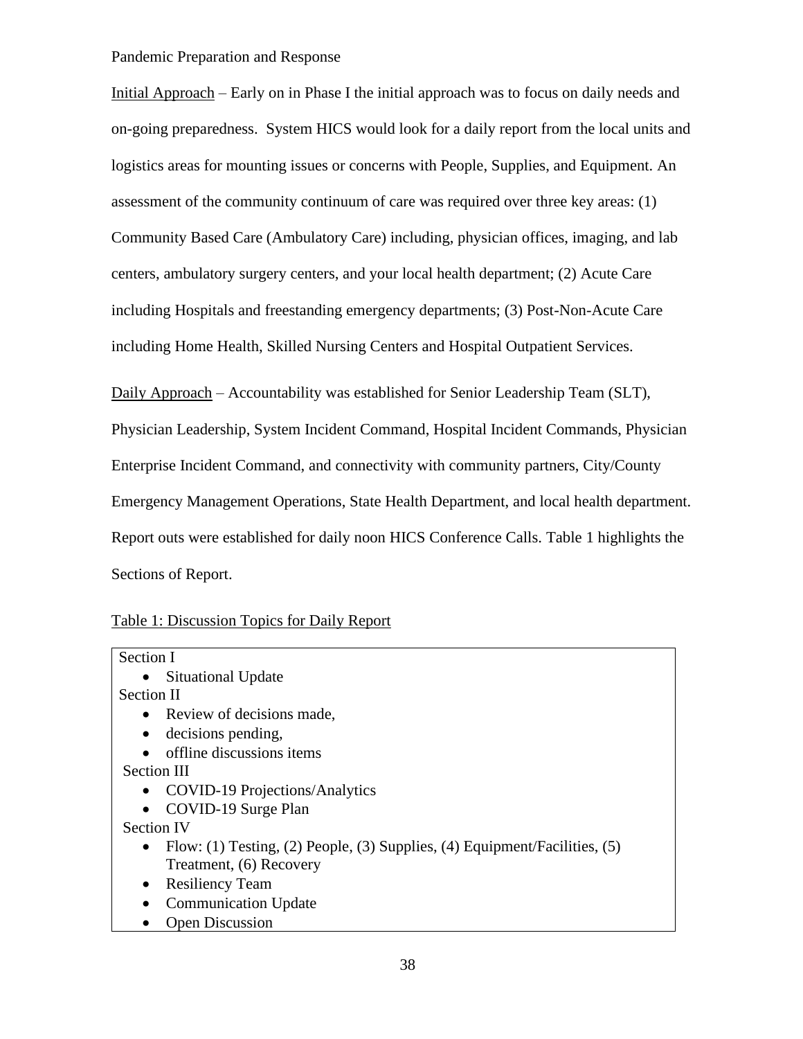Pandemic Preparation and Response

Initial Approach – Early on in Phase I the initial approach was to focus on daily needs and on-going preparedness. System HICS would look for a daily report from the local units and logistics areas for mounting issues or concerns with People, Supplies, and Equipment. An assessment of the community continuum of care was required over three key areas: (1) Community Based Care (Ambulatory Care) including, physician offices, imaging, and lab centers, ambulatory surgery centers, and your local health department; (2) Acute Care including Hospitals and freestanding emergency departments; (3) Post-Non-Acute Care including Home Health, Skilled Nursing Centers and Hospital Outpatient Services.

Daily Approach – Accountability was established for Senior Leadership Team (SLT), Physician Leadership, System Incident Command, Hospital Incident Commands, Physician Enterprise Incident Command, and connectivity with community partners, City/County Emergency Management Operations, State Health Department, and local health department. Report outs were established for daily noon HICS Conference Calls. Table 1 highlights the Sections of Report.

Table 1: Discussion Topics for Daily Report

| |
|---|
| Section I<br>• Situational Update<br>Section II<br>• Review of decisions made,<br>• decisions pending,<br>• offline discussions items<br>Section III<br>• COVID-19 Projections/Analytics<br>• COVID-19 Surge Plan<br>Section IV<br>• Flow: (1) Testing, (2) People, (3) Supplies, (4) Equipment/Facilities, (5) Treatment, (6) Recovery<br>• Resiliency Team<br>• Communication Update<br>• Open Discussion |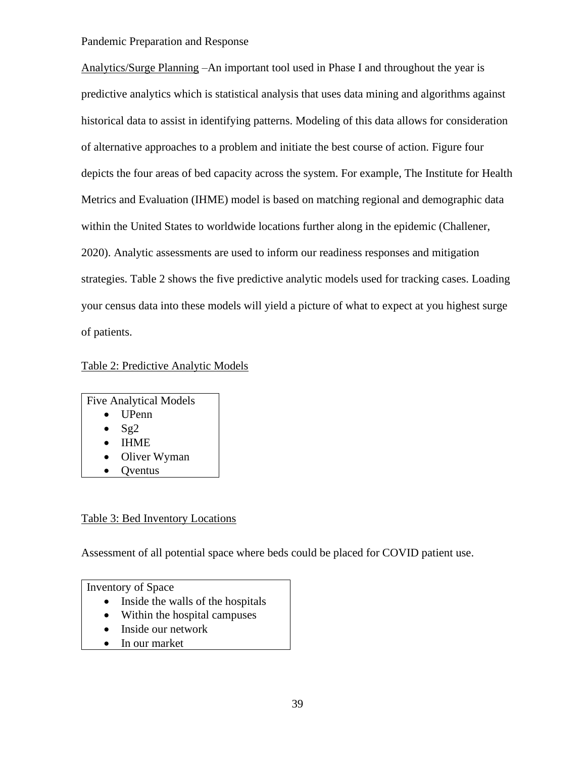Analytics/Surge Planning –An important tool used in Phase I and throughout the year is predictive analytics which is statistical analysis that uses data mining and algorithms against historical data to assist in identifying patterns. Modeling of this data allows for consideration of alternative approaches to a problem and initiate the best course of action. Figure four depicts the four areas of bed capacity across the system. For example, The Institute for Health Metrics and Evaluation (IHME) model is based on matching regional and demographic data within the United States to worldwide locations further along in the epidemic (Challener, 2020). Analytic assessments are used to inform our readiness responses and mitigation strategies. Table 2 shows the five predictive analytic models used for tracking cases. Loading your census data into these models will yield a picture of what to expect at you highest surge of patients.

Table 2: Predictive Analytic Models

| Five Analytical Models |
|---|
| • UPenn<br>• Sg2<br>• IHME<br>• Oliver Wyman<br>• Qventus |

Table 3: Bed Inventory Locations

Assessment of all potential space where beds could be placed for COVID patient use.

| Inventory of Space |
|---|
| • Inside the walls of the hospitals<br>• Within the hospital campuses<br>• Inside our network<br>• In our market |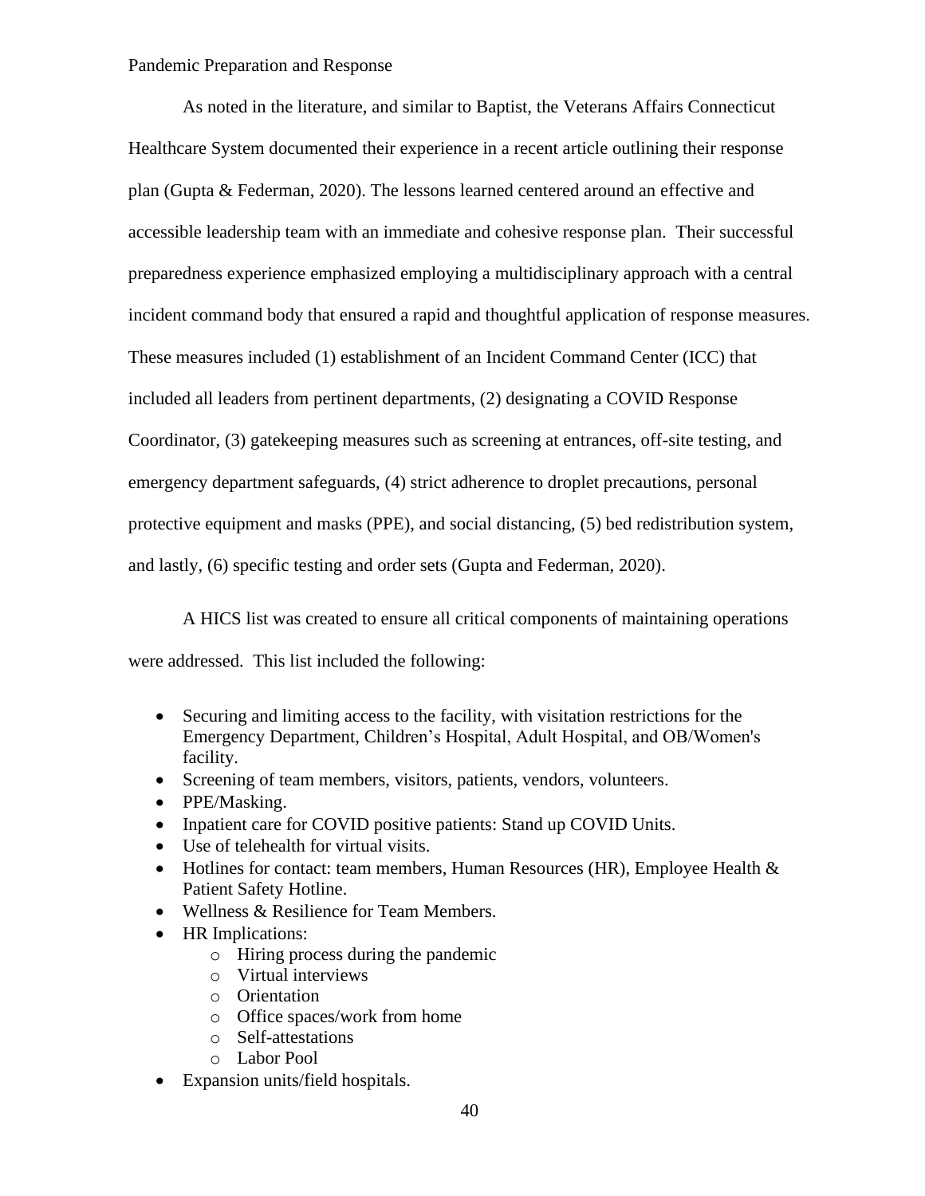Pandemic Preparation and Response

As noted in the literature, and similar to Baptist, the Veterans Affairs Connecticut Healthcare System documented their experience in a recent article outlining their response plan (Gupta & Federman, 2020). The lessons learned centered around an effective and accessible leadership team with an immediate and cohesive response plan. Their successful preparedness experience emphasized employing a multidisciplinary approach with a central incident command body that ensured a rapid and thoughtful application of response measures. These measures included (1) establishment of an Incident Command Center (ICC) that included all leaders from pertinent departments, (2) designating a COVID Response Coordinator, (3) gatekeeping measures such as screening at entrances, off-site testing, and emergency department safeguards, (4) strict adherence to droplet precautions, personal protective equipment and masks (PPE), and social distancing, (5) bed redistribution system, and lastly, (6) specific testing and order sets (Gupta and Federman, 2020).

A HICS list was created to ensure all critical components of maintaining operations were addressed. This list included the following:

- Securing and limiting access to the facility, with visitation restrictions for the Emergency Department, Children's Hospital, Adult Hospital, and OB/Women's facility.
- Screening of team members, visitors, patients, vendors, volunteers.
- PPE/Masking.
- Inpatient care for COVID positive patients: Stand up COVID Units.
- Use of telehealth for virtual visits.
- Hotlines for contact: team members, Human Resources (HR), Employee Health & Patient Safety Hotline.
- Wellness & Resilience for Team Members.
- HR Implications:
  - Hiring process during the pandemic
  - Virtual interviews
  - Orientation
  - Office spaces/work from home
  - Self-attestations
  - Labor Pool
- Expansion units/field hospitals.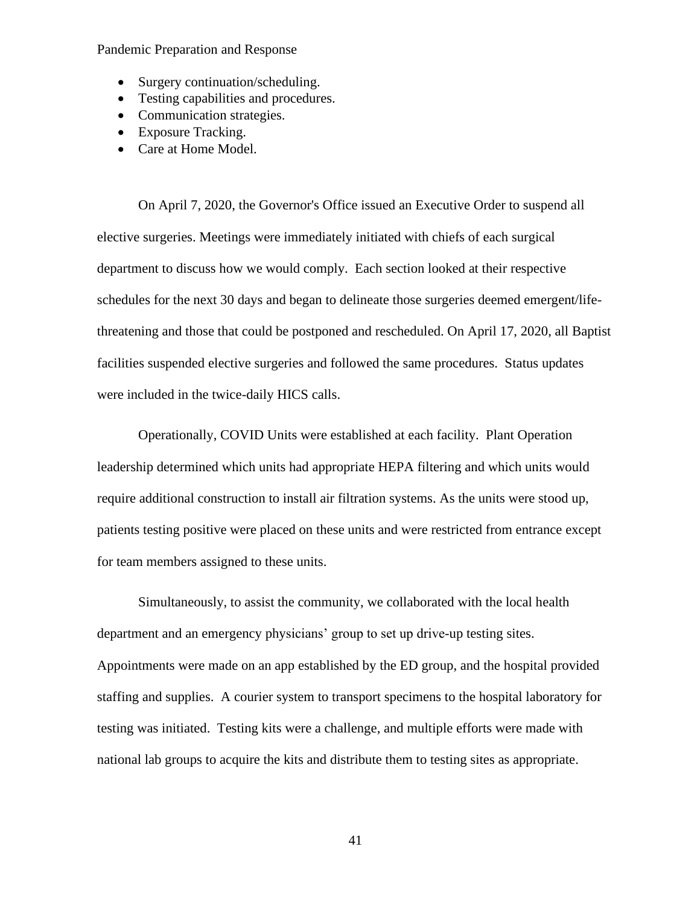- Surgery continuation/scheduling.
- Testing capabilities and procedures.
- Communication strategies.
- Exposure Tracking.
- Care at Home Model.

On April 7, 2020, the Governor's Office issued an Executive Order to suspend all elective surgeries. Meetings were immediately initiated with chiefs of each surgical department to discuss how we would comply. Each section looked at their respective schedules for the next 30 days and began to delineate those surgeries deemed emergent/life-threatening and those that could be postponed and rescheduled. On April 17, 2020, all Baptist facilities suspended elective surgeries and followed the same procedures. Status updates were included in the twice-daily HICS calls.

Operationally, COVID Units were established at each facility. Plant Operation leadership determined which units had appropriate HEPA filtering and which units would require additional construction to install air filtration systems. As the units were stood up, patients testing positive were placed on these units and were restricted from entrance except for team members assigned to these units.

Simultaneously, to assist the community, we collaborated with the local health department and an emergency physicians' group to set up drive-up testing sites. Appointments were made on an app established by the ED group, and the hospital provided staffing and supplies. A courier system to transport specimens to the hospital laboratory for testing was initiated. Testing kits were a challenge, and multiple efforts were made with national lab groups to acquire the kits and distribute them to testing sites as appropriate.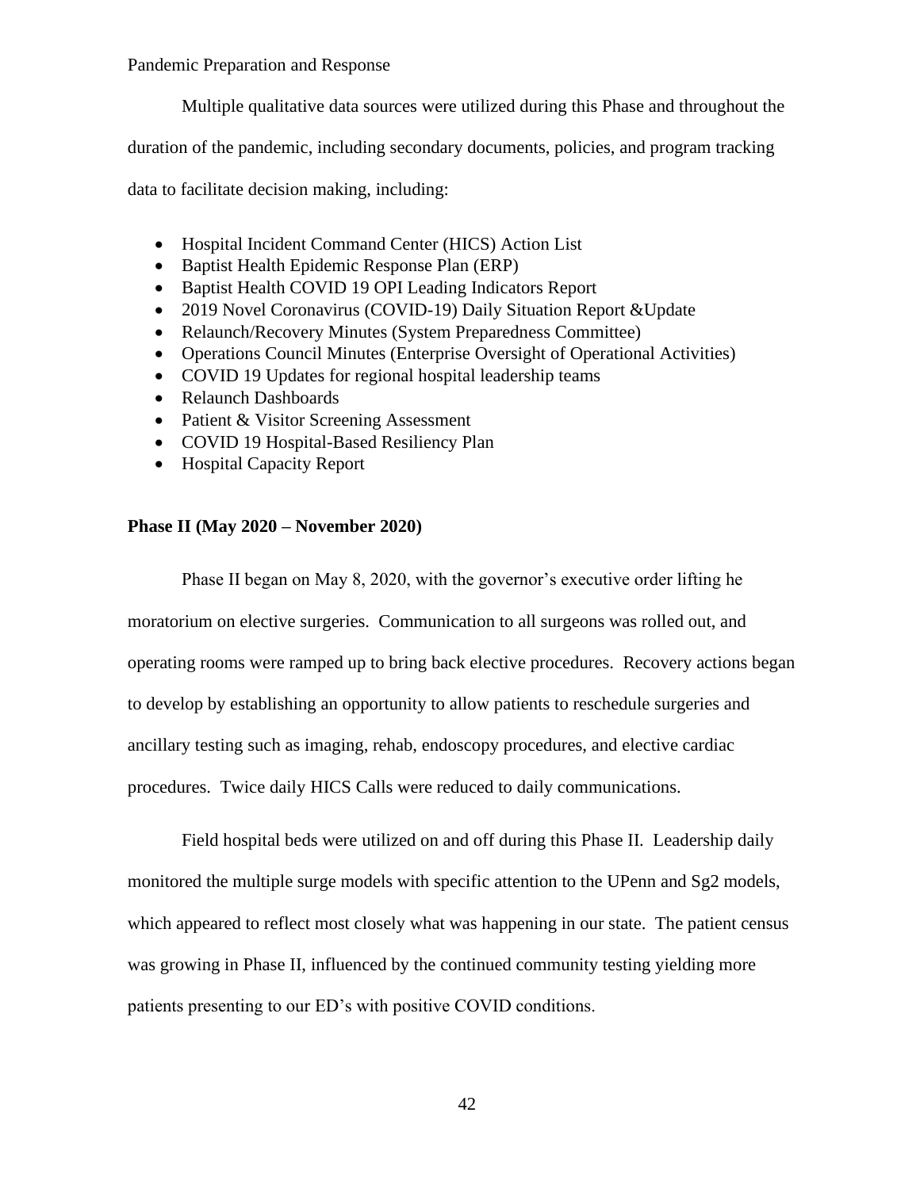Multiple qualitative data sources were utilized during this Phase and throughout the duration of the pandemic, including secondary documents, policies, and program tracking data to facilitate decision making, including:

- Hospital Incident Command Center (HICS) Action List
- Baptist Health Epidemic Response Plan (ERP)
- Baptist Health COVID 19 OPI Leading Indicators Report
- 2019 Novel Coronavirus (COVID-19) Daily Situation Report &Update
- Relaunch/Recovery Minutes (System Preparedness Committee)
- Operations Council Minutes (Enterprise Oversight of Operational Activities)
- COVID 19 Updates for regional hospital leadership teams
- Relaunch Dashboards
- Patient & Visitor Screening Assessment
- COVID 19 Hospital-Based Resiliency Plan
- Hospital Capacity Report

**Phase II (May 2020 – November 2020)**

Phase II began on May 8, 2020, with the governor's executive order lifting he moratorium on elective surgeries. Communication to all surgeons was rolled out, and operating rooms were ramped up to bring back elective procedures. Recovery actions began to develop by establishing an opportunity to allow patients to reschedule surgeries and ancillary testing such as imaging, rehab, endoscopy procedures, and elective cardiac procedures. Twice daily HICS Calls were reduced to daily communications.

Field hospital beds were utilized on and off during this Phase II. Leadership daily monitored the multiple surge models with specific attention to the UPenn and Sg2 models, which appeared to reflect most closely what was happening in our state. The patient census was growing in Phase II, influenced by the continued community testing yielding more patients presenting to our ED's with positive COVID conditions.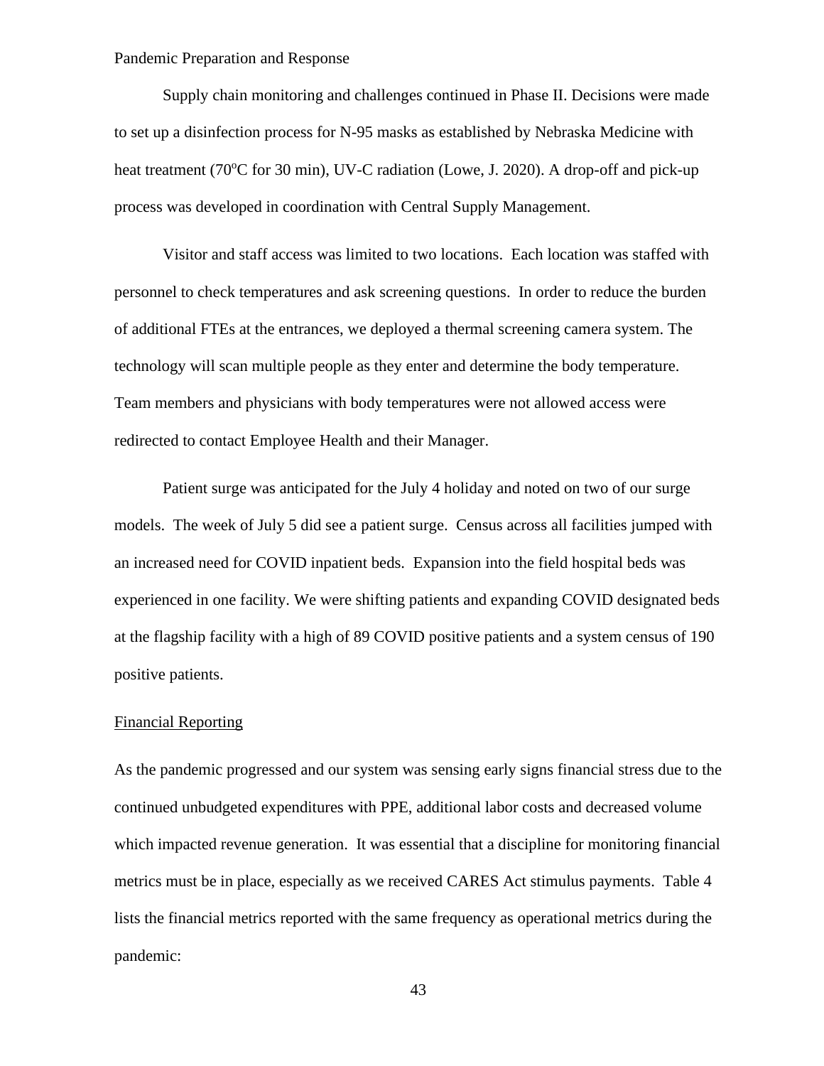Supply chain monitoring and challenges continued in Phase II. Decisions were made to set up a disinfection process for N-95 masks as established by Nebraska Medicine with heat treatment (70$^{o}$C for 30 min), UV-C radiation (Lowe, J. 2020). A drop-off and pick-up process was developed in coordination with Central Supply Management.

Visitor and staff access was limited to two locations. Each location was staffed with personnel to check temperatures and ask screening questions. In order to reduce the burden of additional FTEs at the entrances, we deployed a thermal screening camera system. The technology will scan multiple people as they enter and determine the body temperature. Team members and physicians with body temperatures were not allowed access were redirected to contact Employee Health and their Manager.

Patient surge was anticipated for the July 4 holiday and noted on two of our surge models. The week of July 5 did see a patient surge. Census across all facilities jumped with an increased need for COVID inpatient beds. Expansion into the field hospital beds was experienced in one facility. We were shifting patients and expanding COVID designated beds at the flagship facility with a high of 89 COVID positive patients and a system census of 190 positive patients.

<u>Financial Reporting</u>

As the pandemic progressed and our system was sensing early signs financial stress due to the continued unbudgeted expenditures with PPE, additional labor costs and decreased volume which impacted revenue generation. It was essential that a discipline for monitoring financial metrics must be in place, especially as we received CARES Act stimulus payments. Table 4 lists the financial metrics reported with the same frequency as operational metrics during the pandemic: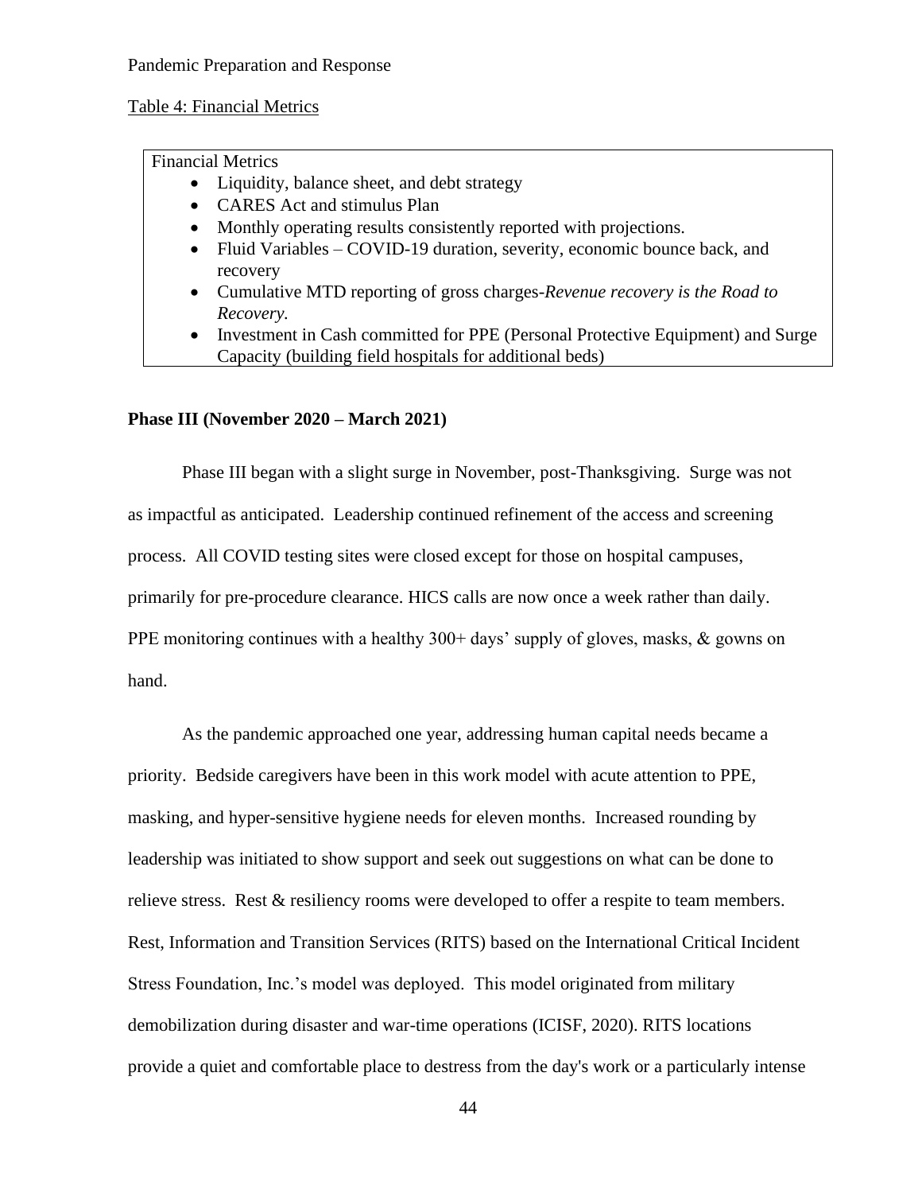Table 4: Financial Metrics

Financial Metrics

- Liquidity, balance sheet, and debt strategy
- CARES Act and stimulus Plan
- Monthly operating results consistently reported with projections.
- Fluid Variables – COVID-19 duration, severity, economic bounce back, and recovery
- Cumulative MTD reporting of gross charges-*Revenue recovery is the Road to Recovery.*
- Investment in Cash committed for PPE (Personal Protective Equipment) and Surge Capacity (building field hospitals for additional beds)

**Phase III (November 2020 – March 2021)**

Phase III began with a slight surge in November, post-Thanksgiving. Surge was not as impactful as anticipated. Leadership continued refinement of the access and screening process. All COVID testing sites were closed except for those on hospital campuses, primarily for pre-procedure clearance. HICS calls are now once a week rather than daily. PPE monitoring continues with a healthy 300+ days' supply of gloves, masks, & gowns on hand.

As the pandemic approached one year, addressing human capital needs became a priority. Bedside caregivers have been in this work model with acute attention to PPE, masking, and hyper-sensitive hygiene needs for eleven months. Increased rounding by leadership was initiated to show support and seek out suggestions on what can be done to relieve stress. Rest & resiliency rooms were developed to offer a respite to team members. Rest, Information and Transition Services (RITS) based on the International Critical Incident Stress Foundation, Inc.'s model was deployed. This model originated from military demobilization during disaster and war-time operations (ICISF, 2020). RITS locations provide a quiet and comfortable place to destress from the day's work or a particularly intense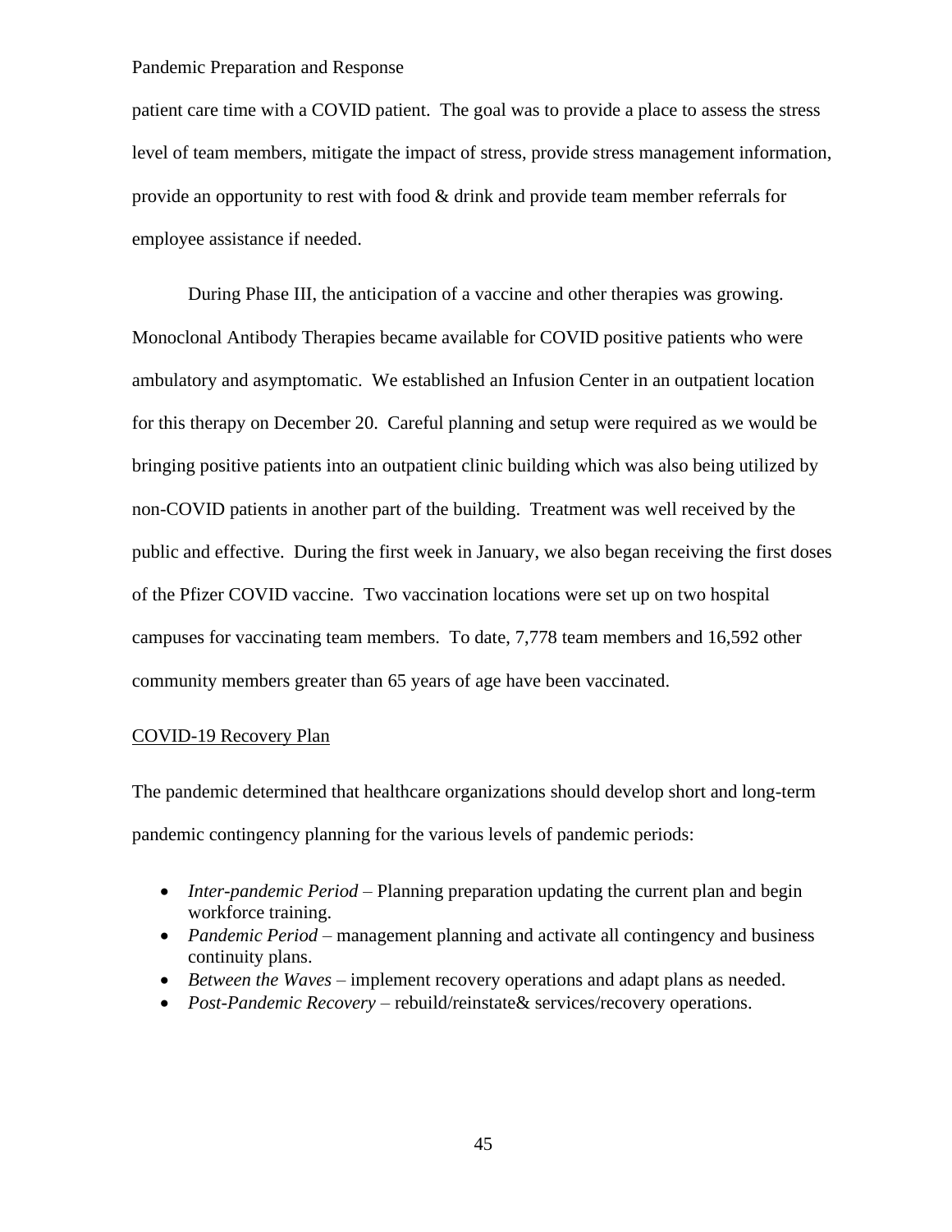patient care time with a COVID patient. The goal was to provide a place to assess the stress level of team members, mitigate the impact of stress, provide stress management information, provide an opportunity to rest with food & drink and provide team member referrals for employee assistance if needed.

During Phase III, the anticipation of a vaccine and other therapies was growing. Monoclonal Antibody Therapies became available for COVID positive patients who were ambulatory and asymptomatic. We established an Infusion Center in an outpatient location for this therapy on December 20. Careful planning and setup were required as we would be bringing positive patients into an outpatient clinic building which was also being utilized by non-COVID patients in another part of the building. Treatment was well received by the public and effective. During the first week in January, we also began receiving the first doses of the Pfizer COVID vaccine. Two vaccination locations were set up on two hospital campuses for vaccinating team members. To date, 7,778 team members and 16,592 other community members greater than 65 years of age have been vaccinated.

## COVID-19 Recovery Plan

The pandemic determined that healthcare organizations should develop short and long-term pandemic contingency planning for the various levels of pandemic periods:

- *Inter-pandemic Period* – Planning preparation updating the current plan and begin workforce training.
- *Pandemic Period* – management planning and activate all contingency and business continuity plans.
- *Between the Waves* – implement recovery operations and adapt plans as needed.
- *Post-Pandemic Recovery* – rebuild/reinstate& services/recovery operations.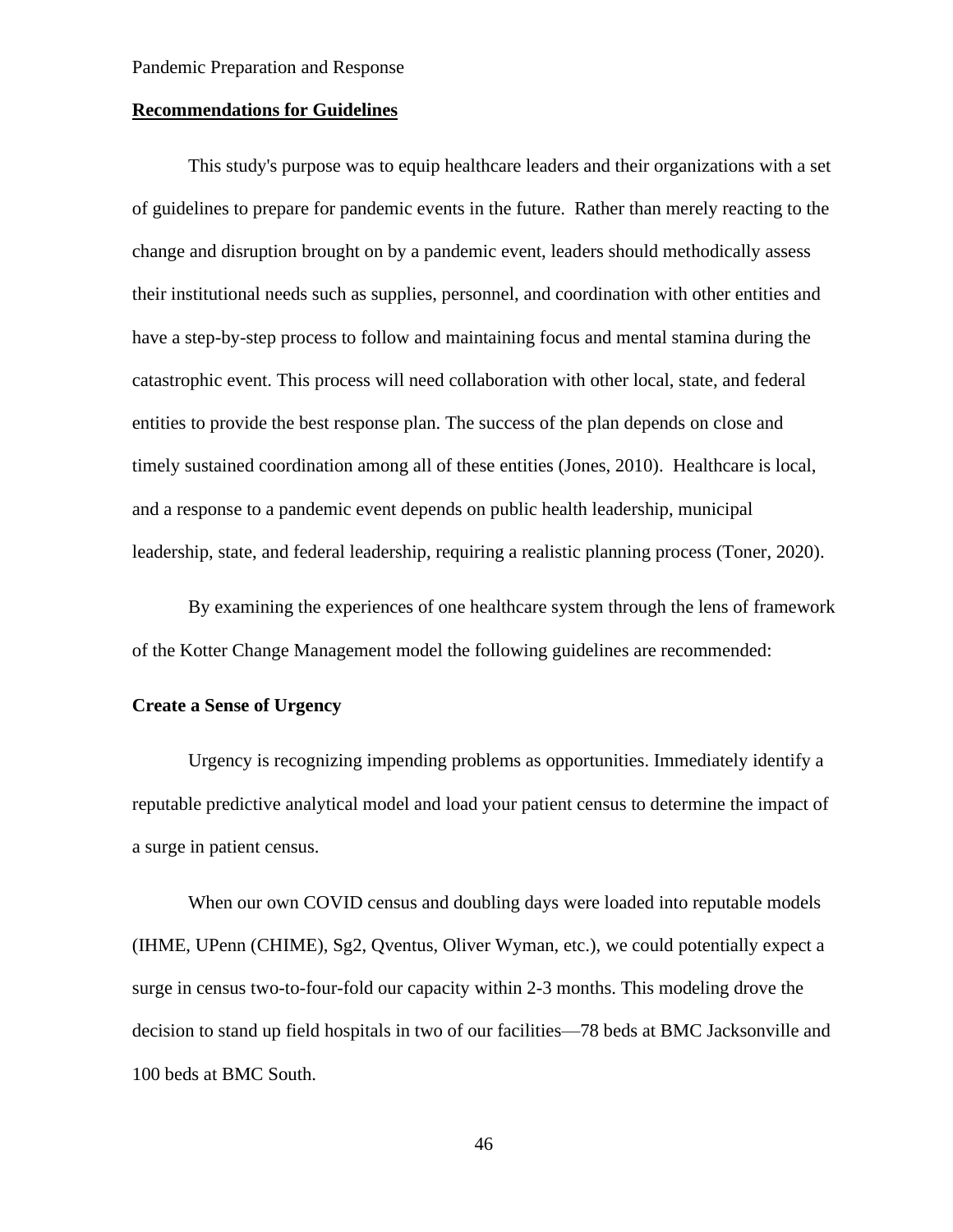## Recommendations for Guidelines

This study's purpose was to equip healthcare leaders and their organizations with a set of guidelines to prepare for pandemic events in the future. Rather than merely reacting to the change and disruption brought on by a pandemic event, leaders should methodically assess their institutional needs such as supplies, personnel, and coordination with other entities and have a step-by-step process to follow and maintaining focus and mental stamina during the catastrophic event. This process will need collaboration with other local, state, and federal entities to provide the best response plan. The success of the plan depends on close and timely sustained coordination among all of these entities (Jones, 2010). Healthcare is local, and a response to a pandemic event depends on public health leadership, municipal leadership, state, and federal leadership, requiring a realistic planning process (Toner, 2020).

By examining the experiences of one healthcare system through the lens of framework of the Kotter Change Management model the following guidelines are recommended:

### Create a Sense of Urgency

Urgency is recognizing impending problems as opportunities. Immediately identify a reputable predictive analytical model and load your patient census to determine the impact of a surge in patient census.

When our own COVID census and doubling days were loaded into reputable models (IHME, UPenn (CHIME), Sg2, Qventus, Oliver Wyman, etc.), we could potentially expect a surge in census two-to-four-fold our capacity within 2-3 months. This modeling drove the decision to stand up field hospitals in two of our facilities—78 beds at BMC Jacksonville and 100 beds at BMC South.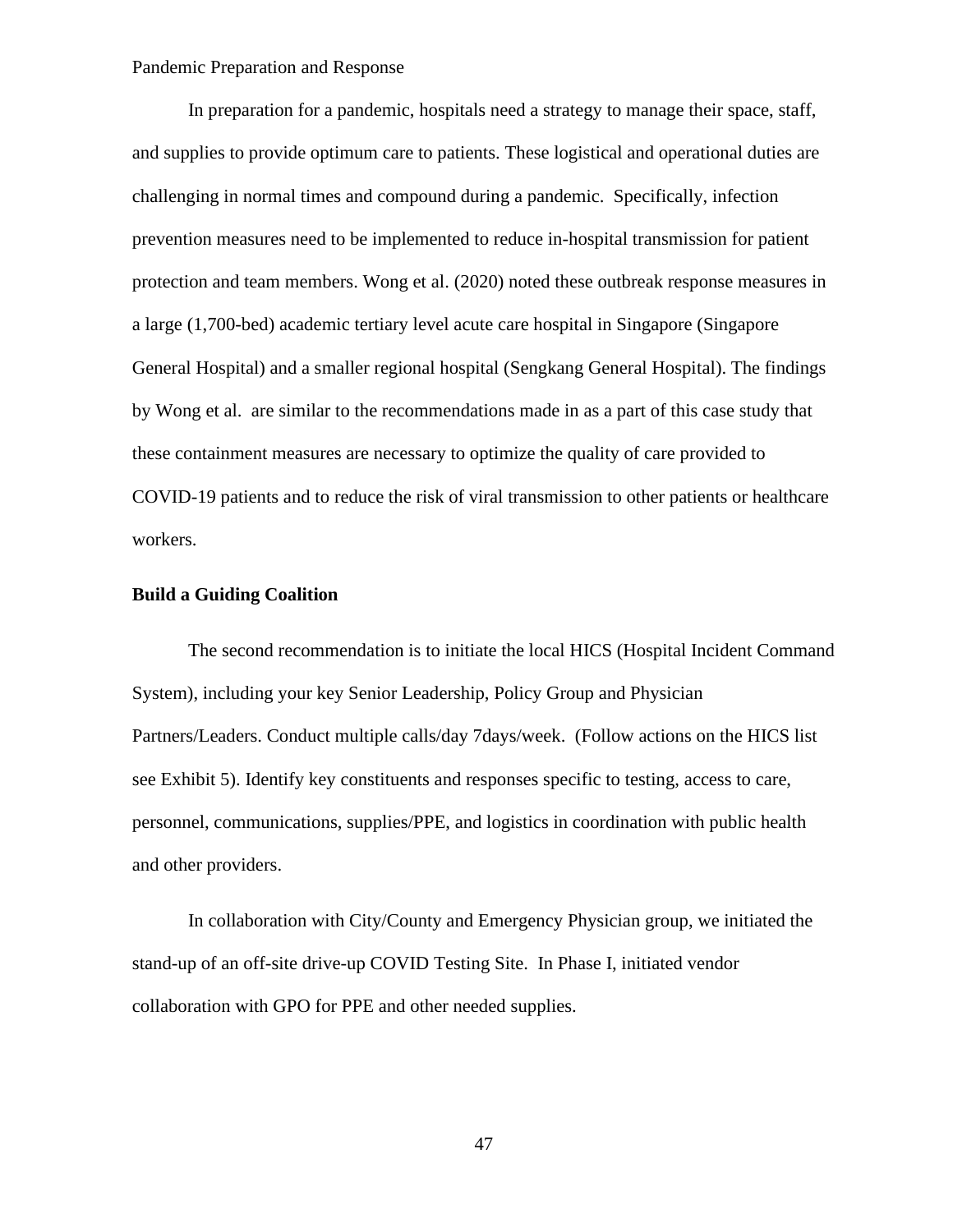Pandemic Preparation and Response

In preparation for a pandemic, hospitals need a strategy to manage their space, staff, and supplies to provide optimum care to patients. These logistical and operational duties are challenging in normal times and compound during a pandemic. Specifically, infection prevention measures need to be implemented to reduce in-hospital transmission for patient protection and team members. Wong et al. (2020) noted these outbreak response measures in a large (1,700-bed) academic tertiary level acute care hospital in Singapore (Singapore General Hospital) and a smaller regional hospital (Sengkang General Hospital). The findings by Wong et al. are similar to the recommendations made in as a part of this case study that these containment measures are necessary to optimize the quality of care provided to COVID-19 patients and to reduce the risk of viral transmission to other patients or healthcare workers.

**Build a Guiding Coalition**

The second recommendation is to initiate the local HICS (Hospital Incident Command System), including your key Senior Leadership, Policy Group and Physician Partners/Leaders. Conduct multiple calls/day 7days/week. (Follow actions on the HICS list see Exhibit 5). Identify key constituents and responses specific to testing, access to care, personnel, communications, supplies/PPE, and logistics in coordination with public health and other providers.

In collaboration with City/County and Emergency Physician group, we initiated the stand-up of an off-site drive-up COVID Testing Site. In Phase I, initiated vendor collaboration with GPO for PPE and other needed supplies.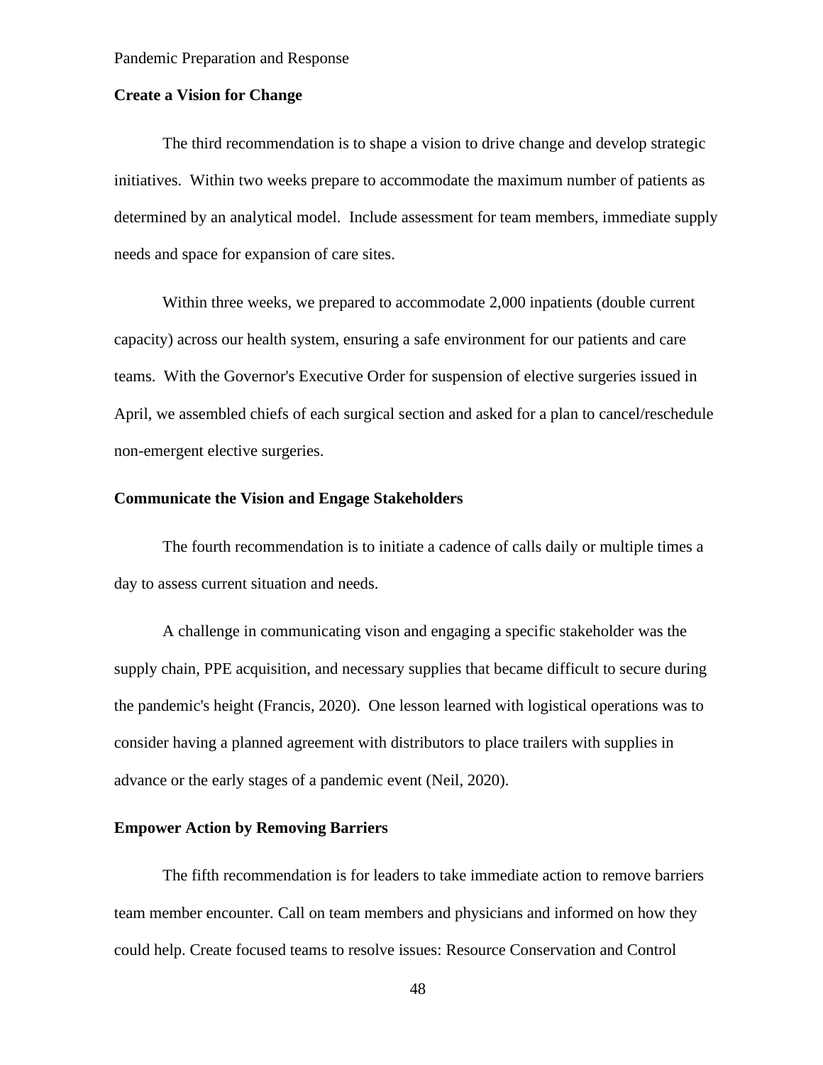**Create a Vision for Change**

The third recommendation is to shape a vision to drive change and develop strategic initiatives.  Within two weeks prepare to accommodate the maximum number of patients as determined by an analytical model.  Include assessment for team members, immediate supply needs and space for expansion of care sites.

Within three weeks, we prepared to accommodate 2,000 inpatients (double current capacity) across our health system, ensuring a safe environment for our patients and care teams.  With the Governor's Executive Order for suspension of elective surgeries issued in April, we assembled chiefs of each surgical section and asked for a plan to cancel/reschedule non-emergent elective surgeries.

**Communicate the Vision and Engage Stakeholders**

The fourth recommendation is to initiate a cadence of calls daily or multiple times a day to assess current situation and needs.

A challenge in communicating vison and engaging a specific stakeholder was the supply chain, PPE acquisition, and necessary supplies that became difficult to secure during the pandemic's height (Francis, 2020).  One lesson learned with logistical operations was to consider having a planned agreement with distributors to place trailers with supplies in advance or the early stages of a pandemic event (Neil, 2020).

**Empower Action by Removing Barriers**

The fifth recommendation is for leaders to take immediate action to remove barriers team member encounter. Call on team members and physicians and informed on how they could help. Create focused teams to resolve issues: Resource Conservation and Control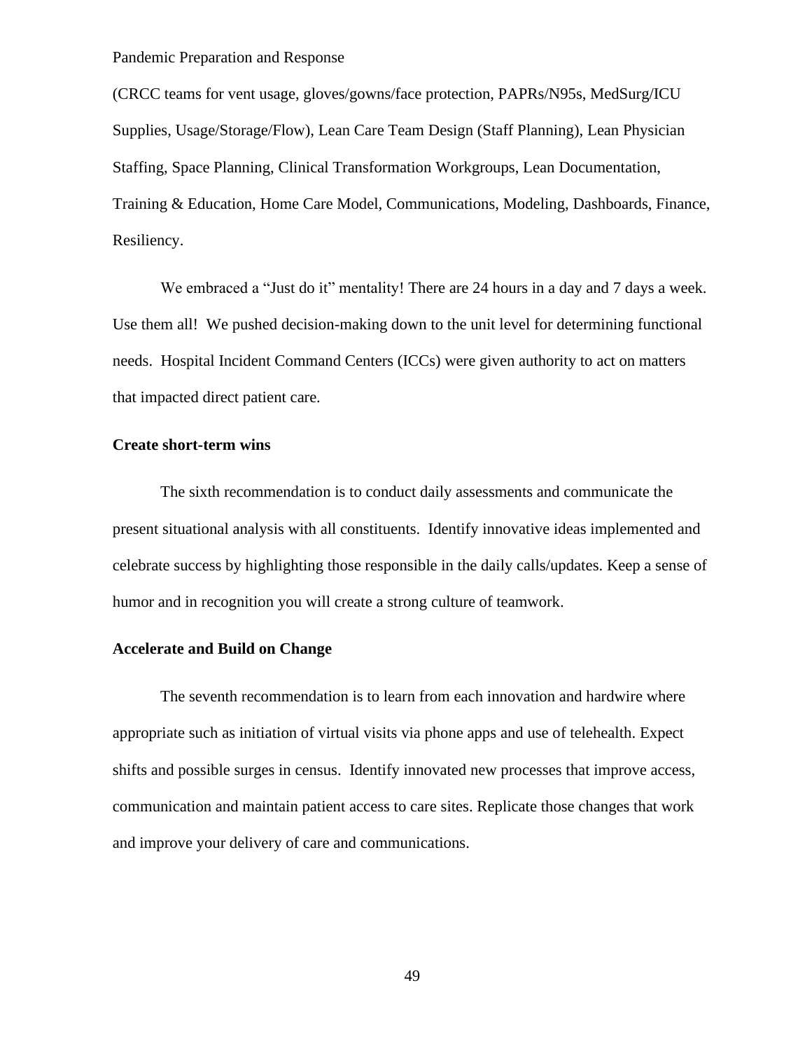(CRCC teams for vent usage, gloves/gowns/face protection, PAPRs/N95s, MedSurg/ICU Supplies, Usage/Storage/Flow), Lean Care Team Design (Staff Planning), Lean Physician Staffing, Space Planning, Clinical Transformation Workgroups, Lean Documentation, Training & Education, Home Care Model, Communications, Modeling, Dashboards, Finance, Resiliency.

We embraced a "Just do it" mentality! There are 24 hours in a day and 7 days a week. Use them all! We pushed decision-making down to the unit level for determining functional needs. Hospital Incident Command Centers (ICCs) were given authority to act on matters that impacted direct patient care.

**Create short-term wins**

The sixth recommendation is to conduct daily assessments and communicate the present situational analysis with all constituents. Identify innovative ideas implemented and celebrate success by highlighting those responsible in the daily calls/updates. Keep a sense of humor and in recognition you will create a strong culture of teamwork.

**Accelerate and Build on Change**

The seventh recommendation is to learn from each innovation and hardwire where appropriate such as initiation of virtual visits via phone apps and use of telehealth. Expect shifts and possible surges in census. Identify innovated new processes that improve access, communication and maintain patient access to care sites. Replicate those changes that work and improve your delivery of care and communications.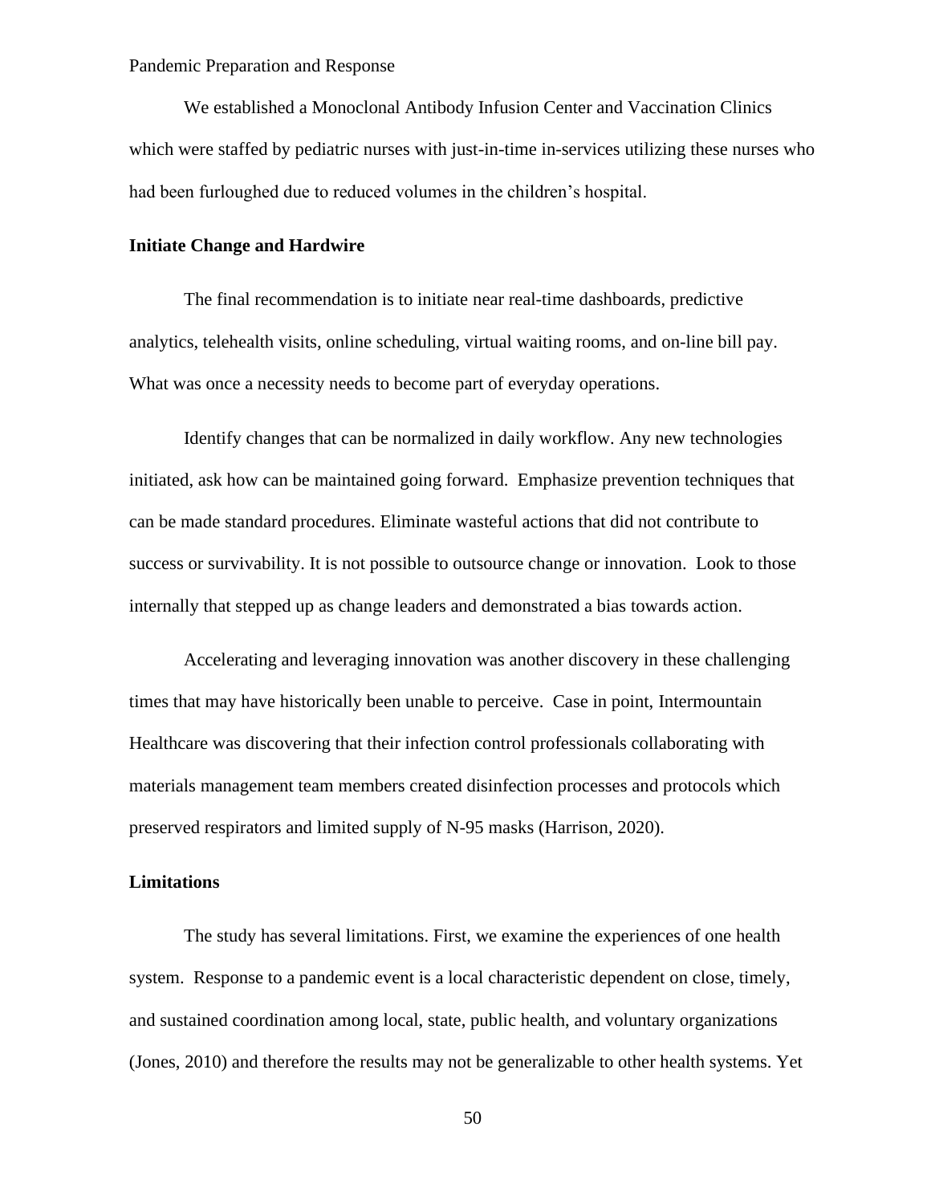We established a Monoclonal Antibody Infusion Center and Vaccination Clinics which were staffed by pediatric nurses with just-in-time in-services utilizing these nurses who had been furloughed due to reduced volumes in the children's hospital.

**Initiate Change and Hardwire**

The final recommendation is to initiate near real-time dashboards, predictive analytics, telehealth visits, online scheduling, virtual waiting rooms, and on-line bill pay. What was once a necessity needs to become part of everyday operations.

Identify changes that can be normalized in daily workflow. Any new technologies initiated, ask how can be maintained going forward. Emphasize prevention techniques that can be made standard procedures. Eliminate wasteful actions that did not contribute to success or survivability. It is not possible to outsource change or innovation. Look to those internally that stepped up as change leaders and demonstrated a bias towards action.

Accelerating and leveraging innovation was another discovery in these challenging times that may have historically been unable to perceive. Case in point, Intermountain Healthcare was discovering that their infection control professionals collaborating with materials management team members created disinfection processes and protocols which preserved respirators and limited supply of N-95 masks (Harrison, 2020).

**Limitations**

The study has several limitations. First, we examine the experiences of one health system. Response to a pandemic event is a local characteristic dependent on close, timely, and sustained coordination among local, state, public health, and voluntary organizations (Jones, 2010) and therefore the results may not be generalizable to other health systems. Yet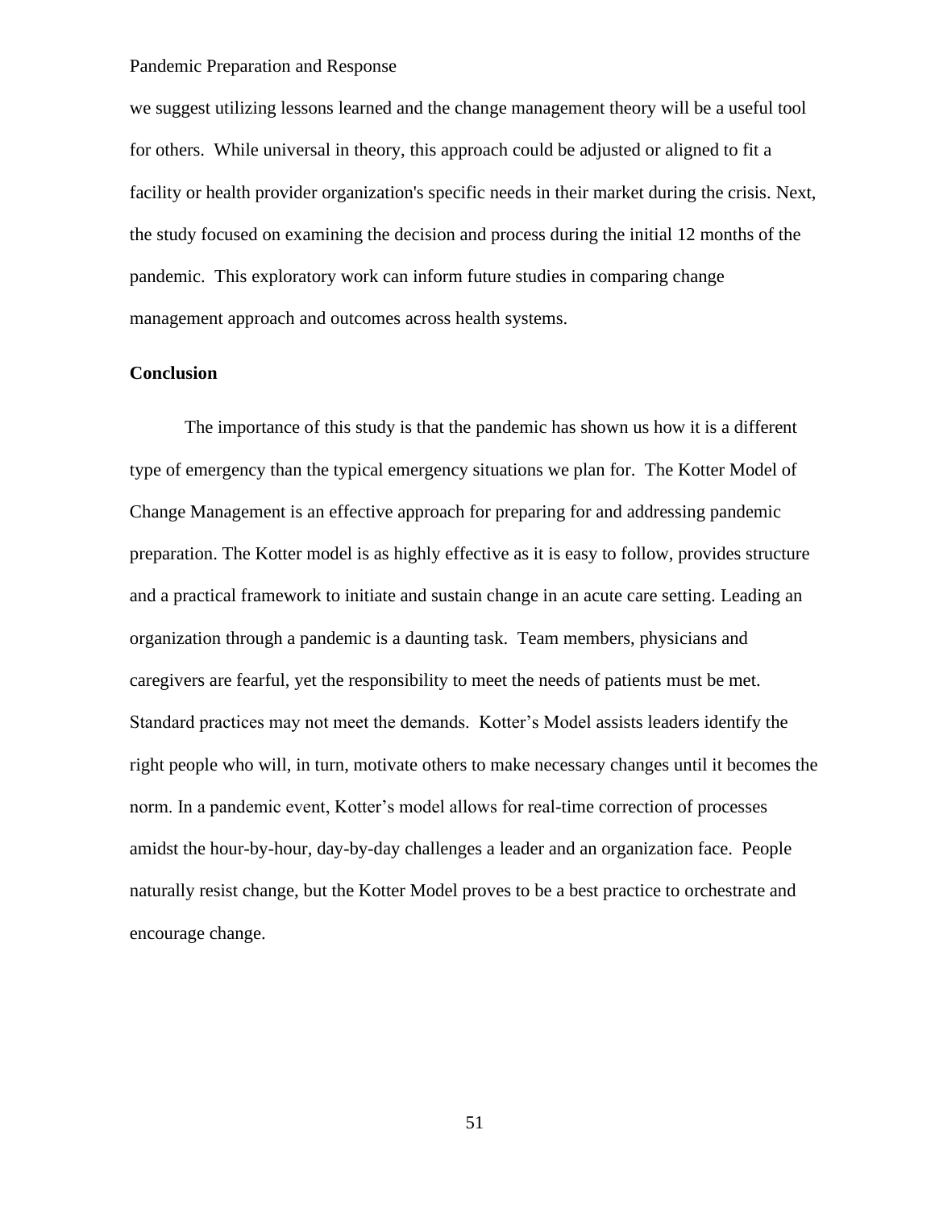we suggest utilizing lessons learned and the change management theory will be a useful tool for others. While universal in theory, this approach could be adjusted or aligned to fit a facility or health provider organization's specific needs in their market during the crisis. Next, the study focused on examining the decision and process during the initial 12 months of the pandemic. This exploratory work can inform future studies in comparing change management approach and outcomes across health systems.

**Conclusion**

The importance of this study is that the pandemic has shown us how it is a different type of emergency than the typical emergency situations we plan for. The Kotter Model of Change Management is an effective approach for preparing for and addressing pandemic preparation. The Kotter model is as highly effective as it is easy to follow, provides structure and a practical framework to initiate and sustain change in an acute care setting. Leading an organization through a pandemic is a daunting task. Team members, physicians and caregivers are fearful, yet the responsibility to meet the needs of patients must be met. Standard practices may not meet the demands. Kotter's Model assists leaders identify the right people who will, in turn, motivate others to make necessary changes until it becomes the norm. In a pandemic event, Kotter's model allows for real-time correction of processes amidst the hour-by-hour, day-by-day challenges a leader and an organization face. People naturally resist change, but the Kotter Model proves to be a best practice to orchestrate and encourage change.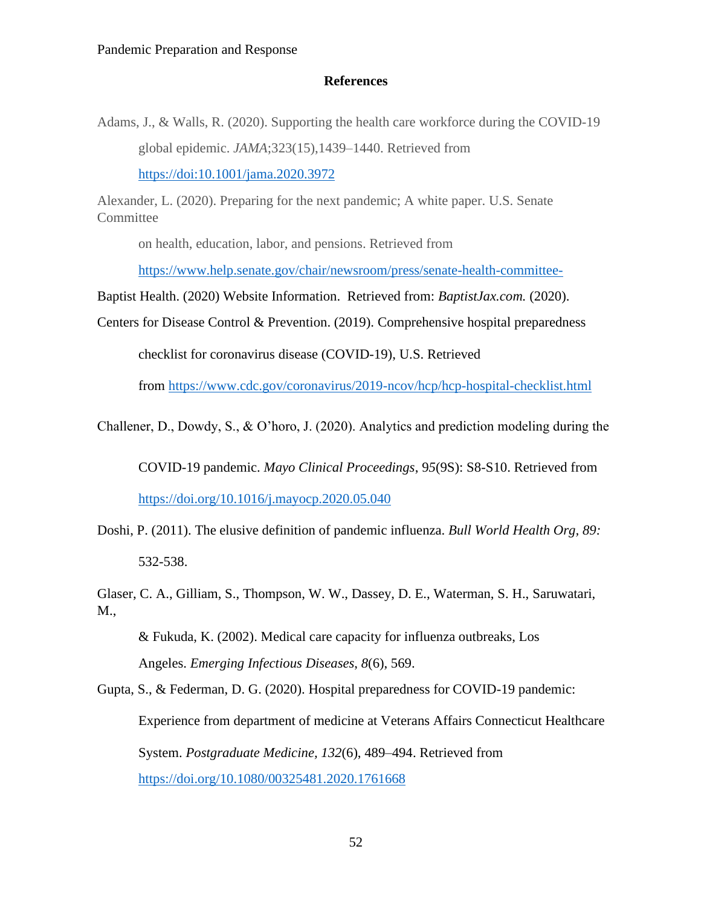## References

Adams, J., & Walls, R. (2020). Supporting the health care workforce during the COVID-19 global epidemic. *JAMA*;323(15),1439–1440. Retrieved from https://doi:10.1001/jama.2020.3972

Alexander, L. (2020). Preparing for the next pandemic; A white paper. U.S. Senate Committee on health, education, labor, and pensions. Retrieved from https://www.help.senate.gov/chair/newsroom/press/senate-health-committee-

Baptist Health. (2020) Website Information. Retrieved from: *BaptistJax.com.* (2020).

Centers for Disease Control & Prevention. (2019). Comprehensive hospital preparedness checklist for coronavirus disease (COVID-19), U.S. Retrieved from https://www.cdc.gov/coronavirus/2019-ncov/hcp/hcp-hospital-checklist.html

Challener, D., Dowdy, S., & O'horo, J. (2020). Analytics and prediction modeling during the COVID-19 pandemic. *Mayo Clinical Proceedings*, *95*(9S): S8-S10. Retrieved from https://doi.org/10.1016/j.mayocp.2020.05.040

Doshi, P. (2011). The elusive definition of pandemic influenza. *Bull World Health Org, 89:* 532-538.

Glaser, C. A., Gilliam, S., Thompson, W. W., Dassey, D. E., Waterman, S. H., Saruwatari, M., & Fukuda, K. (2002). Medical care capacity for influenza outbreaks, Los Angeles. *Emerging Infectious Diseases*, *8*(6), 569.

Gupta, S., & Federman, D. G. (2020). Hospital preparedness for COVID-19 pandemic: Experience from department of medicine at Veterans Affairs Connecticut Healthcare System. *Postgraduate Medicine, 132*(6), 489–494. Retrieved from https://doi.org/10.1080/00325481.2020.1761668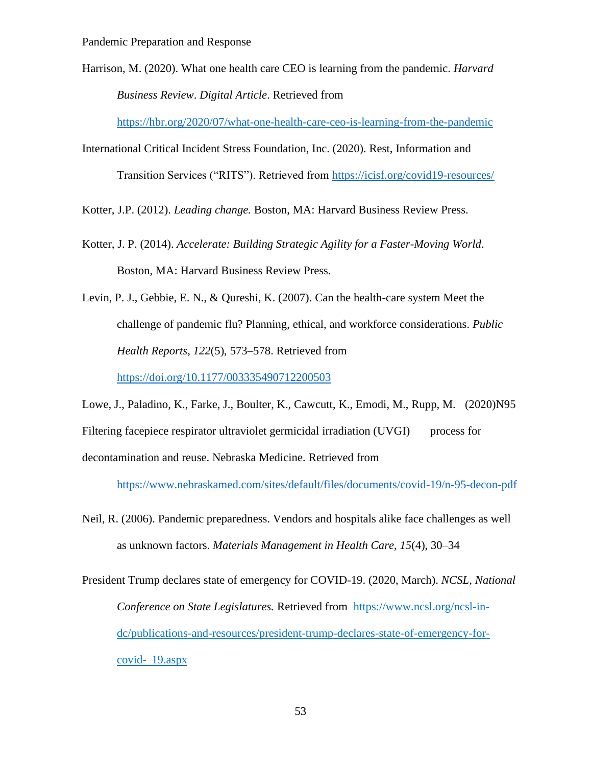Harrison, M. (2020). What one health care CEO is learning from the pandemic. *Harvard Business Review*. *Digital Article*. Retrieved from https://hbr.org/2020/07/what-one-health-care-ceo-is-learning-from-the-pandemic

International Critical Incident Stress Foundation, Inc. (2020). Rest, Information and Transition Services ("RITS"). Retrieved from https://icisf.org/covid19-resources/

Kotter, J.P. (2012). *Leading change.* Boston, MA: Harvard Business Review Press.

Kotter, J. P. (2014). *Accelerate: Building Strategic Agility for a Faster-Moving World*. Boston, MA: Harvard Business Review Press.

Levin, P. J., Gebbie, E. N., & Qureshi, K. (2007). Can the health-care system Meet the challenge of pandemic flu? Planning, ethical, and workforce considerations. *Public Health Reports*, *122*(5), 573–578. Retrieved from https://doi.org/10.1177/003335490712200503

Lowe, J., Paladino, K., Farke, J., Boulter, K., Cawcutt, K., Emodi, M., Rupp, M. (2020)N95 Filtering facepiece respirator ultraviolet germicidal irradiation (UVGI) process for decontamination and reuse. Nebraska Medicine. Retrieved from https://www.nebraskamed.com/sites/default/files/documents/covid-19/n-95-decon-pdf

Neil, R. (2006). Pandemic preparedness. Vendors and hospitals alike face challenges as well as unknown factors. *Materials Management in Health Care*, *15*(4), 30–34

President Trump declares state of emergency for COVID-19. (2020, March). *NCSL, National Conference on State Legislatures.* Retrieved from https://www.ncsl.org/ncsl-in-dc/publications-and-resources/president-trump-declares-state-of-emergency-for-covid- 19.aspx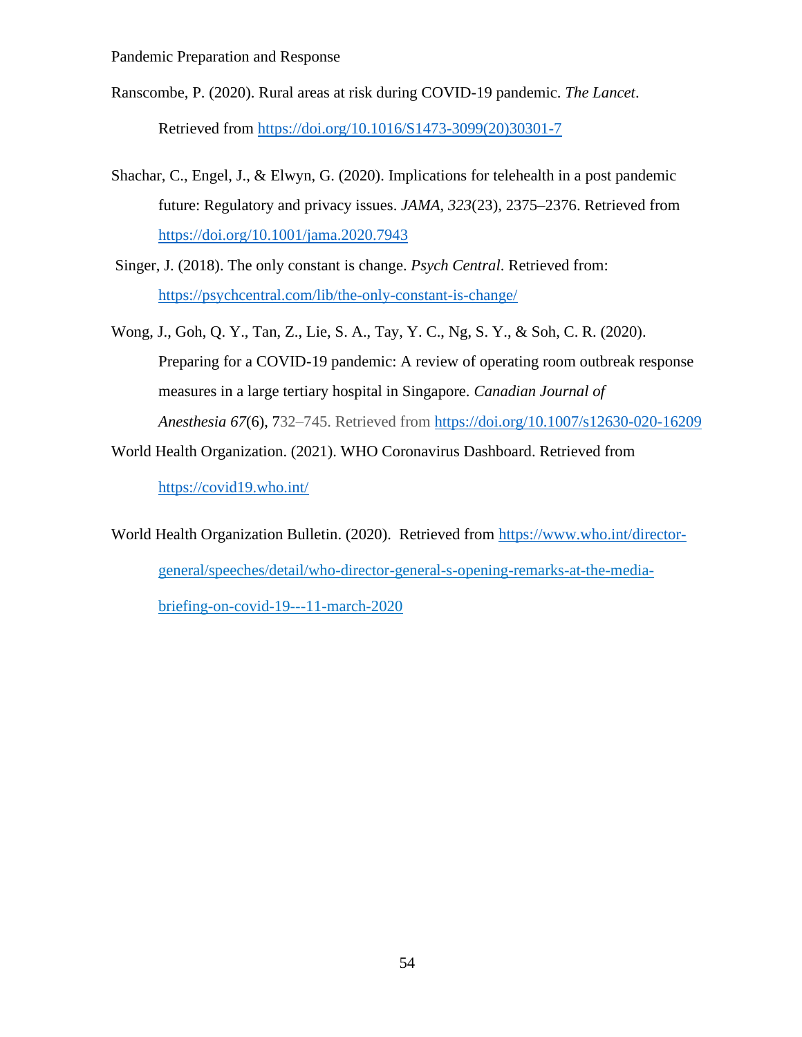Ranscombe, P. (2020). Rural areas at risk during COVID-19 pandemic. *The Lancet*. Retrieved from https://doi.org/10.1016/S1473-3099(20)30301-7

Shachar, C., Engel, J., & Elwyn, G. (2020). Implications for telehealth in a post pandemic future: Regulatory and privacy issues. *JAMA*, *323*(23), 2375–2376. Retrieved from https://doi.org/10.1001/jama.2020.7943

Singer, J. (2018). The only constant is change. *Psych Central*. Retrieved from: https://psychcentral.com/lib/the-only-constant-is-change/

Wong, J., Goh, Q. Y., Tan, Z., Lie, S. A., Tay, Y. C., Ng, S. Y., & Soh, C. R. (2020). Preparing for a COVID-19 pandemic: A review of operating room outbreak response measures in a large tertiary hospital in Singapore. *Canadian Journal of Anesthesia 67*(6), 732–745. Retrieved from https://doi.org/10.1007/s12630-020-16209

World Health Organization. (2021). WHO Coronavirus Dashboard. Retrieved from https://covid19.who.int/

World Health Organization Bulletin. (2020). Retrieved from https://www.who.int/director-general/speeches/detail/who-director-general-s-opening-remarks-at-the-media-briefing-on-covid-19---11-march-2020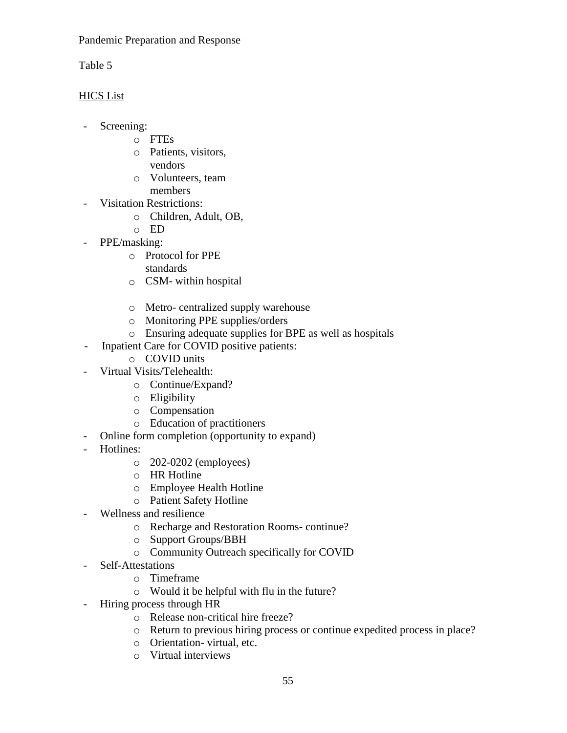Table 5

<u>HICS List</u>

- Screening:
    - FTEs
    - Patients, visitors, vendors
    - Volunteers, team members
- Visitation Restrictions:
    - Children, Adult, OB,
    - ED
- PPE/masking:
    - Protocol for PPE standards
    - CSM- within hospital
    - Metro- centralized supply warehouse
    - Monitoring PPE supplies/orders
    - Ensuring adequate supplies for BPE as well as hospitals
- Inpatient Care for COVID positive patients:
    - COVID units
- Virtual Visits/Telehealth:
    - Continue/Expand?
    - Eligibility
    - Compensation
    - Education of practitioners
- Online form completion (opportunity to expand)
- Hotlines:
    - 202-0202 (employees)
    - HR Hotline
    - Employee Health Hotline
    - Patient Safety Hotline
- Wellness and resilience
    - Recharge and Restoration Rooms- continue?
    - Support Groups/BBH
    - Community Outreach specifically for COVID
- Self-Attestations
    - Timeframe
    - Would it be helpful with flu in the future?
- Hiring process through HR
    - Release non-critical hire freeze?
    - Return to previous hiring process or continue expedited process in place?
    - Orientation- virtual, etc.
    - Virtual interviews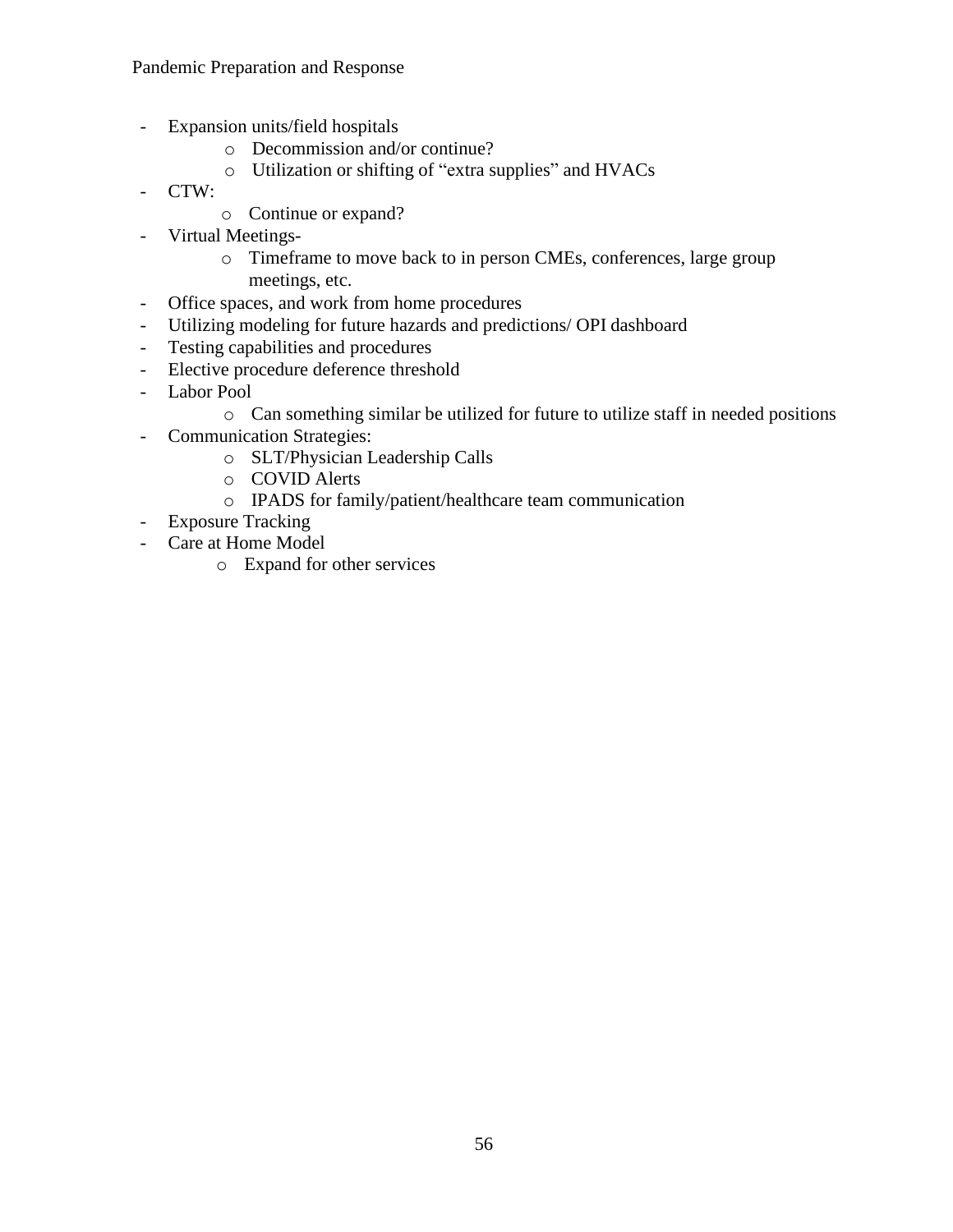- Expansion units/field hospitals
    - Decommission and/or continue?
    - Utilization or shifting of "extra supplies" and HVACs
- CTW:
    - Continue or expand?
- Virtual Meetings-
    - Timeframe to move back to in person CMEs, conferences, large group meetings, etc.
- Office spaces, and work from home procedures
- Utilizing modeling for future hazards and predictions/ OPI dashboard
- Testing capabilities and procedures
- Elective procedure deference threshold
- Labor Pool
    - Can something similar be utilized for future to utilize staff in needed positions
- Communication Strategies:
    - SLT/Physician Leadership Calls
    - COVID Alerts
    - IPADS for family/patient/healthcare team communication
- Exposure Tracking
- Care at Home Model
    - Expand for other services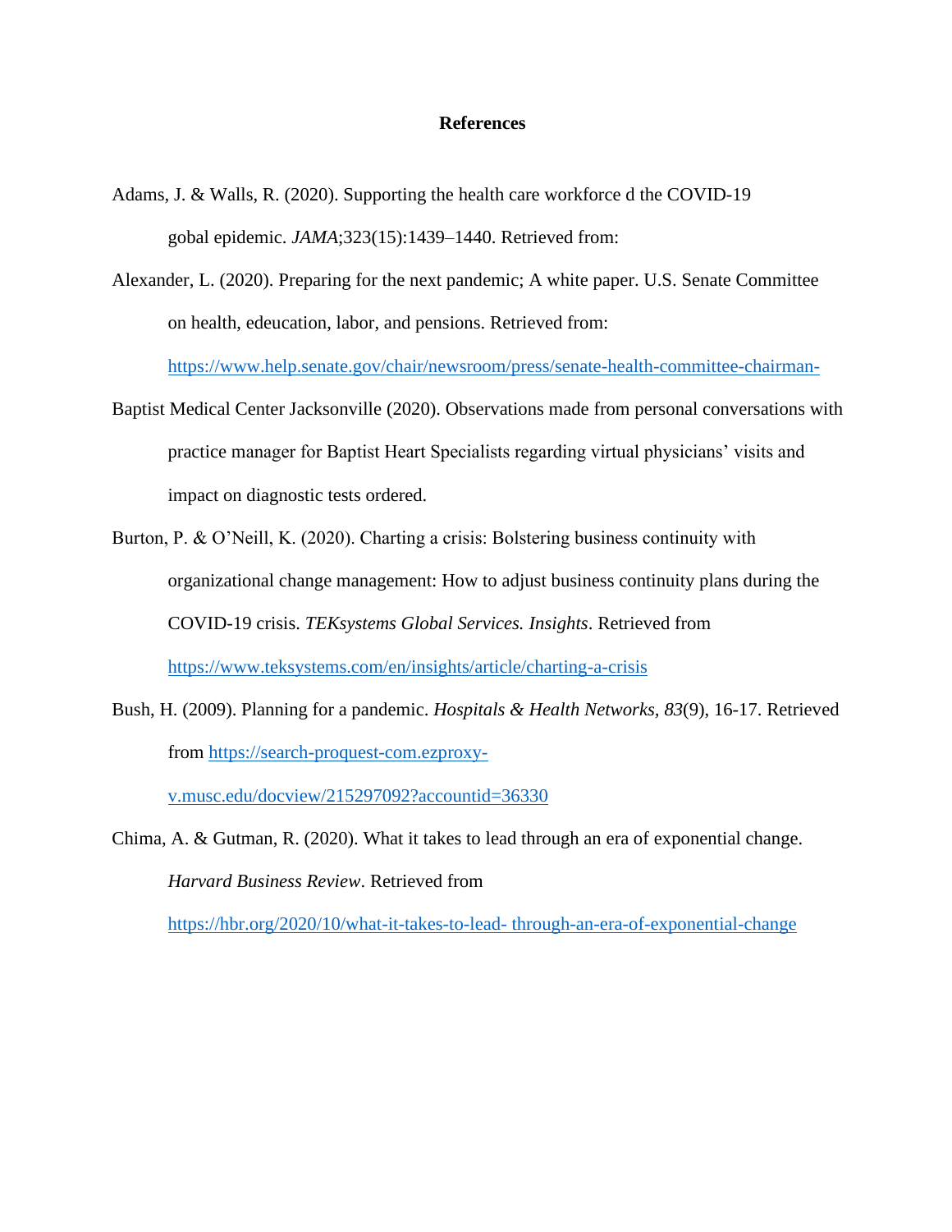# References

Adams, J. & Walls, R. (2020). Supporting the health care workforce d the COVID-19 gobal epidemic. *JAMA*;323(15):1439–1440. Retrieved from:

Alexander, L. (2020). Preparing for the next pandemic; A white paper. U.S. Senate Committee on health, edeucation, labor, and pensions. Retrieved from: https://www.help.senate.gov/chair/newsroom/press/senate-health-committee-chairman-

Baptist Medical Center Jacksonville (2020). Observations made from personal conversations with practice manager for Baptist Heart Specialists regarding virtual physicians' visits and impact on diagnostic tests ordered.

Burton, P. & O'Neill, K. (2020). Charting a crisis: Bolstering business continuity with organizational change management: How to adjust business continuity plans during the COVID-19 crisis. *TEKsystems Global Services. Insights*. Retrieved from https://www.teksystems.com/en/insights/article/charting-a-crisis

Bush, H. (2009). Planning for a pandemic. *Hospitals & Health Networks, 83*(9), 16-17. Retrieved from https://search-proquest-com.ezproxy-v.musc.edu/docview/215297092?accountid=36330

Chima, A. & Gutman, R. (2020). What it takes to lead through an era of exponential change. *Harvard Business Review*. Retrieved from https://hbr.org/2020/10/what-it-takes-to-lead- through-an-era-of-exponential-change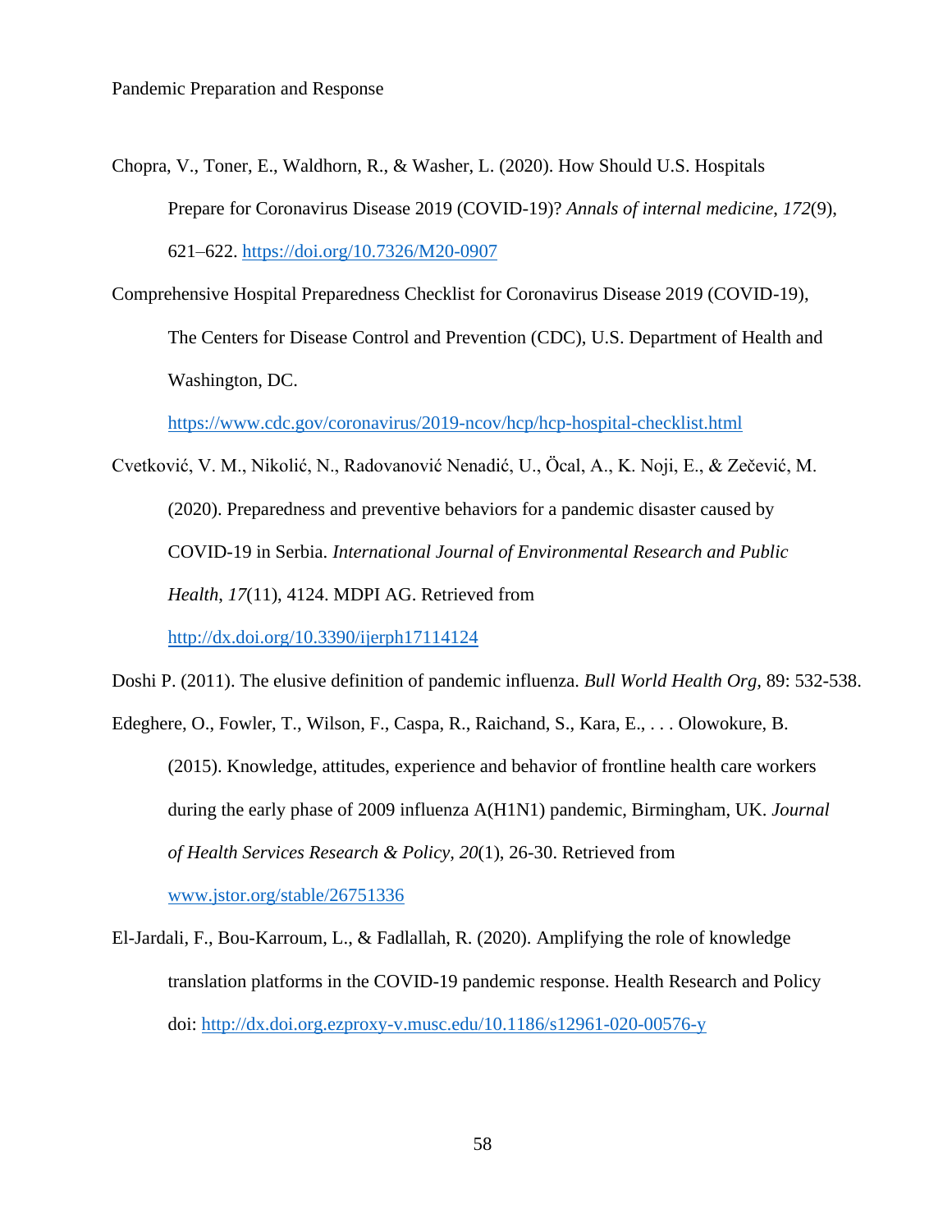Chopra, V., Toner, E., Waldhorn, R., & Washer, L. (2020). How Should U.S. Hospitals Prepare for Coronavirus Disease 2019 (COVID-19)? *Annals of internal medicine*, *172*(9), 621–622. https://doi.org/10.7326/M20-0907

Comprehensive Hospital Preparedness Checklist for Coronavirus Disease 2019 (COVID-19), The Centers for Disease Control and Prevention (CDC), U.S. Department of Health and Washington, DC. https://www.cdc.gov/coronavirus/2019-ncov/hcp/hcp-hospital-checklist.html

Cvetković, V. M., Nikolić, N., Radovanović Nenadić, U., Öcal, A., K. Noji, E., & Zečević, M. (2020). Preparedness and preventive behaviors for a pandemic disaster caused by COVID-19 in Serbia. *International Journal of Environmental Research and Public Health*, *17*(11), 4124. MDPI AG. Retrieved from http://dx.doi.org/10.3390/ijerph17114124

Doshi P. (2011). The elusive definition of pandemic influenza. *Bull World Health Org*, 89: 532-538.

Edeghere, O., Fowler, T., Wilson, F., Caspa, R., Raichand, S., Kara, E., . . . Olowokure, B. (2015). Knowledge, attitudes, experience and behavior of frontline health care workers during the early phase of 2009 influenza A(H1N1) pandemic, Birmingham, UK. *Journal of Health Services Research & Policy, 20*(1), 26-30. Retrieved from www.jstor.org/stable/26751336

El-Jardali, F., Bou-Karroum, L., & Fadlallah, R. (2020). Amplifying the role of knowledge translation platforms in the COVID-19 pandemic response. Health Research and Policy doi: http://dx.doi.org.ezproxy-v.musc.edu/10.1186/s12961-020-00576-y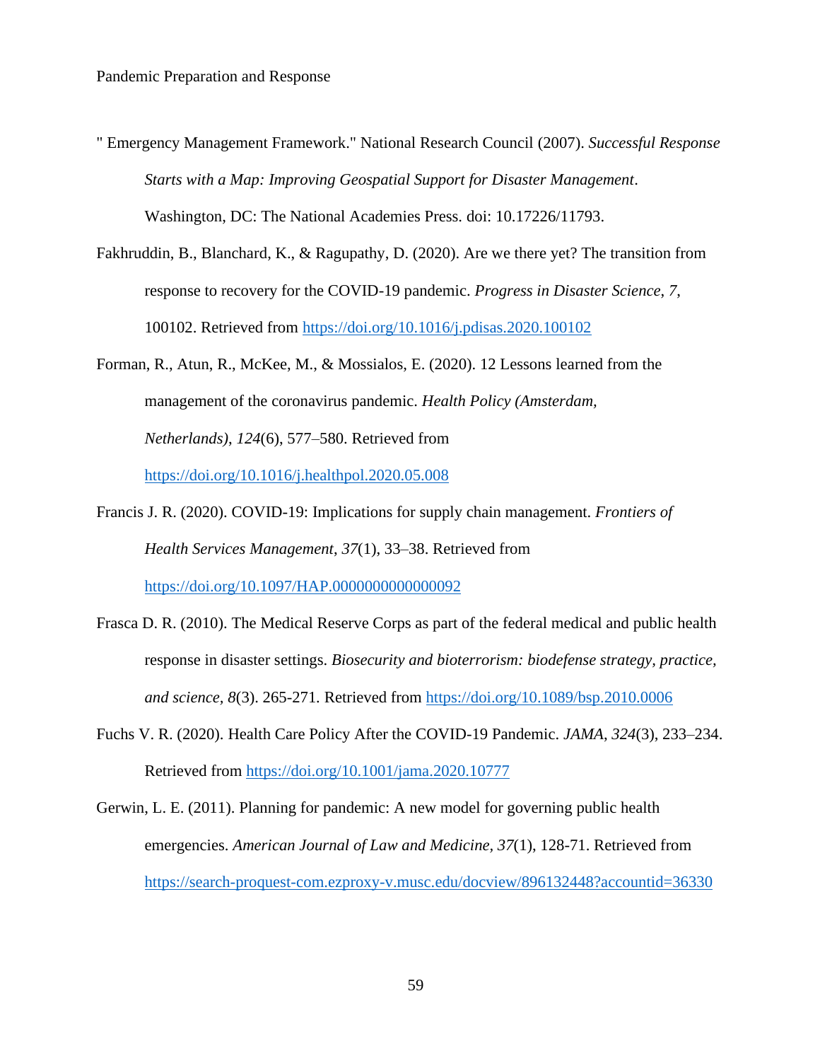" Emergency Management Framework." National Research Council (2007). *Successful Response Starts with a Map: Improving Geospatial Support for Disaster Management*. Washington, DC: The National Academies Press. doi: 10.17226/11793.

Fakhruddin, B., Blanchard, K., & Ragupathy, D. (2020). Are we there yet? The transition from response to recovery for the COVID-19 pandemic. *Progress in Disaster Science*, *7*, 100102. Retrieved from https://doi.org/10.1016/j.pdisas.2020.100102

Forman, R., Atun, R., McKee, M., & Mossialos, E. (2020). 12 Lessons learned from the management of the coronavirus pandemic. *Health Policy (Amsterdam, Netherlands)*, *124*(6), 577–580. Retrieved from https://doi.org/10.1016/j.healthpol.2020.05.008

Francis J. R. (2020). COVID-19: Implications for supply chain management. *Frontiers of Health Services Management*, *37*(1), 33–38. Retrieved from https://doi.org/10.1097/HAP.0000000000000092

Frasca D. R. (2010). The Medical Reserve Corps as part of the federal medical and public health response in disaster settings. *Biosecurity and bioterrorism: biodefense strategy, practice, and science*, *8*(3). 265-271. Retrieved from https://doi.org/10.1089/bsp.2010.0006

Fuchs V. R. (2020). Health Care Policy After the COVID-19 Pandemic. *JAMA*, *324*(3), 233–234. Retrieved from https://doi.org/10.1001/jama.2020.10777

Gerwin, L. E. (2011). Planning for pandemic: A new model for governing public health emergencies. *American Journal of Law and Medicine*, *37*(1), 128-71. Retrieved from https://search-proquest-com.ezproxy-v.musc.edu/docview/896132448?accountid=36330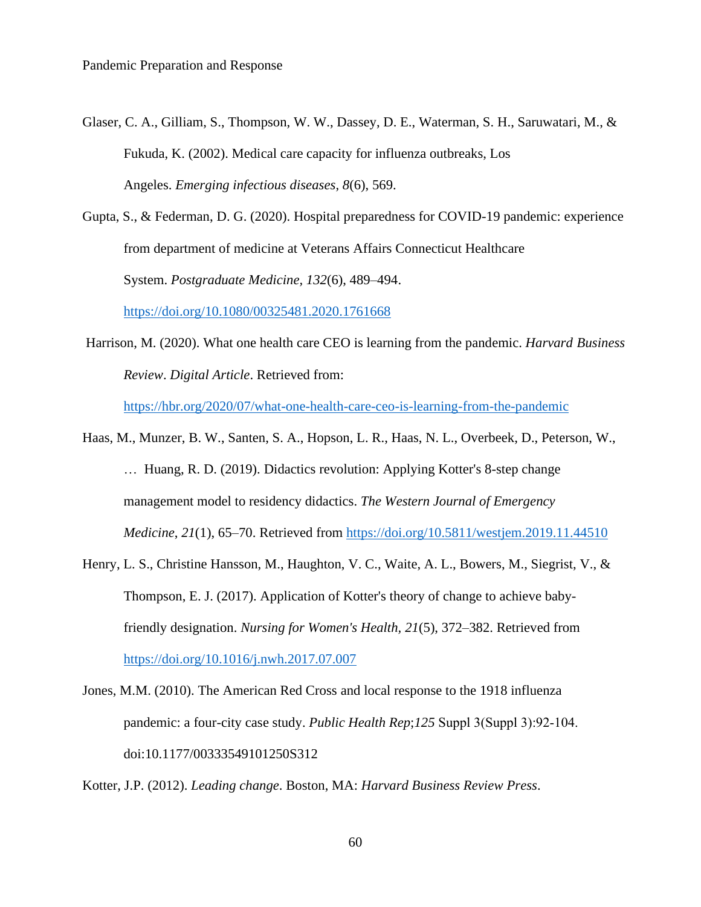Glaser, C. A., Gilliam, S., Thompson, W. W., Dassey, D. E., Waterman, S. H., Saruwatari, M., & Fukuda, K. (2002). Medical care capacity for influenza outbreaks, Los Angeles. *Emerging infectious diseases*, *8*(6), 569.

Gupta, S., & Federman, D. G. (2020). Hospital preparedness for COVID-19 pandemic: experience from department of medicine at Veterans Affairs Connecticut Healthcare System. *Postgraduate Medicine*, *132*(6), 489–494. https://doi.org/10.1080/00325481.2020.1761668

Harrison, M. (2020). What one health care CEO is learning from the pandemic. *Harvard Business Review*. *Digital Article*. Retrieved from: https://hbr.org/2020/07/what-one-health-care-ceo-is-learning-from-the-pandemic

Haas, M., Munzer, B. W., Santen, S. A., Hopson, L. R., Haas, N. L., Overbeek, D., Peterson, W., … Huang, R. D. (2019). Didactics revolution: Applying Kotter's 8-step change management model to residency didactics. *The Western Journal of Emergency Medicine*, *21*(1), 65–70. Retrieved from https://doi.org/10.5811/westjem.2019.11.44510

Henry, L. S., Christine Hansson, M., Haughton, V. C., Waite, A. L., Bowers, M., Siegrist, V., & Thompson, E. J. (2017). Application of Kotter's theory of change to achieve baby-friendly designation. *Nursing for Women's Health*, *21*(5), 372–382. Retrieved from https://doi.org/10.1016/j.nwh.2017.07.007

Jones, M.M. (2010). The American Red Cross and local response to the 1918 influenza pandemic: a four-city case study. *Public Health Rep*;*125* Suppl 3(Suppl 3):92-104. doi:10.1177/00333549101250S312

Kotter, J.P. (2012). *Leading change*. Boston, MA: *Harvard Business Review Press*.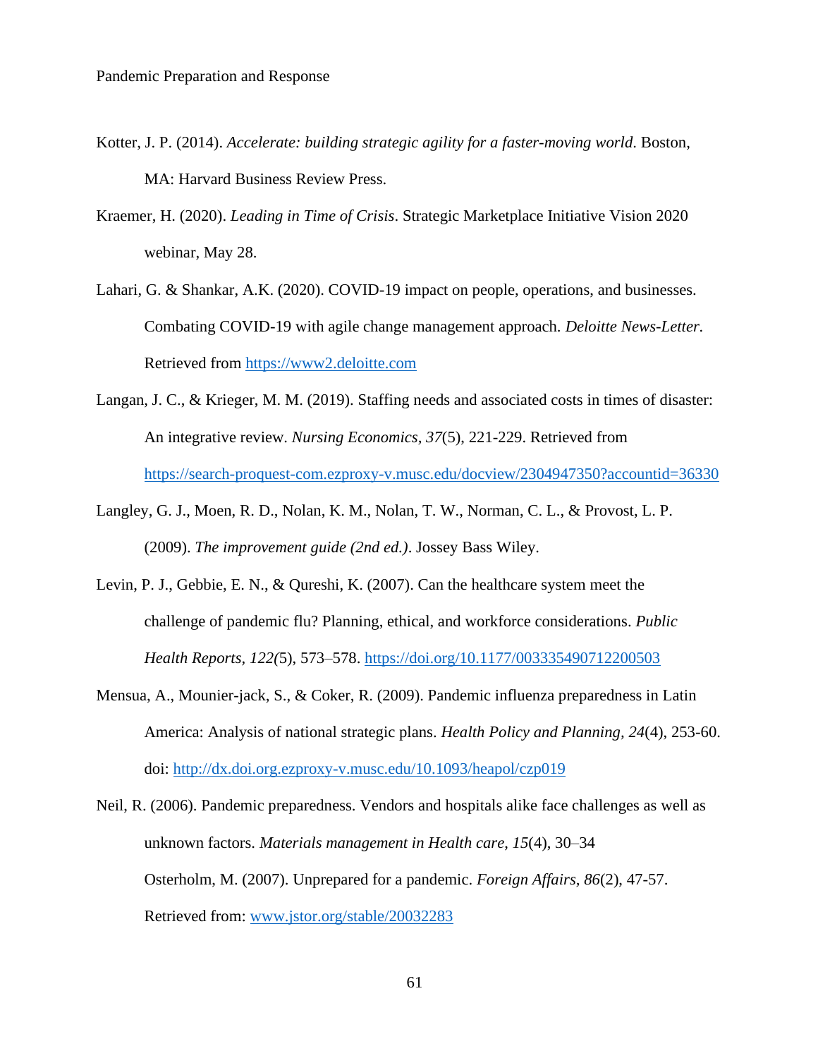Kotter, J. P. (2014). *Accelerate: building strategic agility for a faster-moving world*. Boston, MA: Harvard Business Review Press.

Kraemer, H. (2020). *Leading in Time of Crisis*. Strategic Marketplace Initiative Vision 2020 webinar, May 28.

Lahari, G. & Shankar, A.K. (2020). COVID-19 impact on people, operations, and businesses. Combating COVID-19 with agile change management approach. *Deloitte News-Letter*. Retrieved from https://www2.deloitte.com

Langan, J. C., & Krieger, M. M. (2019). Staffing needs and associated costs in times of disaster: An integrative review. *Nursing Economics, 37*(5), 221-229. Retrieved from https://search-proquest-com.ezproxy-v.musc.edu/docview/2304947350?accountid=36330

Langley, G. J., Moen, R. D., Nolan, K. M., Nolan, T. W., Norman, C. L., & Provost, L. P. (2009). *The improvement guide (2nd ed.)*. Jossey Bass Wiley.

Levin, P. J., Gebbie, E. N., & Qureshi, K. (2007). Can the healthcare system meet the challenge of pandemic flu? Planning, ethical, and workforce considerations. *Public Health Reports, 122(*5), 573–578. https://doi.org/10.1177/003335490712200503

Mensua, A., Mounier-jack, S., & Coker, R. (2009). Pandemic influenza preparedness in Latin America: Analysis of national strategic plans. *Health Policy and Planning, 24*(4), 253-60. doi: http://dx.doi.org.ezproxy-v.musc.edu/10.1093/heapol/czp019

Neil, R. (2006). Pandemic preparedness. Vendors and hospitals alike face challenges as well as unknown factors. *Materials management in Health care*, *15*(4), 30–34

Osterholm, M. (2007). Unprepared for a pandemic. *Foreign Affairs*, *86*(2), 47-57. Retrieved from: www.jstor.org/stable/20032283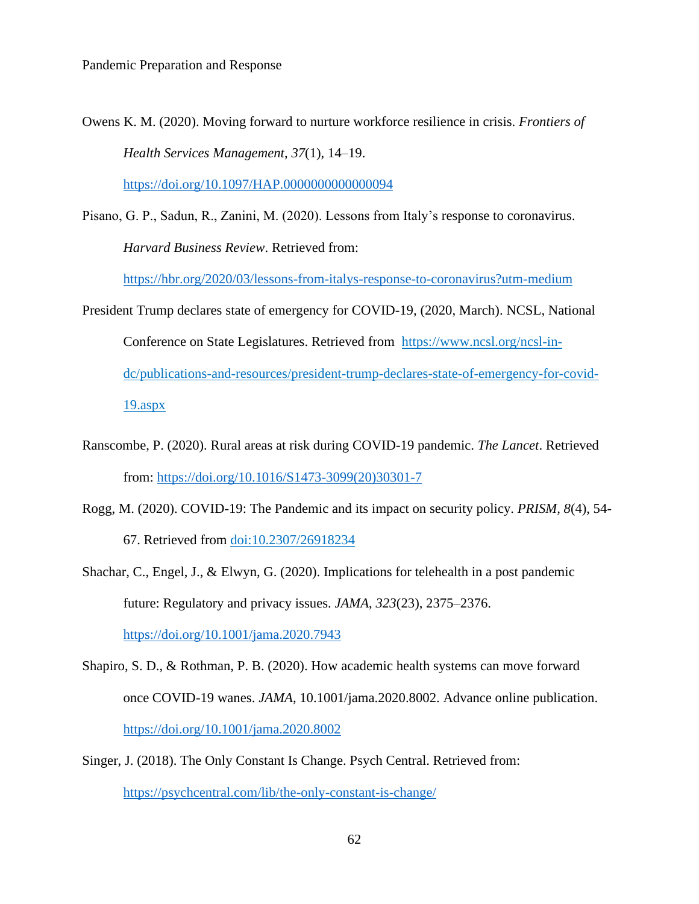Owens K. M. (2020). Moving forward to nurture workforce resilience in crisis. *Frontiers of Health Services Management*, *37*(1), 14–19. https://doi.org/10.1097/HAP.0000000000000094

Pisano, G. P., Sadun, R., Zanini, M. (2020). Lessons from Italy's response to coronavirus. *Harvard Business Review*. Retrieved from: https://hbr.org/2020/03/lessons-from-italys-response-to-coronavirus?utm-medium

President Trump declares state of emergency for COVID-19, (2020, March). NCSL, National Conference on State Legislatures. Retrieved from https://www.ncsl.org/ncsl-in-dc/publications-and-resources/president-trump-declares-state-of-emergency-for-covid-19.aspx

Ranscombe, P. (2020). Rural areas at risk during COVID-19 pandemic. *The Lancet*. Retrieved from: https://doi.org/10.1016/S1473-3099(20)30301-7

Rogg, M. (2020). COVID-19: The Pandemic and its impact on security policy. *PRISM*, *8*(4), 54-67. Retrieved from doi:10.2307/26918234

Shachar, C., Engel, J., & Elwyn, G. (2020). Implications for telehealth in a post pandemic future: Regulatory and privacy issues. *JAMA*, *323*(23), 2375–2376. https://doi.org/10.1001/jama.2020.7943

Shapiro, S. D., & Rothman, P. B. (2020). How academic health systems can move forward once COVID-19 wanes. *JAMA*, 10.1001/jama.2020.8002. Advance online publication. https://doi.org/10.1001/jama.2020.8002

Singer, J. (2018). The Only Constant Is Change. Psych Central. Retrieved from: https://psychcentral.com/lib/the-only-constant-is-change/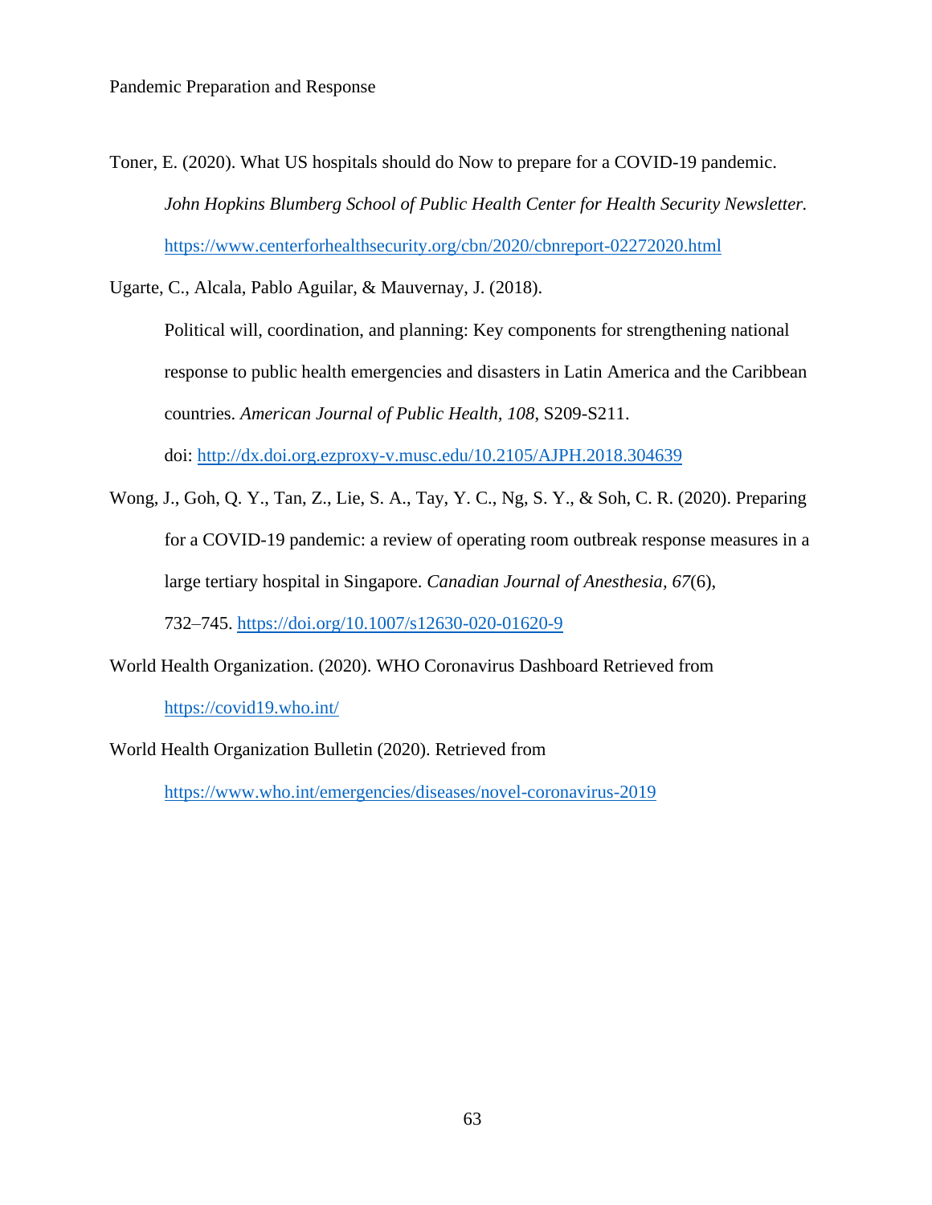Toner, E. (2020). What US hospitals should do Now to prepare for a COVID-19 pandemic. *John Hopkins Blumberg School of Public Health Center for Health Security Newsletter.* https://www.centerforhealthsecurity.org/cbn/2020/cbnreport-02272020.html

Ugarte, C., Alcala, Pablo Aguilar, & Mauvernay, J. (2018). Political will, coordination, and planning: Key components for strengthening national response to public health emergencies and disasters in Latin America and the Caribbean countries. *American Journal of Public Health, 108*, S209-S211. doi: http://dx.doi.org.ezproxy-v.musc.edu/10.2105/AJPH.2018.304639

Wong, J., Goh, Q. Y., Tan, Z., Lie, S. A., Tay, Y. C., Ng, S. Y., & Soh, C. R. (2020). Preparing for a COVID-19 pandemic: a review of operating room outbreak response measures in a large tertiary hospital in Singapore. *Canadian Journal of Anesthesia, 67*(6), 732–745. https://doi.org/10.1007/s12630-020-01620-9

World Health Organization. (2020). WHO Coronavirus Dashboard Retrieved from https://covid19.who.int/

World Health Organization Bulletin (2020). Retrieved from https://www.who.int/emergencies/diseases/novel-coronavirus-2019